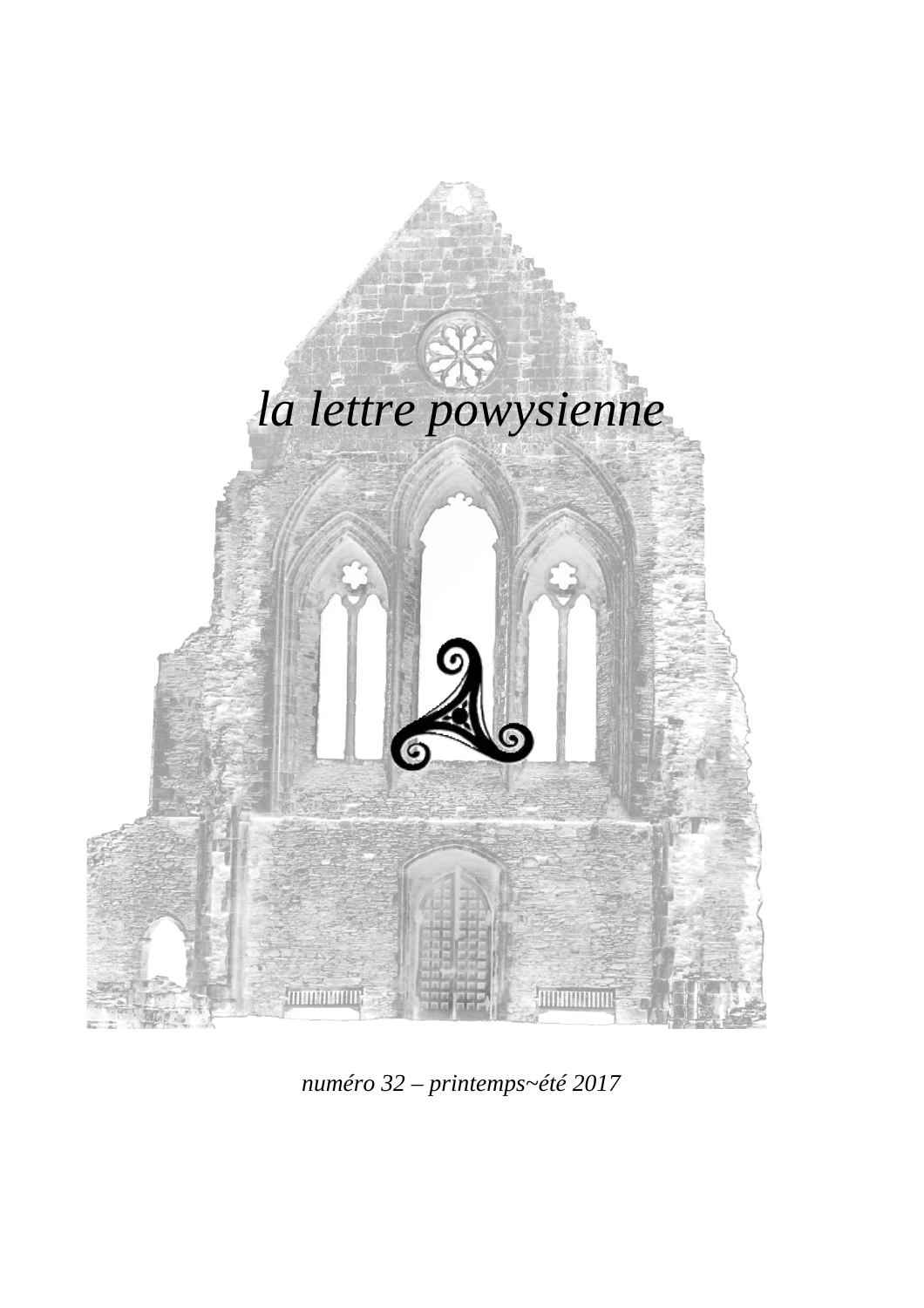# *la lettre powysienne*

*numéro 32 – printemps~été 2017*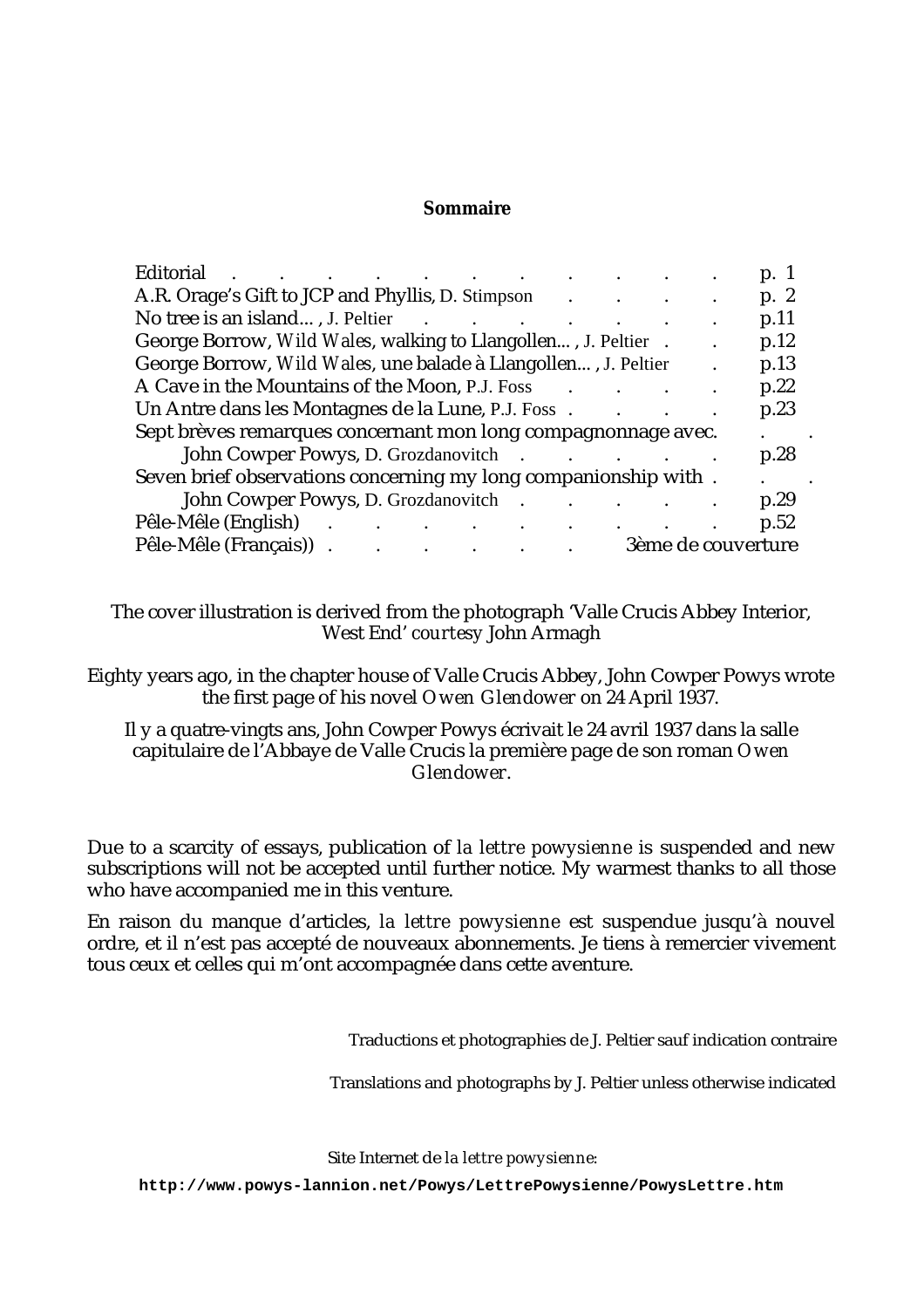**Sommaire**

| | |
|---|---|
| Editorial | p. 1 |
| A.R. Orage's Gift to JCP and Phyllis, D. Stimpson | p. 2 |
| No tree is an island... , J. Peltier | p.11 |
| George Borrow, *Wild Wales*, walking to Llangollen... , J. Peltier | p.12 |
| George Borrow, *Wild Wales*, une balade à Llangollen... , J. Peltier | p.13 |
| A Cave in the Mountains of the Moon, P.J. Foss | p.22 |
| Un Antre dans les Montagnes de la Lune, P.J. Foss | p.23 |
| Sept brèves remarques concernant mon long compagnonnage avec. John Cowper Powys, D. Grozdanovitch | p.28 |
| Seven brief observations concerning my long companionship with . John Cowper Powys, D. Grozdanovitch | p.29 |
| Pêle-Mêle (English) | p.52 |
| Pêle-Mêle (Français)) | 3ème de couverture |

The cover illustration is derived from the photograph 'Valle Crucis Abbey Interior, West End' *courtesy* John Armagh

Eighty years ago, in the chapter house of Valle Crucis Abbey, John Cowper Powys wrote the first page of his novel *Owen Glendower* on 24 April 1937.

Il y a quatre-vingts ans, John Cowper Powys écrivait le 24 avril 1937 dans la salle capitulaire de l'Abbaye de Valle Crucis la première page de son roman *Owen Glendower*.

Due to a scarcity of essays, publication of *la lettre powysienne* is suspended and new subscriptions will not be accepted until further notice. My warmest thanks to all those who have accompanied me in this venture.

En raison du manque d'articles, *la lettre powysienne* est suspendue jusqu'à nouvel ordre, et il n'est pas accepté de nouveaux abonnements. Je tiens à remercier vivement tous ceux et celles qui m'ont accompagnée dans cette aventure.

Traductions et photographies de J. Peltier sauf indication contraire

Translations and photographs by J. Peltier unless otherwise indicated

Site Internet de *la lettre powysienne*:

**http://www.powys-lannion.net/Powys/LettrePowysienne/PowysLettre.htm**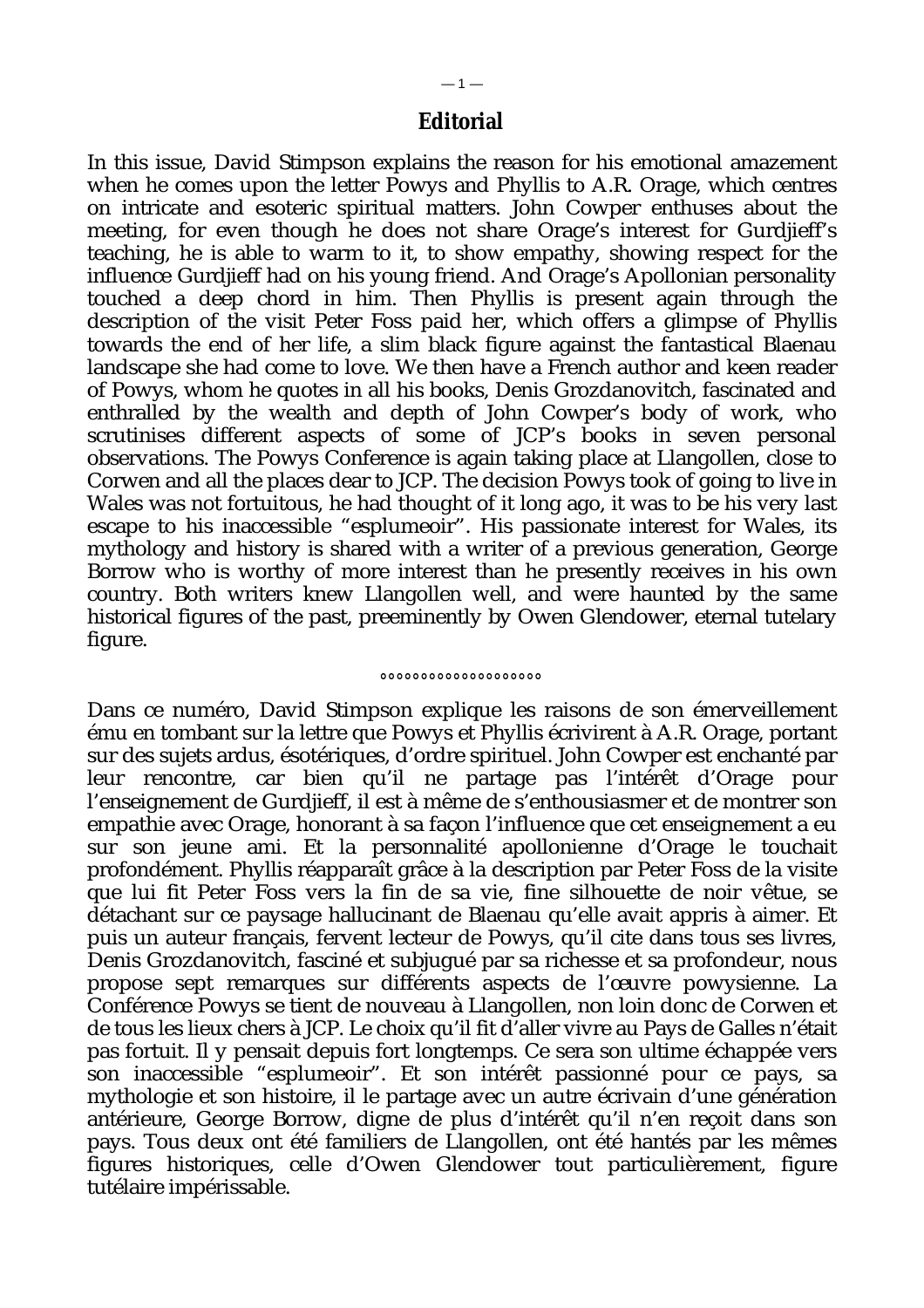## Editorial

In this issue, David Stimpson explains the reason for his emotional amazement when he comes upon the letter Powys and Phyllis to A.R. Orage, which centres on intricate and esoteric spiritual matters. John Cowper enthuses about the meeting, for even though he does not share Orage's interest for Gurdjieff's teaching, he is able to warm to it, to show empathy, showing respect for the influence Gurdjieff had on his young friend. And Orage's Apollonian personality touched a deep chord in him. Then Phyllis is present again through the description of the visit Peter Foss paid her, which offers a glimpse of Phyllis towards the end of her life, a slim black figure against the fantastical Blaenau landscape she had come to love. We then have a French author and keen reader of Powys, whom he quotes in all his books, Denis Grozdanovitch, fascinated and enthralled by the wealth and depth of John Cowper's body of work, who scrutinises different aspects of some of JCP's books in seven personal observations. The Powys Conference is again taking place at Llangollen, close to Corwen and all the places dear to JCP. The decision Powys took of going to live in Wales was not fortuitous, he had thought of it long ago, it was to be his very last escape to his inaccessible "esplumeoir". His passionate interest for Wales, its mythology and history is shared with a writer of a previous generation, George Borrow who is worthy of more interest than he presently receives in his own country. Both writers knew Llangollen well, and were haunted by the same historical figures of the past, preeminently by Owen Glendower, eternal tutelary figure.

°°°°°°°°°°°°°°°°°°°

Dans ce numéro, David Stimpson explique les raisons de son émerveillement ému en tombant sur la lettre que Powys et Phyllis écrivirent à A.R. Orage, portant sur des sujets ardus, ésotériques, d'ordre spirituel. John Cowper est enchanté par leur rencontre, car bien qu'il ne partage pas l'intérêt d'Orage pour l'enseignement de Gurdjieff, il est à même de s'enthousiasmer et de montrer son empathie avec Orage, honorant à sa façon l'influence que cet enseignement a eu sur son jeune ami. Et la personnalité apollonienne d'Orage le touchait profondément. Phyllis réapparaît grâce à la description par Peter Foss de la visite que lui fit Peter Foss vers la fin de sa vie, fine silhouette de noir vêtue, se détachant sur ce paysage hallucinant de Blaenau qu'elle avait appris à aimer. Et puis un auteur français, fervent lecteur de Powys, qu'il cite dans tous ses livres, Denis Grozdanovitch, fasciné et subjugué par sa richesse et sa profondeur, nous propose sept remarques sur différents aspects de l'œuvre powysienne. La Conférence Powys se tient de nouveau à Llangollen, non loin donc de Corwen et de tous les lieux chers à JCP. Le choix qu'il fit d'aller vivre au Pays de Galles n'était pas fortuit. Il y pensait depuis fort longtemps. Ce sera son ultime échappée vers son inaccessible "esplumeoir". Et son intérêt passionné pour ce pays, sa mythologie et son histoire, il le partage avec un autre écrivain d'une génération antérieure, George Borrow, digne de plus d'intérêt qu'il n'en reçoit dans son pays. Tous deux ont été familiers de Llangollen, ont été hantés par les mêmes figures historiques, celle d'Owen Glendower tout particulièrement, figure tutélaire impérissable.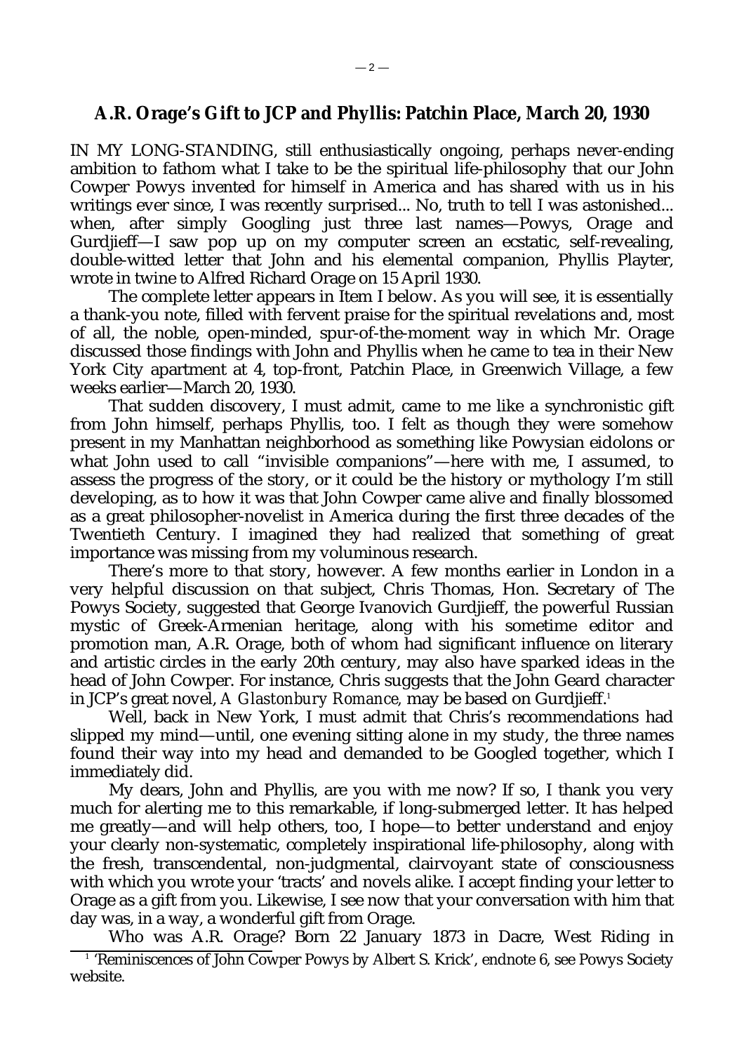## A.R. Orage's Gift to JCP and Phyllis: Patchin Place, March 20, 1930

IN MY LONG-STANDING, still enthusiastically ongoing, perhaps never-ending ambition to fathom what I take to be the spiritual life-philosophy that our John Cowper Powys invented for himself in America and has shared with us in his writings ever since, I was recently surprised... No, truth to tell I was astonished... when, after simply Googling just three last names—Powys, Orage and Gurdjieff—I saw pop up on my computer screen an ecstatic, self-revealing, double-witted letter that John and his elemental companion, Phyllis Playter, wrote in twine to Alfred Richard Orage on 15 April 1930.

The complete letter appears in Item I below. As you will see, it is essentially a thank-you note, filled with fervent praise for the spiritual revelations and, most of all, the noble, open-minded, spur-of-the-moment way in which Mr. Orage discussed those findings with John and Phyllis when he came to tea in their New York City apartment at 4, top-front, Patchin Place, in Greenwich Village, a few weeks earlier—March 20, 1930.

That sudden discovery, I must admit, came to me like a synchronistic gift from John himself, perhaps Phyllis, too. I felt as though they were somehow present in my Manhattan neighborhood as something like Powysian eidolons or what John used to call "invisible companions"—here with me, I assumed, to assess the progress of the story, or it could be the history or mythology I'm still developing, as to how it was that John Cowper came alive and finally blossomed as a great philosopher-novelist in America during the first three decades of the Twentieth Century. I imagined they had realized that something of great importance was missing from my voluminous research.

There's more to that story, however. A few months earlier in London in a very helpful discussion on that subject, Chris Thomas, Hon. Secretary of The Powys Society, suggested that George Ivanovich Gurdjieff, the powerful Russian mystic of Greek-Armenian heritage, along with his sometime editor and promotion man, A.R. Orage, both of whom had significant influence on literary and artistic circles in the early 20th century, may also have sparked ideas in the head of John Cowper. For instance, Chris suggests that the John Geard character in JCP's great novel, *A Glastonbury Romance*, may be based on Gurdjieff.[1]

Well, back in New York, I must admit that Chris's recommendations had slipped my mind—until, one evening sitting alone in my study, the three names found their way into my head and demanded to be Googled together, which I immediately did.

My dears, John and Phyllis, are you with me now? If so, I thank you very much for alerting me to this remarkable, if long-submerged letter. It has helped me greatly—and will help others, too, I hope—to better understand and enjoy your clearly non-systematic, completely inspirational life-philosophy, along with the fresh, transcendental, non-judgmental, clairvoyant state of consciousness with which you wrote your 'tracts' and novels alike. I accept finding your letter to Orage as a gift from you. Likewise, I see now that your conversation with him that day was, in a way, a wonderful gift from Orage.

Who was A.R. Orage? Born 22 January 1873 in Dacre, West Riding in

[1] 'Reminiscences of John Cowper Powys by Albert S. Krick', endnote 6, see Powys Society website.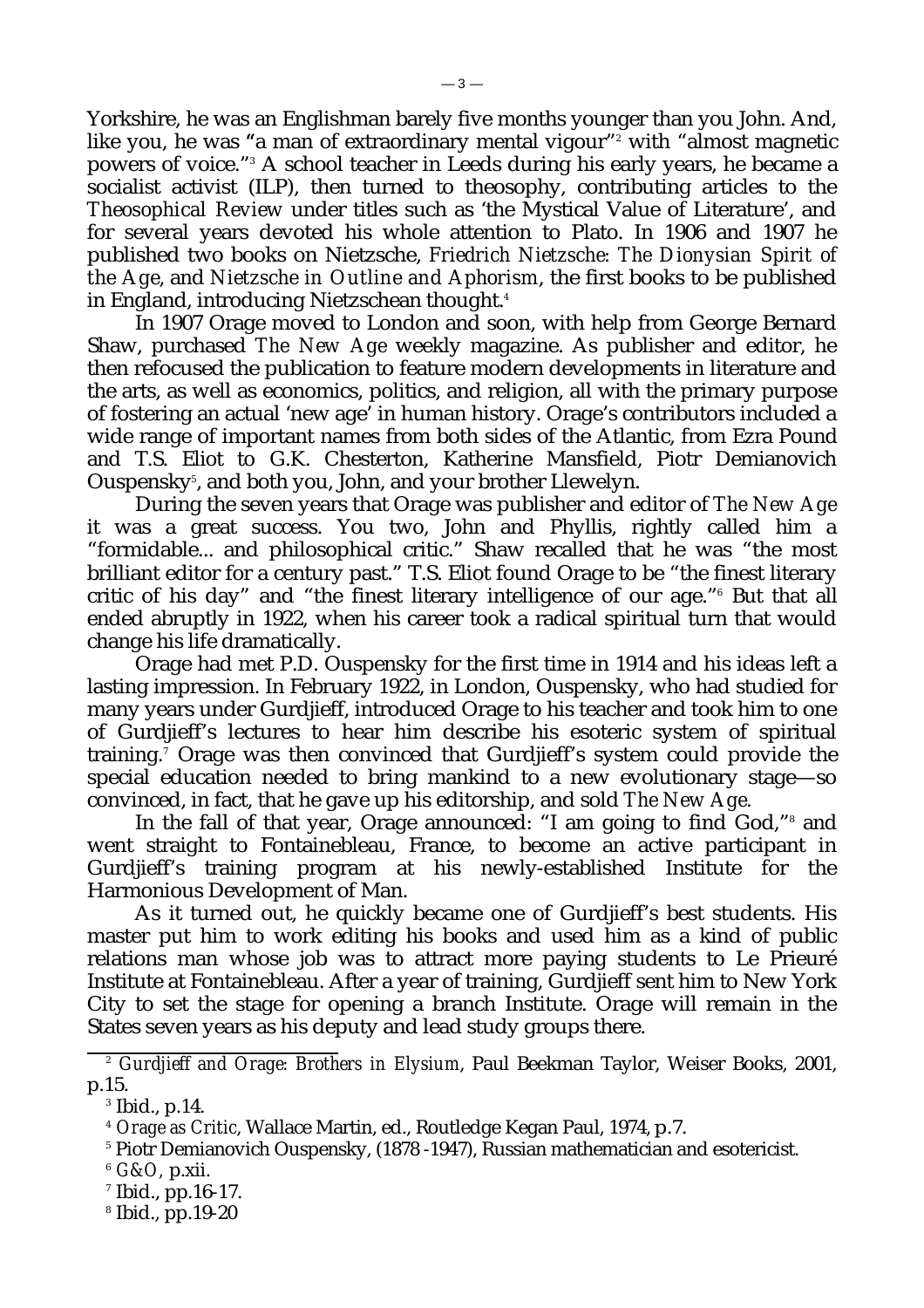Yorkshire, he was an Englishman barely five months younger than you John. And, like you, he was "a man of extraordinary mental vigour"[2] with "almost magnetic powers of voice."[3] A school teacher in Leeds during his early years, he became a socialist activist (ILP), then turned to theosophy, contributing articles to the *Theosophical Review* under titles such as 'the Mystical Value of Literature', and for several years devoted his whole attention to Plato. In 1906 and 1907 he published two books on Nietzsche, *Friedrich Nietzsche: The Dionysian Spirit of the Age*, and *Nietzsche in Outline and Aphorism*, the first books to be published in England, introducing Nietzschean thought.[4]

In 1907 Orage moved to London and soon, with help from George Bernard Shaw, purchased *The New Age* weekly magazine. As publisher and editor, he then refocused the publication to feature modern developments in literature and the arts, as well as economics, politics, and religion, all with the primary purpose of fostering an actual 'new age' in human history. Orage's contributors included a wide range of important names from both sides of the Atlantic, from Ezra Pound and T.S. Eliot to G.K. Chesterton, Katherine Mansfield, Piotr Demianovich Ouspensky[5], and both you, John, and your brother Llewelyn.

During the seven years that Orage was publisher and editor of *The New Age* it was a great success. You two, John and Phyllis, rightly called him a "formidable... and philosophical critic." Shaw recalled that he was "the most brilliant editor for a century past." T.S. Eliot found Orage to be "the finest literary critic of his day" and "the finest literary intelligence of our age."[6] But that all ended abruptly in 1922, when his career took a radical spiritual turn that would change his life dramatically.

Orage had met P.D. Ouspensky for the first time in 1914 and his ideas left a lasting impression. In February 1922, in London, Ouspensky, who had studied for many years under Gurdjieff, introduced Orage to his teacher and took him to one of Gurdjieff's lectures to hear him describe his esoteric system of spiritual training.[7] Orage was then convinced that Gurdjieff's system could provide the special education needed to bring mankind to a new evolutionary stage—so convinced, in fact, that he gave up his editorship, and sold *The New Age*.

In the fall of that year, Orage announced: "I am going to find God,"[8] and went straight to Fontainebleau, France, to become an active participant in Gurdjieff's training program at his newly-established Institute for the Harmonious Development of Man.

As it turned out, he quickly became one of Gurdjieff's best students. His master put him to work editing his books and used him as a kind of public relations man whose job was to attract more paying students to Le Prieuré Institute at Fontainebleau. After a year of training, Gurdjieff sent him to New York City to set the stage for opening a branch Institute. Orage will remain in the States seven years as his deputy and lead study groups there.

---

[2] *Gurdjieff and Orage: Brothers in Elysium*, Paul Beekman Taylor, Weiser Books, 2001, p.15.

[3] Ibid., p.14.

[4] *Orage as Critic*, Wallace Martin, ed., Routledge Kegan Paul, 1974, p.7.

[5] Piotr Demianovich Ouspensky, (1878 -1947), Russian mathematician and esotericist.

[6] *G&O*, p.xii.

[7] Ibid., pp.16-17.

[8] Ibid., pp.19-20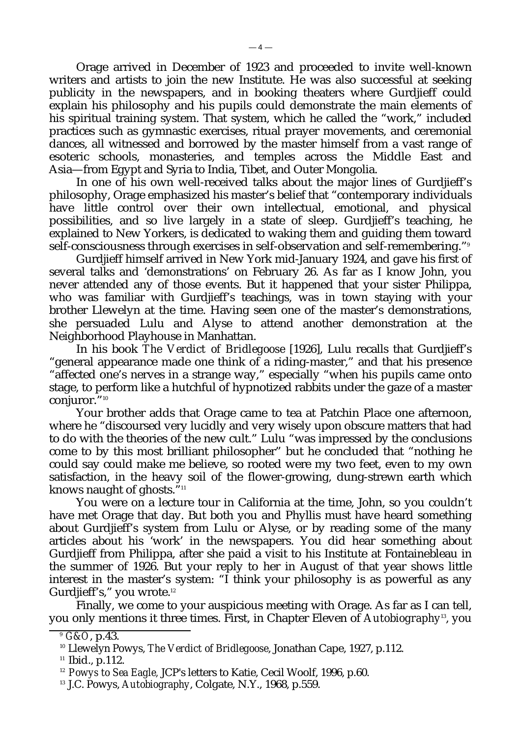Orage arrived in December of 1923 and proceeded to invite well-known writers and artists to join the new Institute. He was also successful at seeking publicity in the newspapers, and in booking theaters where Gurdjieff could explain his philosophy and his pupils could demonstrate the main elements of his spiritual training system. That system, which he called the "work," included practices such as gymnastic exercises, ritual prayer movements, and ceremonial dances, all witnessed and borrowed by the master himself from a vast range of esoteric schools, monasteries, and temples across the Middle East and Asia—from Egypt and Syria to India, Tibet, and Outer Mongolia.

In one of his own well-received talks about the major lines of Gurdjieff's philosophy, Orage emphasized his master's belief that "contemporary individuals have little control over their own intellectual, emotional, and physical possibilities, and so live largely in a state of sleep. Gurdjieff's teaching, he explained to New Yorkers, is dedicated to waking them and guiding them toward self-consciousness through exercises in self-observation and self-remembering."[9]

Gurdjieff himself arrived in New York mid-January 1924, and gave his first of several talks and 'demonstrations' on February 26. As far as I know John, you never attended any of those events. But it happened that your sister Philippa, who was familiar with Gurdjieff's teachings, was in town staying with your brother Llewelyn at the time. Having seen one of the master's demonstrations, she persuaded Lulu and Alyse to attend another demonstration at the Neighborhood Playhouse in Manhattan.

In his book *The Verdict of Bridlegoose* [1926], Lulu recalls that Gurdjieff's "general appearance made one think of a riding-master," and that his presence "affected one's nerves in a strange way," especially "when his pupils came onto stage, to perform like a hutchful of hypnotized rabbits under the gaze of a master conjuror."[10]

Your brother adds that Orage came to tea at Patchin Place one afternoon, where he "discoursed very lucidly and very wisely upon obscure matters that had to do with the theories of the new cult." Lulu "was impressed by the conclusions come to by this most brilliant philosopher" but he concluded that "nothing he could say could make me believe, so rooted were my two feet, even to my own satisfaction, in the heavy soil of the flower-growing, dung-strewn earth which knows naught of ghosts."[11]

You were on a lecture tour in California at the time, John, so you couldn't have met Orage that day. But both you and Phyllis must have heard something about Gurdjieff's system from Lulu or Alyse, or by reading some of the many articles about his 'work' in the newspapers. You did hear something about Gurdjieff from Philippa, after she paid a visit to his Institute at Fontainebleau in the summer of 1926. But your reply to her in August of that year shows little interest in the master's system: "I think your philosophy is as powerful as any Gurdjieff's," you wrote.[12]

Finally, we come to your auspicious meeting with Orage. As far as I can tell, you only mentions it three times. First, in Chapter Eleven of *Autobiography*[13], you

---

[9] *G&O*, p.43.

[10] Llewelyn Powys, *The Verdict of Bridlegoose*, Jonathan Cape, 1927, p.112.

[11] Ibid., p.112.

[12] *Powys to Sea Eagle*, JCP's letters to Katie, Cecil Woolf, 1996, p.60.

[13] J.C. Powys, *Autobiography*, Colgate, N.Y., 1968, p.559.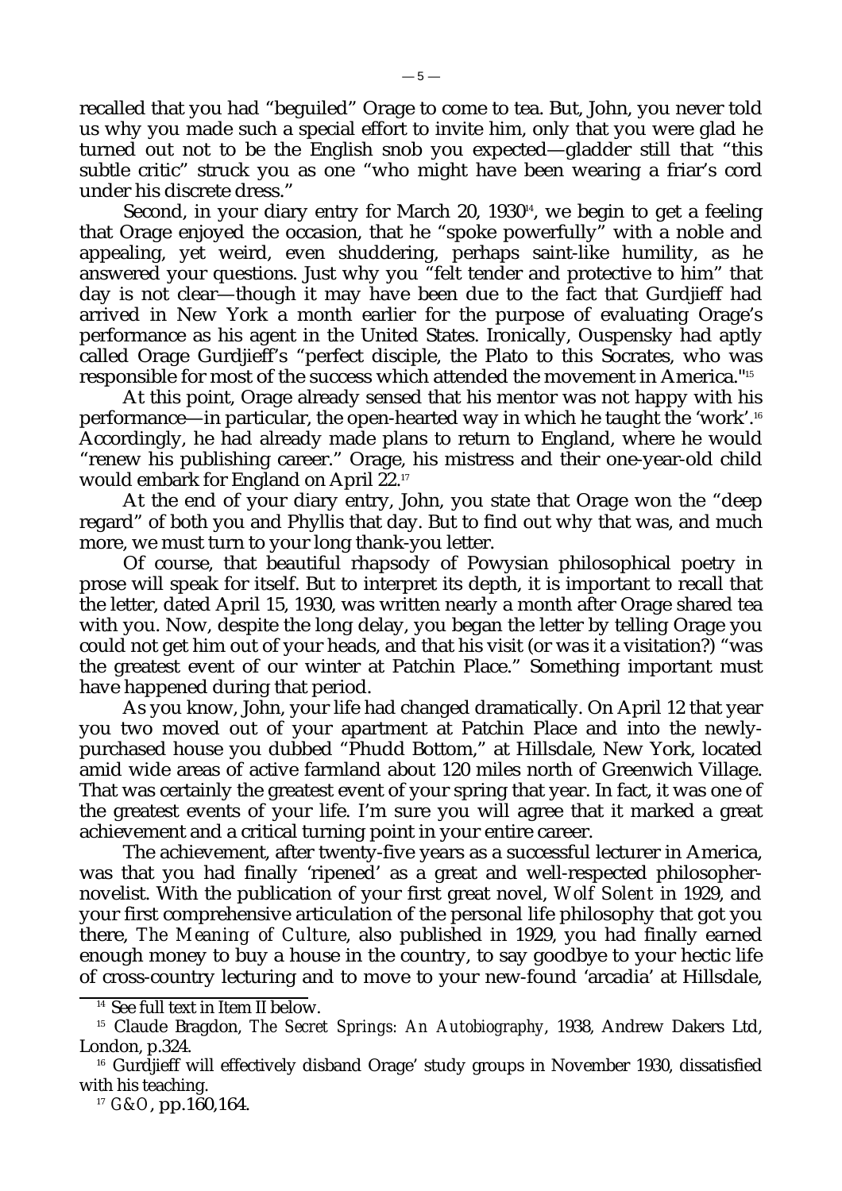recalled that you had "beguiled" Orage to come to tea. But, John, you never told us why you made such a special effort to invite him, only that you were glad he turned out not to be the English snob you expected—gladder still that "this subtle critic" struck you as one "who might have been wearing a friar's cord under his discrete dress."

Second, in your diary entry for March 20, 1930[14], we begin to get a feeling that Orage enjoyed the occasion, that he "spoke powerfully" with a noble and appealing, yet weird, even shuddering, perhaps saint-like humility, as he answered your questions. Just why you "felt tender and protective to him" that day is not clear—though it may have been due to the fact that Gurdjieff had arrived in New York a month earlier for the purpose of evaluating Orage's performance as his agent in the United States. Ironically, Ouspensky had aptly called Orage Gurdjieff's "perfect disciple, the Plato to this Socrates, who was responsible for most of the success which attended the movement in America."[15]

At this point, Orage already sensed that his mentor was not happy with his performance—in particular, the open-hearted way in which he taught the 'work'.[16] Accordingly, he had already made plans to return to England, where he would "renew his publishing career." Orage, his mistress and their one-year-old child would embark for England on April 22.[17]

At the end of your diary entry, John, you state that Orage won the "deep regard" of both you and Phyllis that day. But to find out why that was, and much more, we must turn to your long thank-you letter.

Of course, that beautiful rhapsody of Powysian philosophical poetry in prose will speak for itself. But to interpret its depth, it is important to recall that the letter, dated April 15, 1930, was written nearly a month after Orage shared tea with you. Now, despite the long delay, you began the letter by telling Orage you could not get him out of your heads, and that his visit (or was it a visitation?) "was the greatest event of our winter at Patchin Place." Something important must have happened during that period.

As you know, John, your life had changed dramatically. On April 12 that year you two moved out of your apartment at Patchin Place and into the newly-purchased house you dubbed "Phudd Bottom," at Hillsdale, New York, located amid wide areas of active farmland about 120 miles north of Greenwich Village. That was certainly the greatest event of your spring that year. In fact, it was one of the greatest events of your life. I'm sure you will agree that it marked a great achievement and a critical turning point in your entire career.

The achievement, after twenty-five years as a successful lecturer in America, was that you had finally 'ripened' as a great and well-respected philosopher-novelist. With the publication of your first great novel, *Wolf Solent* in 1929, and your first comprehensive articulation of the personal life philosophy that got you there, *The Meaning of Culture*, also published in 1929, you had finally earned enough money to buy a house in the country, to say goodbye to your hectic life of cross-country lecturing and to move to your new-found 'arcadia' at Hillsdale,

---

[14] See full text in Item II below.

[15] Claude Bragdon, *The Secret Springs: An Autobiography*, 1938, Andrew Dakers Ltd, London, p.324.

[16] Gurdjieff will effectively disband Orage' study groups in November 1930, dissatisfied with his teaching.

[17] *G&O*, pp.160,164.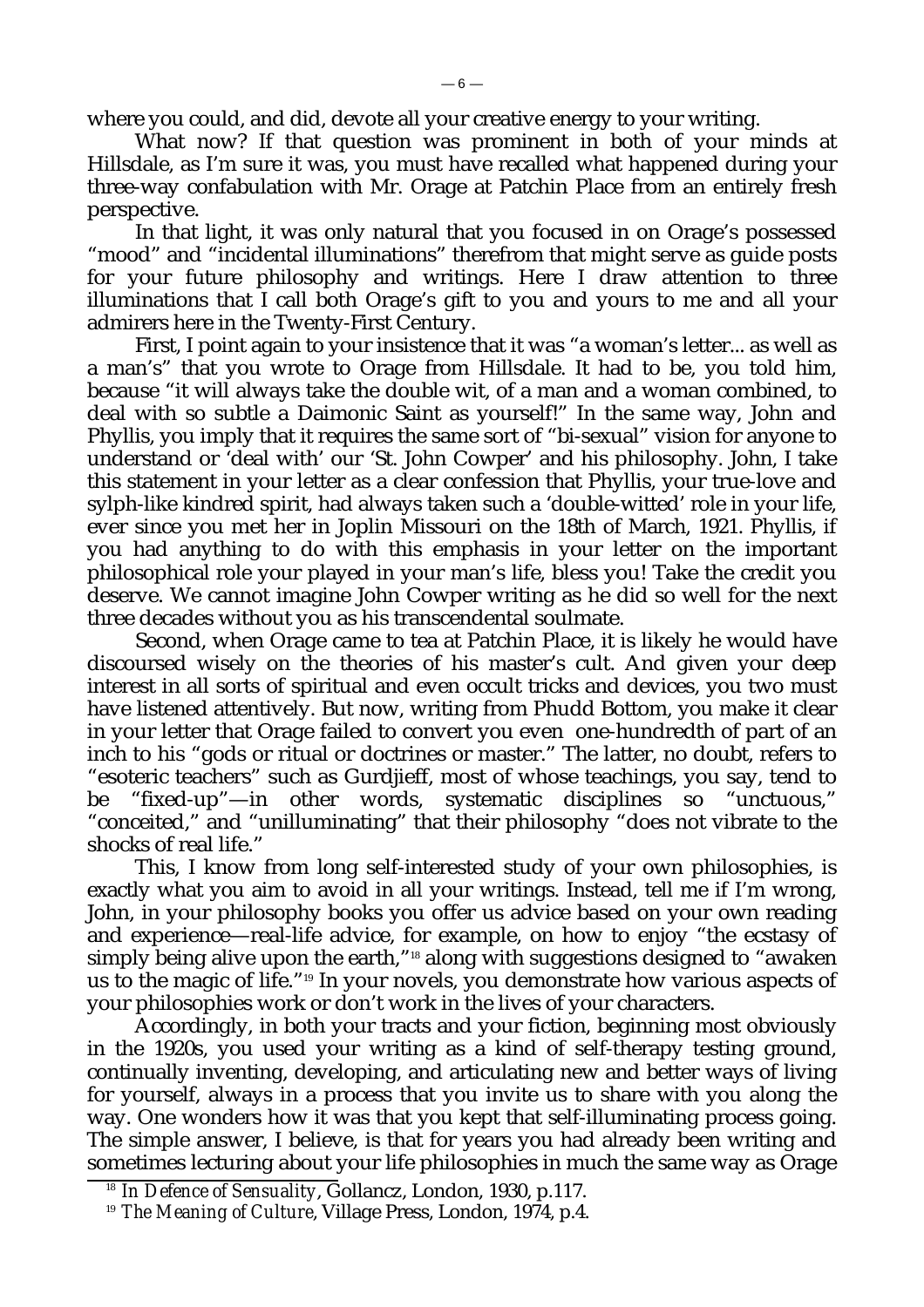where you could, and did, devote all your creative energy to your writing.

What now? If that question was prominent in both of your minds at Hillsdale, as I'm sure it was, you must have recalled what happened during your three-way confabulation with Mr. Orage at Patchin Place from an entirely fresh perspective.

In that light, it was only natural that you focused in on Orage's possessed "mood" and "incidental illuminations" therefrom that might serve as guide posts for your future philosophy and writings. Here I draw attention to three illuminations that I call both Orage's gift to you and yours to me and all your admirers here in the Twenty-First Century.

First, I point again to your insistence that it was "a woman's letter... as well as a man's" that you wrote to Orage from Hillsdale. It had to be, you told him, because "it will always take the double wit, of a man and a woman combined, to deal with so subtle a Daimonic Saint as yourself!" In the same way, John and Phyllis, you imply that it requires the same sort of "bi-sexual" vision for anyone to understand or 'deal with' our 'St. John Cowper' and his philosophy. John, I take this statement in your letter as a clear confession that Phyllis, your true-love and sylph-like kindred spirit, had always taken such a 'double-witted' role in your life, ever since you met her in Joplin Missouri on the 18th of March, 1921. Phyllis, if you had anything to do with this emphasis in your letter on the important philosophical role your played in your man's life, bless you! Take the credit you deserve. We cannot imagine John Cowper writing as he did so well for the next three decades without you as his transcendental soulmate.

Second, when Orage came to tea at Patchin Place, it is likely he would have discoursed wisely on the theories of his master's cult. And given your deep interest in all sorts of spiritual and even occult tricks and devices, you two must have listened attentively. But now, writing from Phudd Bottom, you make it clear in your letter that Orage failed to convert you even one-hundredth of part of an inch to his "gods or ritual or doctrines or master." The latter, no doubt, refers to "esoteric teachers" such as Gurdjieff, most of whose teachings, you say, tend to be "fixed-up"—in other words, systematic disciplines so "unctuous," "conceited," and "unilluminating" that their philosophy "does not vibrate to the shocks of real life."

This, I know from long self-interested study of your own philosophies, is exactly what you aim to avoid in all your writings. Instead, tell me if I'm wrong, John, in your philosophy books you offer us advice based on your own reading and experience—real-life advice, for example, on how to enjoy "the ecstasy of simply being alive upon the earth,"[18] along with suggestions designed to "awaken us to the magic of life."[19] In your novels, you demonstrate how various aspects of your philosophies work or don't work in the lives of your characters.

Accordingly, in both your tracts and your fiction, beginning most obviously in the 1920s, you used your writing as a kind of self-therapy testing ground, continually inventing, developing, and articulating new and better ways of living for yourself, always in a process that you invite us to share with you along the way. One wonders how it was that you kept that self-illuminating process going. The simple answer, I believe, is that for years you had already been writing and sometimes lecturing about your life philosophies in much the same way as Orage

[18] *In Defence of Sensuality*, Gollancz, London, 1930, p.117.

[19] *The Meaning of Culture*, Village Press, London, 1974, p.4.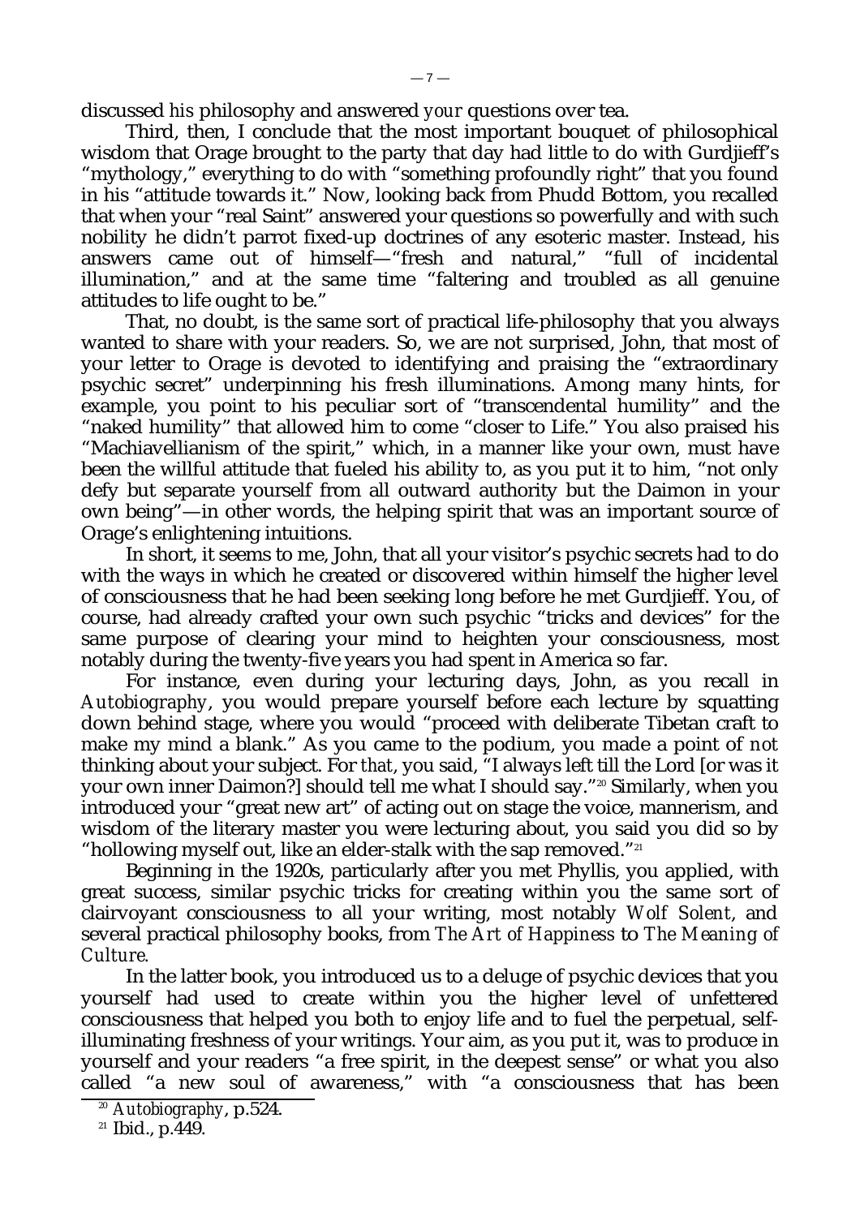discussed *his* philosophy and answered *your* questions over tea.

Third, then, I conclude that the most important bouquet of philosophical wisdom that Orage brought to the party that day had little to do with Gurdjieff's "mythology," everything to do with "something profoundly right" that you found in his "attitude towards it." Now, looking back from Phudd Bottom, you recalled that when your "real Saint" answered your questions so powerfully and with such nobility he didn't parrot fixed-up doctrines of any esoteric master. Instead, his answers came out of himself—"fresh and natural," "full of incidental illumination," and at the same time "faltering and troubled as all genuine attitudes to life ought to be."

That, no doubt, is the same sort of practical life-philosophy that you always wanted to share with your readers. So, we are not surprised, John, that most of your letter to Orage is devoted to identifying and praising the "extraordinary psychic secret" underpinning his fresh illuminations. Among many hints, for example, you point to his peculiar sort of "transcendental humility" and the "naked humility" that allowed him to come "closer to Life." You also praised his "Machiavellianism of the spirit," which, in a manner like your own, must have been the willful attitude that fueled his ability to, as you put it to him, "not only defy but separate yourself from all outward authority but the Daimon in your own being"—in other words, the helping spirit that was an important source of Orage's enlightening intuitions.

In short, it seems to me, John, that all your visitor's psychic secrets had to do with the ways in which he created or discovered within himself the higher level of consciousness that he had been seeking long before he met Gurdjieff. You, of course, had already crafted your own such psychic "tricks and devices" for the same purpose of clearing your mind to heighten your consciousness, most notably during the twenty-five years you had spent in America so far.

For instance, even during your lecturing days, John, as you recall in *Autobiography*, you would prepare yourself before each lecture by squatting down behind stage, where you would "proceed with deliberate Tibetan craft to make my mind a blank." As you came to the podium, you made a point of *not* thinking about your subject. For *that*, you said, "I always left till the Lord [or was it your own inner Daimon?] should tell me what I should say."[20] Similarly, when you introduced your "great new art" of acting out on stage the voice, mannerism, and wisdom of the literary master you were lecturing about, you said you did so by "hollowing myself out, like an elder-stalk with the sap removed."[21]

Beginning in the 1920s, particularly after you met Phyllis, you applied, with great success, similar psychic tricks for creating within you the same sort of clairvoyant consciousness to all your writing, most notably *Wolf Solent*, and several practical philosophy books, from *The Art of Happiness* to *The Meaning of Culture*.

In the latter book, you introduced us to a deluge of psychic devices that you yourself had used to create within you the higher level of unfettered consciousness that helped you both to enjoy life and to fuel the perpetual, self-illuminating freshness of your writings. Your aim, as you put it, was to produce in yourself and your readers "a free spirit, in the deepest sense" or what you also called "a new soul of awareness," with "a consciousness that has been

[20] *Autobiography*, p.524.

[21] Ibid., p.449.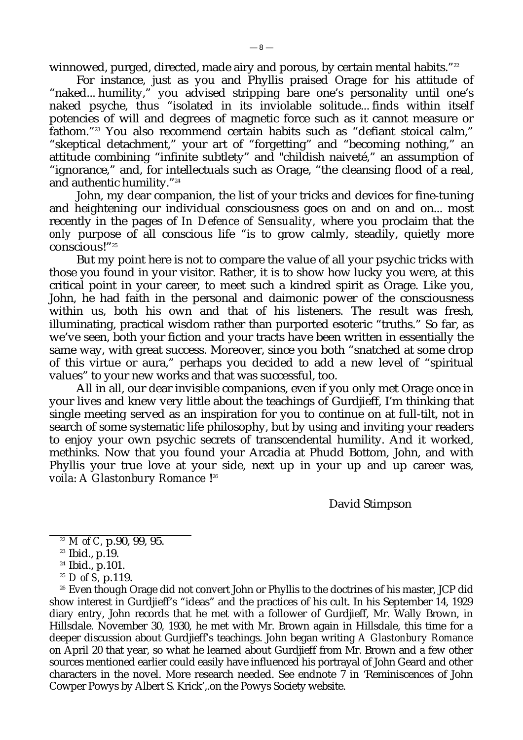winnowed, purged, directed, made airy and porous, by certain mental habits."[22]

For instance, just as you and Phyllis praised Orage for his attitude of "naked... humility," you advised stripping bare one's personality until one's naked psyche, thus "isolated in its inviolable solitude... finds within itself potencies of will and degrees of magnetic force such as it cannot measure or fathom."[23] You also recommend certain habits such as "defiant stoical calm," "skeptical detachment," your art of "forgetting" and "becoming nothing," an attitude combining "infinite subtlety" and "childish naiveté," an assumption of "ignorance," and, for intellectuals such as Orage, "the cleansing flood of a real, and authentic humility."[24]

John, my dear companion, the list of your tricks and devices for fine-tuning and heightening our individual consciousness goes on and on and on... most recently in the pages of *In Defence of Sensuality*, where you proclaim that the *only* purpose of all conscious life "is to grow calmly, steadily, quietly more conscious!"[25]

But my point here is not to compare the value of all your psychic tricks with those you found in your visitor. Rather, it is to show how lucky you were, at this critical point in your career, to meet such a kindred spirit as Orage. Like you, John, he had faith in the personal and daimonic power of the consciousness within us, both his own and that of his listeners. The result was fresh, illuminating, practical wisdom rather than purported esoteric "truths." So far, as we've seen, both your fiction and your tracts have been written in essentially the same way, with great success. Moreover, since you both "snatched at some drop of this virtue or aura," perhaps you decided to add a new level of "spiritual values" to your new works and that was successful, too.

All in all, our dear invisible companions, even if you only met Orage once in your lives and knew very little about the teachings of Gurdjieff, I'm thinking that single meeting served as an inspiration for you to continue on at full-tilt, not in search of some systematic life philosophy, but by using and inviting your readers to enjoy your own psychic secrets of transcendental humility. And it worked, methinks. Now that you found your Arcadia at Phudd Bottom, John, and with Phyllis your true love at your side, next up in your up and up career was, *voila*: *A Glastonbury Romance* ![26]

David Stimpson

---

[22] *M of C*, p.90, 99, 95.

[23] Ibid., p.19.

[24] Ibid., p.101.

[25] *D of S*, p.119.

[26] Even though Orage did not convert John or Phyllis to the doctrines of his master, JCP did show interest in Gurdjieff's "ideas" and the practices of his cult. In his September 14, 1929 diary entry, John records that he met with a follower of Gurdjieff, Mr. Wally Brown, in Hillsdale. November 30, 1930, he met with Mr. Brown again in Hillsdale, this time for a deeper discussion about Gurdjieff's teachings. John began writing *A Glastonbury Romance* on April 20 that year, so what he learned about Gurdjieff from Mr. Brown and a few other sources mentioned earlier could easily have influenced his portrayal of John Geard and other characters in the novel. More research needed. See endnote 7 in 'Reminiscences of John Cowper Powys by Albert S. Krick',.on the Powys Society website.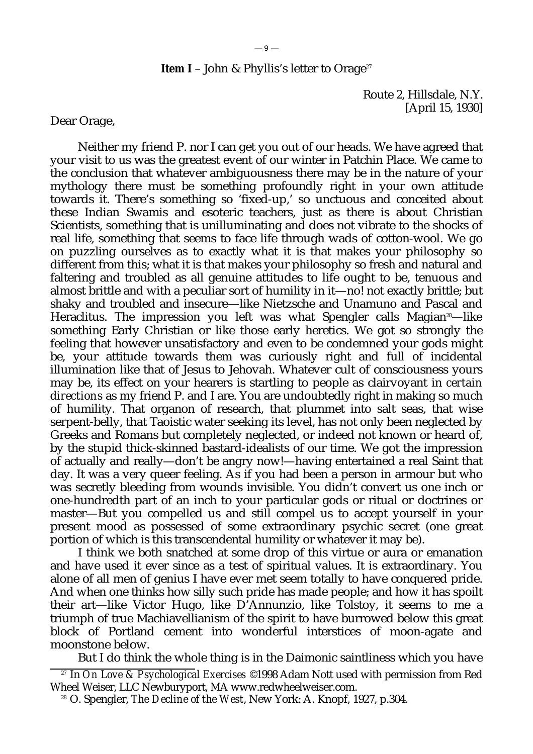**Item I** – John & Phyllis's letter to Orage[27]

Route 2, Hillsdale, N.Y.
[April 15, 1930]

Dear Orage,

Neither my friend P. nor I can get you out of our heads. We have agreed that your visit to us was the greatest event of our winter in Patchin Place. We came to the conclusion that whatever ambiguousness there may be in the nature of your mythology there must be something profoundly right in your own attitude towards it. There's something so 'fixed-up,' so unctuous and conceited about these Indian Swamis and esoteric teachers, just as there is about Christian Scientists, something that is unilluminating and does not vibrate to the shocks of real life, something that seems to face life through wads of cotton-wool. We go on puzzling ourselves as to exactly what it is that makes your philosophy so different from this; what it is that makes your philosophy so fresh and natural and faltering and troubled as all genuine attitudes to life ought to be, tenuous and almost brittle and with a peculiar sort of humility in it—no! not exactly brittle; but shaky and troubled and insecure—like Nietzsche and Unamuno and Pascal and Heraclitus. The impression you left was what Spengler calls Magian[28]—like something Early Christian or like those early heretics. We got so strongly the feeling that however unsatisfactory and even to be condemned your gods might be, your attitude towards them was curiously right and full of incidental illumination like that of Jesus to Jehovah. Whatever cult of consciousness yours may be, its effect on your hearers is startling to people as clairvoyant *in certain directions* as my friend P. and I are. You are undoubtedly right in making so much of humility. That organon of research, that plummet into salt seas, that wise serpent-belly, that Taoistic water seeking its level, has not only been neglected by Greeks and Romans but completely neglected, or indeed not known or heard of, by the stupid thick-skinned bastard-idealists of our time. We got the impression of actually and really—don't be angry now!—having entertained a real Saint that day. It was a very queer feeling. As if you had been a person in armour but who was secretly bleeding from wounds invisible. You didn't convert us one inch or one-hundredth part of an inch to your particular gods or ritual or doctrines or master—But you compelled us and still compel us to accept yourself in your present mood as possessed of some extraordinary psychic secret (one great portion of which is this transcendental humility or whatever it may be).

I think we both snatched at some drop of this virtue or aura or emanation and have used it ever since as a test of spiritual values. It is extraordinary. You alone of all men of genius I have ever met seem totally to have conquered pride. And when one thinks how silly such pride has made people; and how it has spoilt their art—like Victor Hugo, like D'Annunzio, like Tolstoy, it seems to me a triumph of true Machiavellianism of the spirit to have burrowed below this great block of Portland cement into wonderful interstices of moon-agate and moonstone below.

But I do think the whole thing is in the Daimonic saintliness which you have

---

[27] In *On Love & Psychological Exercises* ©1998 Adam Nott used with permission from Red Wheel Weiser, LLC Newburyport, MA www.redwheelweiser.com.

[28] O. Spengler, *The Decline of the West*, New York: A. Knopf, 1927, p.304.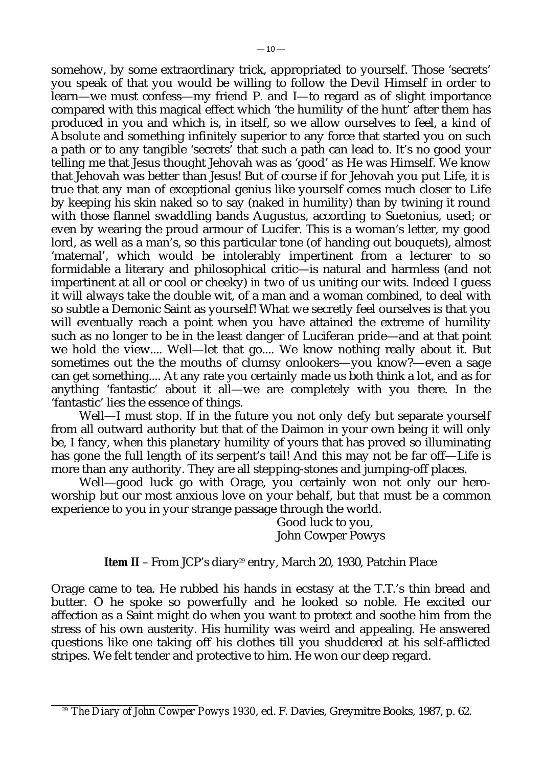somehow, by some extraordinary trick, appropriated to yourself. Those 'secrets' you speak of that you would be willing to follow the Devil Himself in order to learn—we must confess—my friend P. and I—to regard as of slight importance compared with this magical effect which 'the humility of the hunt' after them has produced in you and which is, in itself, so we allow ourselves to feel, *a kind of Absolute* and something infinitely superior to any force that started you on such a path or to any tangible 'secrets' that such a path can lead to. It's no good your telling me that Jesus thought Jehovah was as 'good' as He was Himself. We know that Jehovah was better than Jesus! But of course if for Jehovah you put Life, it *is* true that any man of exceptional genius like yourself comes much closer to Life by keeping his skin naked so to say (naked in humility) than by twining it round with those flannel swaddling bands Augustus, according to Suetonius, used; or even by wearing the proud armour of Lucifer. This is a woman's letter, my good lord, as well as a man's, so this particular tone (of handing out bouquets), almost 'maternal', which would be intolerably impertinent from a lecturer to so formidable a literary and philosophical critic—is natural and harmless (and not impertinent at all or cool or cheeky) *in two of us* uniting our wits. Indeed I guess it will always take the double wit, of a man and a woman combined, to deal with so subtle a Demonic Saint as yourself! What we secretly feel ourselves is that you will eventually reach a point when you have attained the extreme of humility such as no longer to be in the least danger of Luciferan pride—and at that point we hold the view.... Well—let that go.... We know nothing really about it. But sometimes out the the mouths of clumsy onlookers—you know?—even a sage can get something.... At any rate you certainly made us both think a lot, and as for anything 'fantastic' about it all—we are completely with you there. In the 'fantastic' lies the essence of things.

Well—I must stop. If in the future you not only defy but separate yourself from all outward authority but that of the Daimon in your own being it will only be, I fancy, when this planetary humility of yours that has proved so illuminating has gone the full length of its serpent's tail! And this may not be far off—Life is more than any authority. They are all stepping-stones and jumping-off places.

Well—good luck go with Orage, you certainly won not only our hero-worship but our most anxious love on your behalf, but *that* must be a common experience to you in your strange passage through the world.

Good luck to you,
John Cowper Powys

**Item II** – From JCP's diary[29] entry, March 20, 1930, Patchin Place

Orage came to tea. He rubbed his hands in ecstasy at the T.T.'s thin bread and butter. O he spoke so powerfully and he looked so noble. He excited our affection as a Saint might do when you want to protect and soothe him from the stress of his own austerity. His humility was weird and appealing. He answered questions like one taking off his clothes till you shuddered at his self-afflicted stripes. We felt tender and protective to him. He won our deep regard.

---

[29] *The Diary of John Cowper Powys 1930*, ed. F. Davies, Greymitre Books, 1987, p. 62.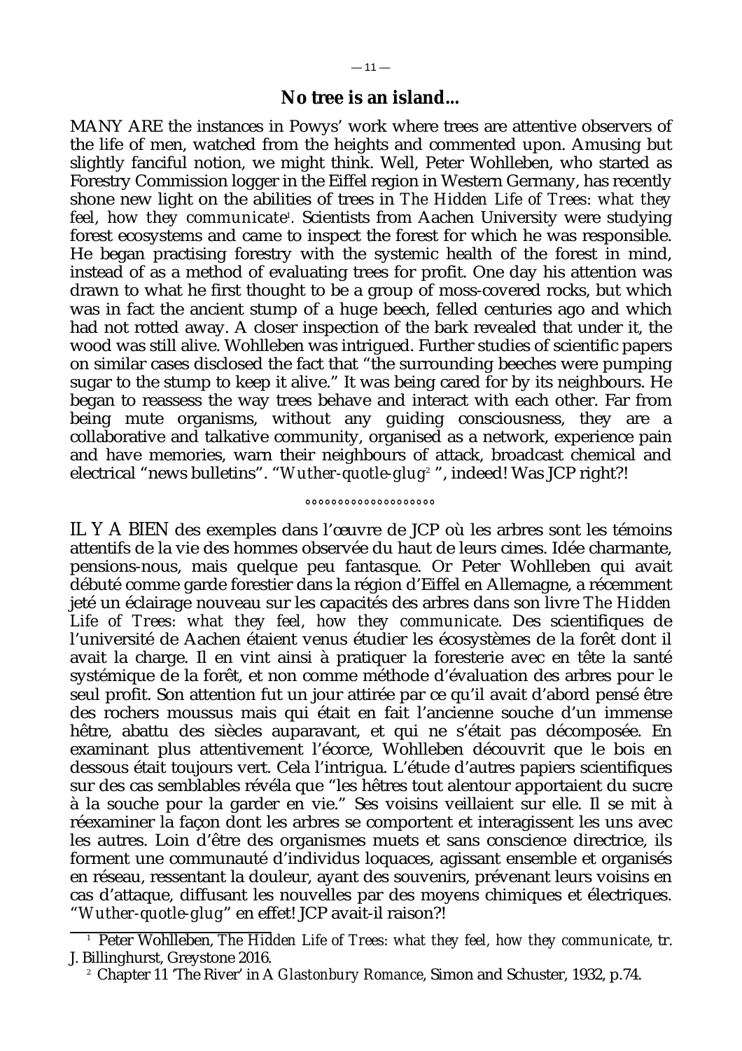## No tree is an island...

MANY ARE the instances in Powys' work where trees are attentive observers of the life of men, watched from the heights and commented upon. Amusing but slightly fanciful notion, we might think. Well, Peter Wohlleben, who started as Forestry Commission logger in the Eiffel region in Western Germany, has recently shone new light on the abilities of trees in *The Hidden Life of Trees: what they feel, how they communicate*[1]. Scientists from Aachen University were studying forest ecosystems and came to inspect the forest for which he was responsible. He began practising forestry with the systemic health of the forest in mind, instead of as a method of evaluating trees for profit. One day his attention was drawn to what he first thought to be a group of moss-covered rocks, but which was in fact the ancient stump of a huge beech, felled centuries ago and which had not rotted away. A closer inspection of the bark revealed that under it, the wood was still alive. Wohlleben was intrigued. Further studies of scientific papers on similar cases disclosed the fact that "the surrounding beeches were pumping sugar to the stump to keep it alive." It was being cared for by its neighbours. He began to reassess the way trees behave and interact with each other. Far from being mute organisms, without any guiding consciousness, they are a collaborative and talkative community, organised as a network, experience pain and have memories, warn their neighbours of attack, broadcast chemical and electrical "news bulletins". "*Wuther-quotle-glug*[2] ", indeed! Was JCP right?!

°°°°°°°°°°°°°°°°°°°

IL Y A BIEN des exemples dans l'œuvre de JCP où les arbres sont les témoins attentifs de la vie des hommes observée du haut de leurs cimes. Idée charmante, pensions-nous, mais quelque peu fantasque. Or Peter Wohlleben qui avait débuté comme garde forestier dans la région d'Eiffel en Allemagne, a récemment jeté un éclairage nouveau sur les capacités des arbres dans son livre *The Hidden Life of Trees: what they feel, how they communicate*. Des scientifiques de l'université de Aachen étaient venus étudier les écosystèmes de la forêt dont il avait la charge. Il en vint ainsi à pratiquer la foresterie avec en tête la santé systémique de la forêt, et non comme méthode d'évaluation des arbres pour le seul profit. Son attention fut un jour attirée par ce qu'il avait d'abord pensé être des rochers moussus mais qui était en fait l'ancienne souche d'un immense hêtre, abattu des siècles auparavant, et qui ne s'était pas décomposée. En examinant plus attentivement l'écorce, Wohlleben découvrit que le bois en dessous était toujours vert. Cela l'intrigua. L'étude d'autres papiers scientifiques sur des cas semblables révéla que "les hêtres tout alentour apportaient du sucre à la souche pour la garder en vie." Ses voisins veillaient sur elle. Il se mit à réexaminer la façon dont les arbres se comportent et interagissent les uns avec les autres. Loin d'être des organismes muets et sans conscience directrice, ils forment une communauté d'individus loquaces, agissant ensemble et organisés en réseau, ressentant la douleur, ayant des souvenirs, prévenant leurs voisins en cas d'attaque, diffusant les nouvelles par des moyens chimiques et électriques. "*Wuther-quotle-glug*" en effet! JCP avait-il raison?!

---

[1] Peter Wohlleben, *The Hidden Life of Trees: what they feel, how they communicate*, tr. J. Billinghurst, Greystone 2016.

[2] Chapter 11 'The River' in *A Glastonbury Romance*, Simon and Schuster, 1932, p.74.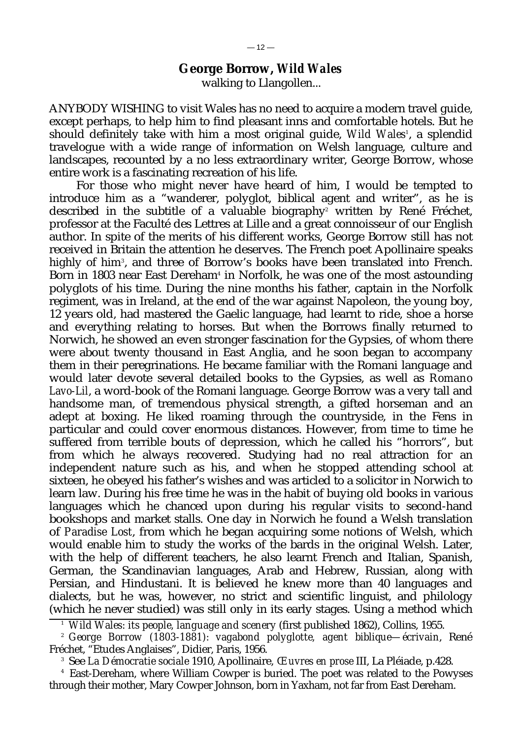## George Borrow, *Wild Wales*

walking to Llangollen...

ANYBODY WISHING to visit Wales has no need to acquire a modern travel guide, except perhaps, to help him to find pleasant inns and comfortable hotels. But he should definitely take with him a most original guide, *Wild Wales*[1], a splendid travelogue with a wide range of information on Welsh language, culture and landscapes, recounted by a no less extraordinary writer, George Borrow, whose entire work is a fascinating recreation of his life.

For those who might never have heard of him, I would be tempted to introduce him as a "wanderer, polyglot, biblical agent and writer", as he is described in the subtitle of a valuable biography[2] written by René Fréchet, professor at the Faculté des Lettres at Lille and a great connoisseur of our English author. In spite of the merits of his different works, George Borrow still has not received in Britain the attention he deserves. The French poet Apollinaire speaks highly of him[3], and three of Borrow's books have been translated into French. Born in 1803 near East Dereham[4] in Norfolk, he was one of the most astounding polyglots of his time. During the nine months his father, captain in the Norfolk regiment, was in Ireland, at the end of the war against Napoleon, the young boy, 12 years old, had mastered the Gaelic language, had learnt to ride, shoe a horse and everything relating to horses. But when the Borrows finally returned to Norwich, he showed an even stronger fascination for the Gypsies, of whom there were about twenty thousand in East Anglia, and he soon began to accompany them in their peregrinations. He became familiar with the Romani language and would later devote several detailed books to the Gypsies, as well as *Romano Lavo-Lil*, a word-book of the Romani language. George Borrow was a very tall and handsome man, of tremendous physical strength, a gifted horseman and an adept at boxing. He liked roaming through the countryside, in the Fens in particular and could cover enormous distances. However, from time to time he suffered from terrible bouts of depression, which he called his "horrors", but from which he always recovered. Studying had no real attraction for an independent nature such as his, and when he stopped attending school at sixteen, he obeyed his father's wishes and was articled to a solicitor in Norwich to learn law. During his free time he was in the habit of buying old books in various languages which he chanced upon during his regular visits to second-hand bookshops and market stalls. One day in Norwich he found a Welsh translation of *Paradise Lost*, from which he began acquiring some notions of Welsh, which would enable him to study the works of the bards in the original Welsh. Later, with the help of different teachers, he also learnt French and Italian, Spanish, German, the Scandinavian languages, Arab and Hebrew, Russian, along with Persian, and Hindustani. It is believed he knew more than 40 languages and dialects, but he was, however, no strict and scientific linguist, and philology (which he never studied) was still only in its early stages. Using a method which

---

[1] *Wild Wales: its people, language and scenery* (first published 1862), Collins, 1955.

[2] *George Borrow (1803-1881): vagabond polyglotte, agent biblique—écrivain*, René Fréchet, "Etudes Anglaises", Didier, Paris, 1956.

[3] See *La Démocratie sociale* 1910, Apollinaire, *Œuvres en prose* III, La Pléiade, p.428.

[4] East-Dereham, where William Cowper is buried. The poet was related to the Powyses through their mother, Mary Cowper Johnson, born in Yaxham, not far from East Dereham.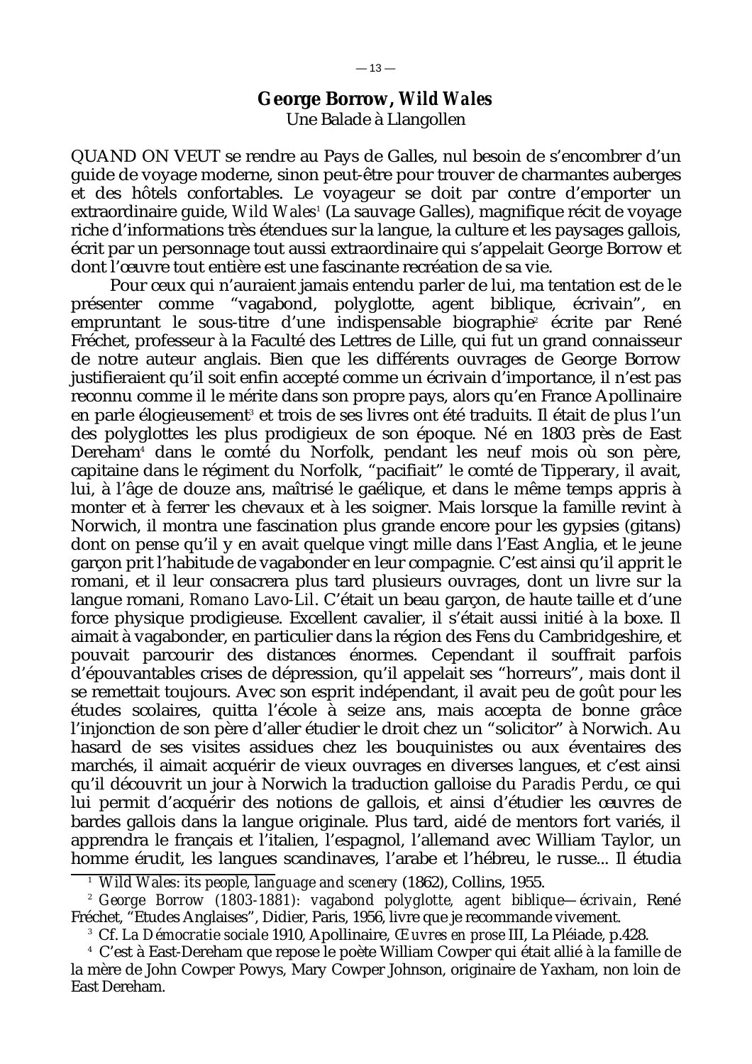## George Borrow, *Wild Wales*

Une Balade à Llangollen

QUAND ON VEUT se rendre au Pays de Galles, nul besoin de s'encombrer d'un guide de voyage moderne, sinon peut-être pour trouver de charmantes auberges et des hôtels confortables. Le voyageur se doit par contre d'emporter un extraordinaire guide, *Wild Wales*[1] (La sauvage Galles), magnifique récit de voyage riche d'informations très étendues sur la langue, la culture et les paysages gallois, écrit par un personnage tout aussi extraordinaire qui s'appelait George Borrow et dont l'œuvre tout entière est une fascinante recréation de sa vie.

Pour ceux qui n'auraient jamais entendu parler de lui, ma tentation est de le présenter comme "vagabond, polyglotte, agent biblique, écrivain", en empruntant le sous-titre d'une indispensable biographie[2] écrite par René Fréchet, professeur à la Faculté des Lettres de Lille, qui fut un grand connaisseur de notre auteur anglais. Bien que les différents ouvrages de George Borrow justifieraient qu'il soit enfin accepté comme un écrivain d'importance, il n'est pas reconnu comme il le mérite dans son propre pays, alors qu'en France Apollinaire en parle élogieusement[3] et trois de ses livres ont été traduits. Il était de plus l'un des polyglottes les plus prodigieux de son époque. Né en 1803 près de East Dereham[4] dans le comté du Norfolk, pendant les neuf mois où son père, capitaine dans le régiment du Norfolk, "pacifiait" le comté de Tipperary, il avait, lui, à l'âge de douze ans, maîtrisé le gaélique, et dans le même temps appris à monter et à ferrer les chevaux et à les soigner. Mais lorsque la famille revint à Norwich, il montra une fascination plus grande encore pour les gypsies (gitans) dont on pense qu'il y en avait quelque vingt mille dans l'East Anglia, et le jeune garçon prit l'habitude de vagabonder en leur compagnie. C'est ainsi qu'il apprit le romani, et il leur consacrera plus tard plusieurs ouvrages, dont un livre sur la langue romani, *Romano Lavo-Lil*. C'était un beau garçon, de haute taille et d'une force physique prodigieuse. Excellent cavalier, il s'était aussi initié à la boxe. Il aimait à vagabonder, en particulier dans la région des Fens du Cambridgeshire, et pouvait parcourir des distances énormes. Cependant il souffrait parfois d'épouvantables crises de dépression, qu'il appelait ses "horreurs", mais dont il se remettait toujours. Avec son esprit indépendant, il avait peu de goût pour les études scolaires, quitta l'école à seize ans, mais accepta de bonne grâce l'injonction de son père d'aller étudier le droit chez un "solicitor" à Norwich. Au hasard de ses visites assidues chez les bouquinistes ou aux éventaires des marchés, il aimait acquérir de vieux ouvrages en diverses langues, et c'est ainsi qu'il découvrit un jour à Norwich la traduction galloise du *Paradis Perdu*, ce qui lui permit d'acquérir des notions de gallois, et ainsi d'étudier les œuvres de bardes gallois dans la langue originale. Plus tard, aidé de mentors fort variés, il apprendra le français et l'italien, l'espagnol, l'allemand avec William Taylor, un homme érudit, les langues scandinaves, l'arabe et l'hébreu, le russe... Il étudia

---

[1] *Wild Wales: its people, language and scenery* (1862), Collins, 1955.

[2] *George Borrow (1803-1881): vagabond polyglotte, agent biblique—écrivain*, René Fréchet, "Etudes Anglaises", Didier, Paris, 1956, livre que je recommande vivement.

[3] Cf. *La Démocratie sociale* 1910, Apollinaire, *Œuvres en prose* III, La Pléiade, p.428.

[4] C'est à East-Dereham que repose le poète William Cowper qui était allié à la famille de la mère de John Cowper Powys, Mary Cowper Johnson, originaire de Yaxham, non loin de East Dereham.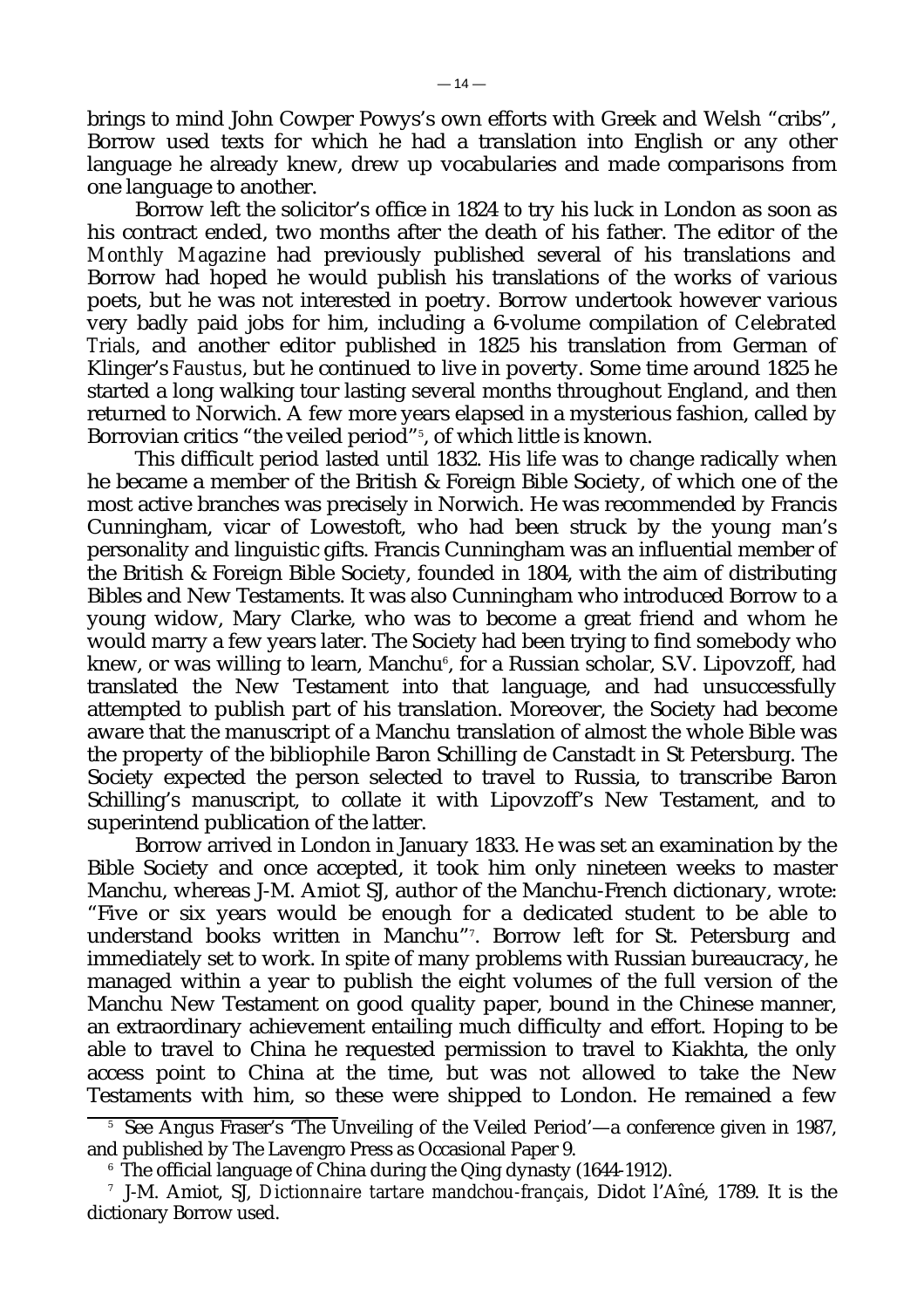brings to mind John Cowper Powys's own efforts with Greek and Welsh "cribs", Borrow used texts for which he had a translation into English or any other language he already knew, drew up vocabularies and made comparisons from one language to another.

Borrow left the solicitor's office in 1824 to try his luck in London as soon as his contract ended, two months after the death of his father. The editor of the *Monthly Magazine* had previously published several of his translations and Borrow had hoped he would publish his translations of the works of various poets, but he was not interested in poetry. Borrow undertook however various very badly paid jobs for him, including a 6-volume compilation of *Celebrated Trials*, and another editor published in 1825 his translation from German of Klinger's *Faustus*, but he continued to live in poverty. Some time around 1825 he started a long walking tour lasting several months throughout England, and then returned to Norwich. A few more years elapsed in a mysterious fashion, called by Borrovian critics "the veiled period"[5], of which little is known.

This difficult period lasted until 1832. His life was to change radically when he became a member of the British & Foreign Bible Society, of which one of the most active branches was precisely in Norwich. He was recommended by Francis Cunningham, vicar of Lowestoft, who had been struck by the young man's personality and linguistic gifts. Francis Cunningham was an influential member of the British & Foreign Bible Society, founded in 1804, with the aim of distributing Bibles and New Testaments. It was also Cunningham who introduced Borrow to a young widow, Mary Clarke, who was to become a great friend and whom he would marry a few years later. The Society had been trying to find somebody who knew, or was willing to learn, Manchu[6], for a Russian scholar, S.V. Lipovzoff, had translated the New Testament into that language, and had unsuccessfully attempted to publish part of his translation. Moreover, the Society had become aware that the manuscript of a Manchu translation of almost the whole Bible was the property of the bibliophile Baron Schilling de Canstadt in St Petersburg. The Society expected the person selected to travel to Russia, to transcribe Baron Schilling's manuscript, to collate it with Lipovzoff's New Testament, and to superintend publication of the latter.

Borrow arrived in London in January 1833. He was set an examination by the Bible Society and once accepted, it took him only nineteen weeks to master Manchu, whereas J-M. Amiot SJ, author of the Manchu-French dictionary, wrote: "Five or six years would be enough for a dedicated student to be able to understand books written in Manchu"[7]. Borrow left for St. Petersburg and immediately set to work. In spite of many problems with Russian bureaucracy, he managed within a year to publish the eight volumes of the full version of the Manchu New Testament on good quality paper, bound in the Chinese manner, an extraordinary achievement entailing much difficulty and effort. Hoping to be able to travel to China he requested permission to travel to Kiakhta, the only access point to China at the time, but was not allowed to take the New Testaments with him, so these were shipped to London. He remained a few

[5] See Angus Fraser's 'The Unveiling of the Veiled Period'—a conference given in 1987, and published by The Lavengro Press as Occasional Paper 9.

[6] The official language of China during the Qing dynasty (1644-1912).

[7] J-M. Amiot, SJ, *Dictionnaire tartare mandchou-français*, Didot l'Aîné, 1789. It is the dictionary Borrow used.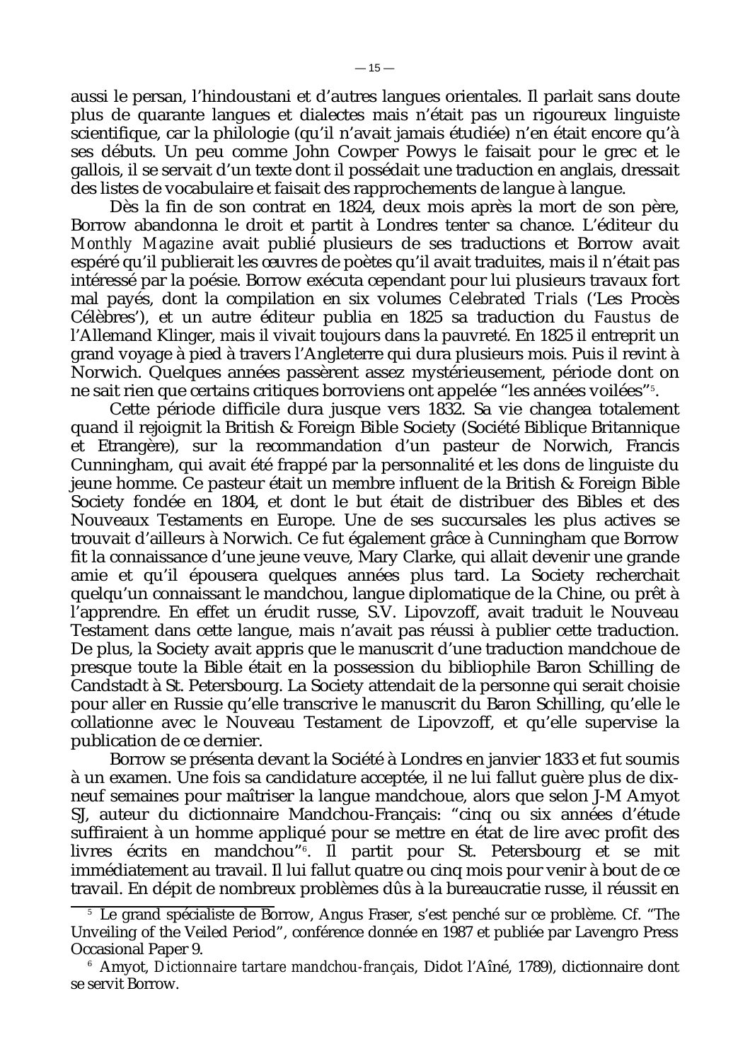aussi le persan, l'hindoustani et d'autres langues orientales. Il parlait sans doute plus de quarante langues et dialectes mais n'était pas un rigoureux linguiste scientifique, car la philologie (qu'il n'avait jamais étudiée) n'en était encore qu'à ses débuts. Un peu comme John Cowper Powys le faisait pour le grec et le gallois, il se servait d'un texte dont il possédait une traduction en anglais, dressait des listes de vocabulaire et faisait des rapprochements de langue à langue.

Dès la fin de son contrat en 1824, deux mois après la mort de son père, Borrow abandonna le droit et partit à Londres tenter sa chance. L'éditeur du *Monthly Magazine* avait publié plusieurs de ses traductions et Borrow avait espéré qu'il publierait les œuvres de poètes qu'il avait traduites, mais il n'était pas intéressé par la poésie. Borrow exécuta cependant pour lui plusieurs travaux fort mal payés, dont la compilation en six volumes *Celebrated Trials* ('Les Procès Célèbres'), et un autre éditeur publia en 1825 sa traduction du *Faustus* de l'Allemand Klinger, mais il vivait toujours dans la pauvreté. En 1825 il entreprit un grand voyage à pied à travers l'Angleterre qui dura plusieurs mois. Puis il revint à Norwich. Quelques années passèrent assez mystérieusement, période dont on ne sait rien que certains critiques borroviens ont appelée "les années voilées"[5].

Cette période difficile dura jusque vers 1832. Sa vie changea totalement quand il rejoignit la British & Foreign Bible Society (Société Biblique Britannique et Etrangère), sur la recommandation d'un pasteur de Norwich, Francis Cunningham, qui avait été frappé par la personnalité et les dons de linguiste du jeune homme. Ce pasteur était un membre influent de la British & Foreign Bible Society fondée en 1804, et dont le but était de distribuer des Bibles et des Nouveaux Testaments en Europe. Une de ses succursales les plus actives se trouvait d'ailleurs à Norwich. Ce fut également grâce à Cunningham que Borrow fit la connaissance d'une jeune veuve, Mary Clarke, qui allait devenir une grande amie et qu'il épousera quelques années plus tard. La Society recherchait quelqu'un connaissant le mandchou, langue diplomatique de la Chine, ou prêt à l'apprendre. En effet un érudit russe, S.V. Lipovzoff, avait traduit le Nouveau Testament dans cette langue, mais n'avait pas réussi à publier cette traduction. De plus, la Society avait appris que le manuscrit d'une traduction mandchoue de presque toute la Bible était en la possession du bibliophile Baron Schilling de Candstadt à St. Petersbourg. La Society attendait de la personne qui serait choisie pour aller en Russie qu'elle transcrive le manuscrit du Baron Schilling, qu'elle le collationne avec le Nouveau Testament de Lipovzoff, et qu'elle supervise la publication de ce dernier.

Borrow se présenta devant la Société à Londres en janvier 1833 et fut soumis à un examen. Une fois sa candidature acceptée, il ne lui fallut guère plus de dix-neuf semaines pour maîtriser la langue mandchoue, alors que selon J-M Amyot SJ, auteur du dictionnaire Mandchou-Français: "cinq ou six années d'étude suffiraient à un homme appliqué pour se mettre en état de lire avec profit des livres écrits en mandchou"[6]. Il partit pour St. Petersbourg et se mit immédiatement au travail. Il lui fallut quatre ou cinq mois pour venir à bout de ce travail. En dépit de nombreux problèmes dûs à la bureaucratie russe, il réussit en

---

[5] Le grand spécialiste de Borrow, Angus Fraser, s'est penché sur ce problème. Cf. "The Unveiling of the Veiled Period", conférence donnée en 1987 et publiée par Lavengro Press Occasional Paper 9.

[6] Amyot, *Dictionnaire tartare mandchou-français*, Didot l'Aîné, 1789), dictionnaire dont se servit Borrow.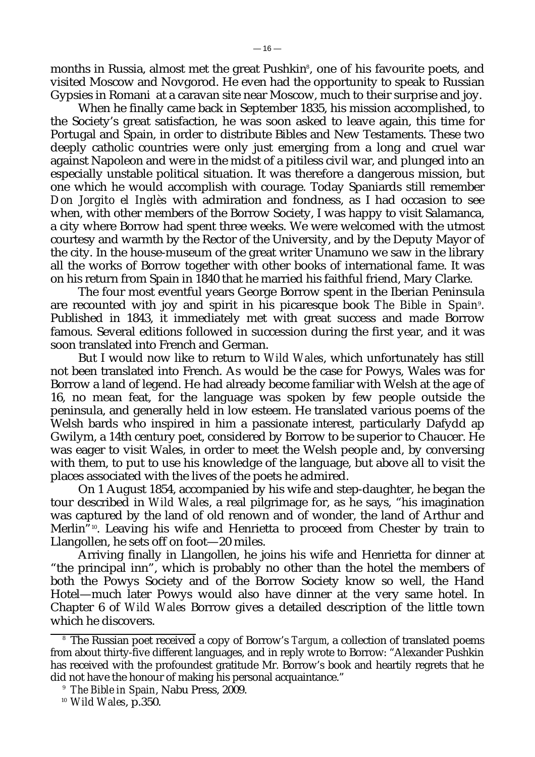months in Russia, almost met the great Pushkin[8], one of his favourite poets, and visited Moscow and Novgorod. He even had the opportunity to speak to Russian Gypsies in Romani at a caravan site near Moscow, much to their surprise and joy.

When he finally came back in September 1835, his mission accomplished, to the Society's great satisfaction, he was soon asked to leave again, this time for Portugal and Spain, in order to distribute Bibles and New Testaments. These two deeply catholic countries were only just emerging from a long and cruel war against Napoleon and were in the midst of a pitiless civil war, and plunged into an especially unstable political situation. It was therefore a dangerous mission, but one which he would accomplish with courage. Today Spaniards still remember *Don Jorgito el Inglès* with admiration and fondness, as I had occasion to see when, with other members of the Borrow Society, I was happy to visit Salamanca, a city where Borrow had spent three weeks. We were welcomed with the utmost courtesy and warmth by the Rector of the University, and by the Deputy Mayor of the city. In the house-museum of the great writer Unamuno we saw in the library all the works of Borrow together with other books of international fame. It was on his return from Spain in 1840 that he married his faithful friend, Mary Clarke.

The four most eventful years George Borrow spent in the Iberian Peninsula are recounted with joy and spirit in his picaresque book *The Bible in Spain*[9]. Published in 1843, it immediately met with great success and made Borrow famous. Several editions followed in succession during the first year, and it was soon translated into French and German.

But I would now like to return to *Wild Wales*, which unfortunately has still not been translated into French. As would be the case for Powys, Wales was for Borrow a land of legend. He had already become familiar with Welsh at the age of 16, no mean feat, for the language was spoken by few people outside the peninsula, and generally held in low esteem. He translated various poems of the Welsh bards who inspired in him a passionate interest, particularly Dafydd ap Gwilym, a 14th century poet, considered by Borrow to be superior to Chaucer. He was eager to visit Wales, in order to meet the Welsh people and, by conversing with them, to put to use his knowledge of the language, but above all to visit the places associated with the lives of the poets he admired.

On 1 August 1854, accompanied by his wife and step-daughter, he began the tour described in *Wild Wales*, a real pilgrimage for, as he says, "his imagination was captured by the land of old renown and of wonder, the land of Arthur and Merlin"[10]. Leaving his wife and Henrietta to proceed from Chester by train to Llangollen, he sets off on foot—20 miles.

Arriving finally in Llangollen, he joins his wife and Henrietta for dinner at "the principal inn", which is probably no other than the hotel the members of both the Powys Society and of the Borrow Society know so well, the Hand Hotel—much later Powys would also have dinner at the very same hotel. In Chapter 6 of *Wild Wales* Borrow gives a detailed description of the little town which he discovers.

---

[8] The Russian poet received a copy of Borrow's *Targum*, a collection of translated poems from about thirty-five different languages, and in reply wrote to Borrow: "Alexander Pushkin has received with the profoundest gratitude Mr. Borrow's book and heartily regrets that he did not have the honour of making his personal acquaintance."

[9] *The Bible in Spain*, Nabu Press, 2009.

[10] *Wild Wales*, p.350.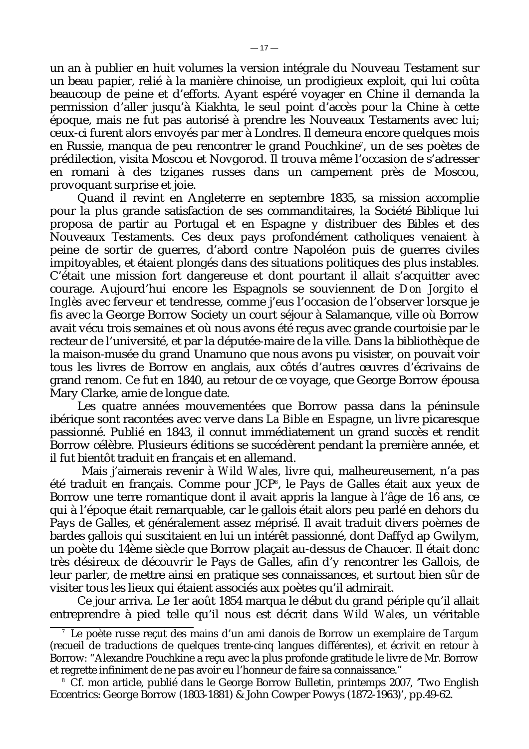un an à publier en huit volumes la version intégrale du Nouveau Testament sur un beau papier, relié à la manière chinoise, un prodigieux exploit, qui lui coûta beaucoup de peine et d'efforts. Ayant espéré voyager en Chine il demanda la permission d'aller jusqu'à Kiakhta, le seul point d'accès pour la Chine à cette époque, mais ne fut pas autorisé à prendre les Nouveaux Testaments avec lui; ceux-ci furent alors envoyés par mer à Londres. Il demeura encore quelques mois en Russie, manqua de peu rencontrer le grand Pouchkine[7], un de ses poètes de prédilection, visita Moscou et Novgorod. Il trouva même l'occasion de s'adresser en romani à des tziganes russes dans un campement près de Moscou, provoquant surprise et joie.

Quand il revint en Angleterre en septembre 1835, sa mission accomplie pour la plus grande satisfaction de ses commanditaires, la Société Biblique lui proposa de partir au Portugal et en Espagne y distribuer des Bibles et des Nouveaux Testaments. Ces deux pays profondément catholiques venaient à peine de sortir de guerres, d'abord contre Napoléon puis de guerres civiles impitoyables, et étaient plongés dans des situations politiques des plus instables. C'était une mission fort dangereuse et dont pourtant il allait s'acquitter avec courage. Aujourd'hui encore les Espagnols se souviennent de *Don Jorgito el Inglès* avec ferveur et tendresse, comme j'eus l'occasion de l'observer lorsque je fis avec la George Borrow Society un court séjour à Salamanque, ville où Borrow avait vécu trois semaines et où nous avons été reçus avec grande courtoisie par le recteur de l'université, et par la députée-maire de la ville. Dans la bibliothèque de la maison-musée du grand Unamuno que nous avons pu visister, on pouvait voir tous les livres de Borrow en anglais, aux côtés d'autres œuvres d'écrivains de grand renom. Ce fut en 1840, au retour de ce voyage, que George Borrow épousa Mary Clarke, amie de longue date.

Les quatre années mouvementées que Borrow passa dans la péninsule ibérique sont racontées avec verve dans *La Bible en Espagne*, un livre picaresque passionné. Publié en 1843, il connut immédiatement un grand succès et rendit Borrow célèbre. Plusieurs éditions se succédèrent pendant la première année, et il fut bientôt traduit en français et en allemand.

Mais j'aimerais revenir à *Wild Wales*, livre qui, malheureusement, n'a pas été traduit en français. Comme pour JCP[8], le Pays de Galles était aux yeux de Borrow une terre romantique dont il avait appris la langue à l'âge de 16 ans, ce qui à l'époque était remarquable, car le gallois était alors peu parlé en dehors du Pays de Galles, et généralement assez méprisé. Il avait traduit divers poèmes de bardes gallois qui suscitaient en lui un intérêt passionné, dont Daffyd ap Gwilym, un poète du 14ème siècle que Borrow plaçait au-dessus de Chaucer. Il était donc très désireux de découvrir le Pays de Galles, afin d'y rencontrer les Gallois, de leur parler, de mettre ainsi en pratique ses connaissances, et surtout bien sûr de visiter tous les lieux qui étaient associés aux poètes qu'il admirait.

Ce jour arriva. Le 1er août 1854 marqua le début du grand périple qu'il allait entreprendre à pied telle qu'il nous est décrit dans *Wild Wales*, un véritable

---

[7] Le poète russe reçut des mains d'un ami danois de Borrow un exemplaire de *Targum* (recueil de traductions de quelques trente-cinq langues différentes), et écrivit en retour à Borrow: "Alexandre Pouchkine a reçu avec la plus profonde gratitude le livre de Mr. Borrow et regrette infiniment de ne pas avoir eu l'honneur de faire sa connaissance."

[8] Cf. mon article, publié dans le George Borrow Bulletin, printemps 2007, 'Two English Eccentrics: George Borrow (1803-1881) & John Cowper Powys (1872-1963)', pp.49-62.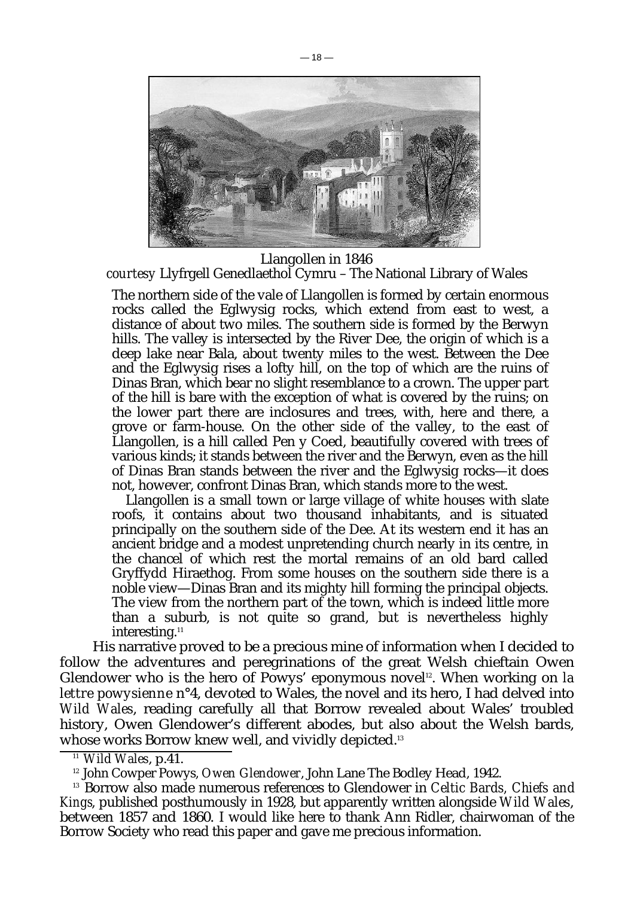Llangollen in 1846
*courtesy* Llyfrgell Genedlaethol Cymru – The National Library of Wales

> The northern side of the vale of Llangollen is formed by certain enormous rocks called the Eglwysig rocks, which extend from east to west, a distance of about two miles. The southern side is formed by the Berwyn hills. The valley is intersected by the River Dee, the origin of which is a deep lake near Bala, about twenty miles to the west. Between the Dee and the Eglwysig rises a lofty hill, on the top of which are the ruins of Dinas Bran, which bear no slight resemblance to a crown. The upper part of the hill is bare with the exception of what is covered by the ruins; on the lower part there are inclosures and trees, with, here and there, a grove or farm-house. On the other side of the valley, to the east of Llangollen, is a hill called Pen y Coed, beautifully covered with trees of various kinds; it stands between the river and the Berwyn, even as the hill of Dinas Bran stands between the river and the Eglwysig rocks—it does not, however, confront Dinas Bran, which stands more to the west.
>
> Llangollen is a small town or large village of white houses with slate roofs, it contains about two thousand inhabitants, and is situated principally on the southern side of the Dee. At its western end it has an ancient bridge and a modest unpretending church nearly in its centre, in the chancel of which rest the mortal remains of an old bard called Gryffydd Hiraethog. From some houses on the southern side there is a noble view—Dinas Bran and its mighty hill forming the principal objects. The view from the northern part of the town, which is indeed little more than a suburb, is not quite so grand, but is nevertheless highly interesting.[11]

His narrative proved to be a precious mine of information when I decided to follow the adventures and peregrinations of the great Welsh chieftain Owen Glendower who is the hero of Powys' eponymous novel[12]. When working on *la lettre powysienne* n°4, devoted to Wales, the novel and its hero, I had delved into *Wild Wales*, reading carefully all that Borrow revealed about Wales' troubled history, Owen Glendower's different abodes, but also about the Welsh bards, whose works Borrow knew well, and vividly depicted.[13]

---

[11] *Wild Wales*, p.41.

[12] John Cowper Powys, *Owen Glendower*, John Lane The Bodley Head, 1942.

[13] Borrow also made numerous references to Glendower in *Celtic Bards, Chiefs and Kings*, published posthumously in 1928, but apparently written alongside *Wild Wales*, between 1857 and 1860. I would like here to thank Ann Ridler, chairwoman of the Borrow Society who read this paper and gave me precious information.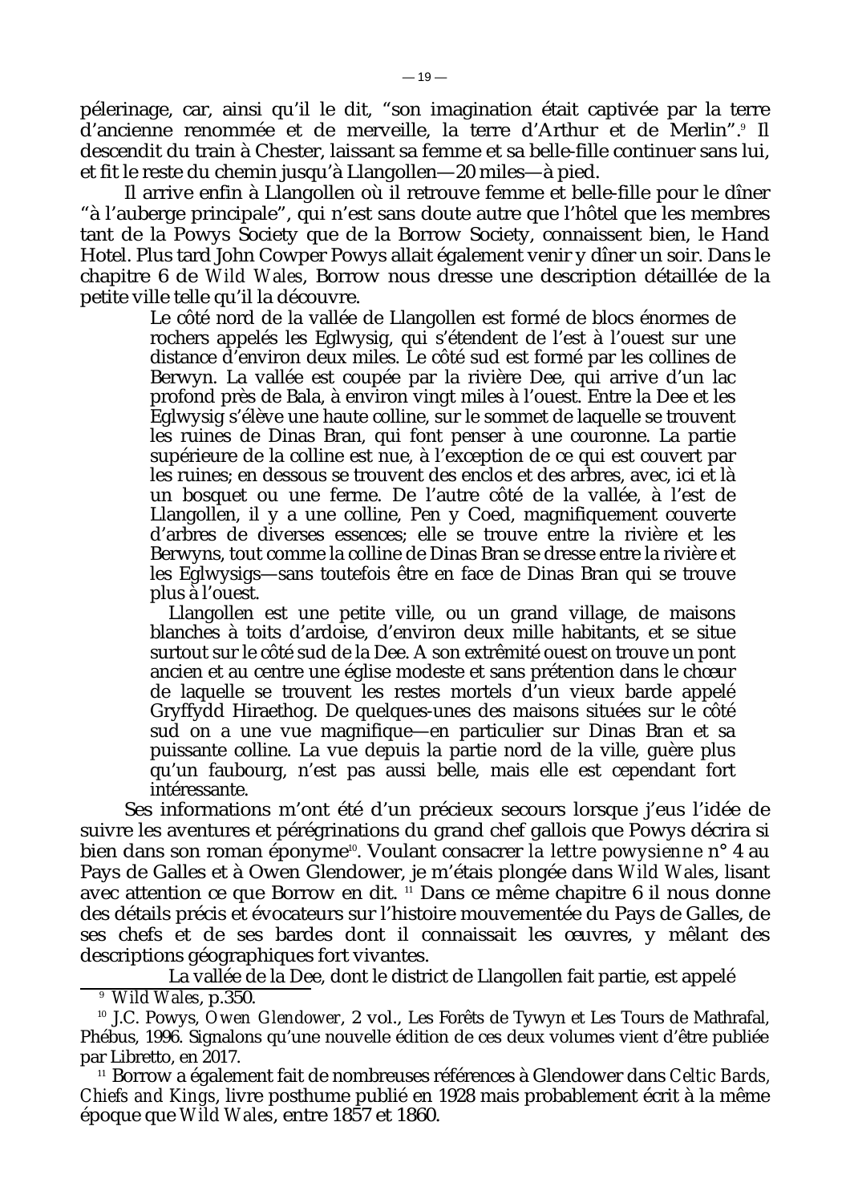pélerinage, car, ainsi qu'il le dit, "son imagination était captivée par la terre d'ancienne renommée et de merveille, la terre d'Arthur et de Merlin".[9] Il descendit du train à Chester, laissant sa femme et sa belle-fille continuer sans lui, et fit le reste du chemin jusqu'à Llangollen—20 miles—à pied.

Il arrive enfin à Llangollen où il retrouve femme et belle-fille pour le dîner "à l'auberge principale", qui n'est sans doute autre que l'hôtel que les membres tant de la Powys Society que de la Borrow Society, connaissent bien, le Hand Hotel. Plus tard John Cowper Powys allait également venir y dîner un soir. Dans le chapitre 6 de *Wild Wales*, Borrow nous dresse une description détaillée de la petite ville telle qu'il la découvre.

> Le côté nord de la vallée de Llangollen est formé de blocs énormes de rochers appelés les Eglwysig, qui s'étendent de l'est à l'ouest sur une distance d'environ deux miles. Le côté sud est formé par les collines de Berwyn. La vallée est coupée par la rivière Dee, qui arrive d'un lac profond près de Bala, à environ vingt miles à l'ouest. Entre la Dee et les Eglwysig s'élève une haute colline, sur le sommet de laquelle se trouvent les ruines de Dinas Bran, qui font penser à une couronne. La partie supérieure de la colline est nue, à l'exception de ce qui est couvert par les ruines; en dessous se trouvent des enclos et des arbres, avec, ici et là un bosquet ou une ferme. De l'autre côté de la vallée, à l'est de Llangollen, il y a une colline, Pen y Coed, magnifiquement couverte d'arbres de diverses essences; elle se trouve entre la rivière et les Berwyns, tout comme la colline de Dinas Bran se dresse entre la rivière et les Eglwysigs—sans toutefois être en face de Dinas Bran qui se trouve plus à l'ouest.
>
> Llangollen est une petite ville, ou un grand village, de maisons blanches à toits d'ardoise, d'environ deux mille habitants, et se situe surtout sur le côté sud de la Dee. A son extrêmité ouest on trouve un pont ancien et au centre une église modeste et sans prétention dans le chœur de laquelle se trouvent les restes mortels d'un vieux barde appelé Gryffydd Hiraethog. De quelques-unes des maisons situées sur le côté sud on a une vue magnifique—en particulier sur Dinas Bran et sa puissante colline. La vue depuis la partie nord de la ville, guère plus qu'un faubourg, n'est pas aussi belle, mais elle est cependant fort intéressante.

Ses informations m'ont été d'un précieux secours lorsque j'eus l'idée de suivre les aventures et pérégrinations du grand chef gallois que Powys décrira si bien dans son roman éponyme[10]. Voulant consacrer *la lettre powysienne* n° 4 au Pays de Galles et à Owen Glendower, je m'étais plongée dans *Wild Wales*, lisant avec attention ce que Borrow en dit. [11] Dans ce même chapitre 6 il nous donne des détails précis et évocateurs sur l'histoire mouvementée du Pays de Galles, de ses chefs et de ses bardes dont il connaissait les œuvres, y mêlant des descriptions géographiques fort vivantes.

> La vallée de la Dee, dont le district de Llangollen fait partie, est appelé

---

[9] *Wild Wales*, p.350.

[10] J.C. Powys, *Owen Glendower*, 2 vol., Les Forêts de Tywyn et Les Tours de Mathrafal, Phébus, 1996. Signalons qu'une nouvelle édition de ces deux volumes vient d'être publiée par Libretto, en 2017.

[11] Borrow a également fait de nombreuses références à Glendower dans *Celtic Bards, Chiefs and Kings*, livre posthume publié en 1928 mais probablement écrit à la même époque que *Wild Wales*, entre 1857 et 1860.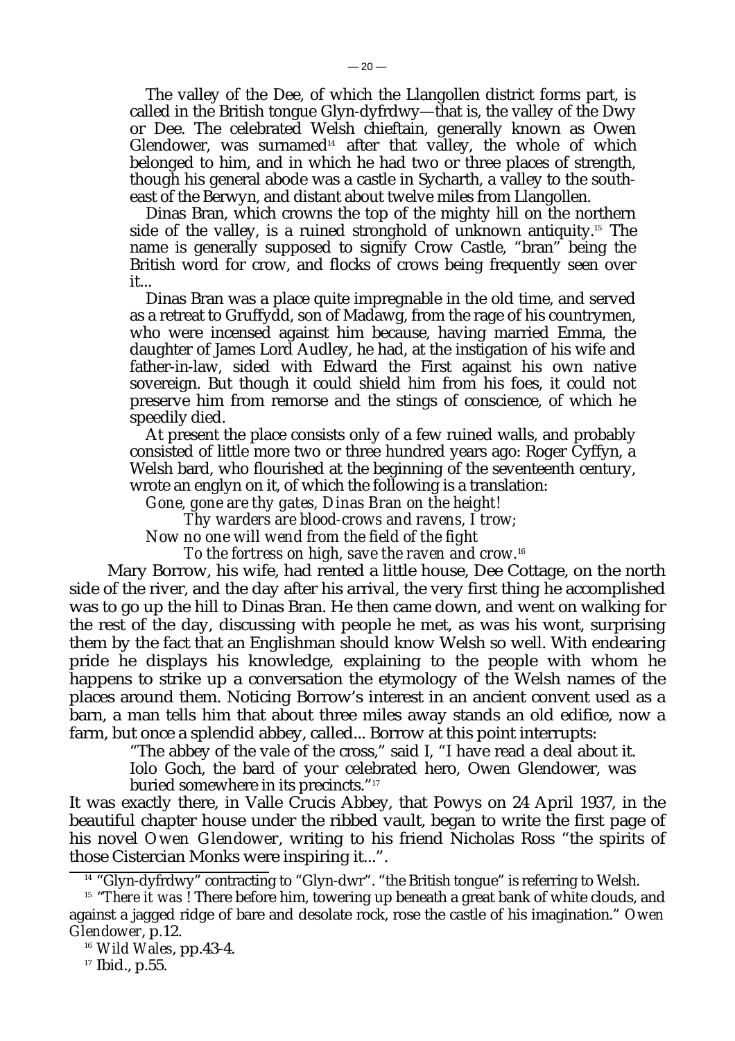The valley of the Dee, of which the Llangollen district forms part, is called in the British tongue Glyn-dyfrdwy—that is, the valley of the Dwy or Dee. The celebrated Welsh chieftain, generally known as Owen Glendower, was surnamed[14] after that valley, the whole of which belonged to him, and in which he had two or three places of strength, though his general abode was a castle in Sycharth, a valley to the south-east of the Berwyn, and distant about twelve miles from Llangollen.

Dinas Bran, which crowns the top of the mighty hill on the northern side of the valley, is a ruined stronghold of unknown antiquity.[15] The name is generally supposed to signify Crow Castle, "bran" being the British word for crow, and flocks of crows being frequently seen over it...

Dinas Bran was a place quite impregnable in the old time, and served as a retreat to Gruffydd, son of Madawg, from the rage of his countrymen, who were incensed against him because, having married Emma, the daughter of James Lord Audley, he had, at the instigation of his wife and father-in-law, sided with Edward the First against his own native sovereign. But though it could shield him from his foes, it could not preserve him from remorse and the stings of conscience, of which he speedily died.

At present the place consists only of a few ruined walls, and probably consisted of little more two or three hundred years ago: Roger Cyffyn, a Welsh bard, who flourished at the beginning of the seventeenth century, wrote an englyn on it, of which the following is a translation:

*Gone, gone are thy gates, Dinas Bran on the height!*
*Thy warders are blood-crows and ravens, I trow;*
*Now no one will wend from the field of the fight*
*To the fortress on high, save the raven and crow.*[16]

Mary Borrow, his wife, had rented a little house, Dee Cottage, on the north side of the river, and the day after his arrival, the very first thing he accomplished was to go up the hill to Dinas Bran. He then came down, and went on walking for the rest of the day, discussing with people he met, as was his wont, surprising them by the fact that an Englishman should know Welsh so well. With endearing pride he displays his knowledge, explaining to the people with whom he happens to strike up a conversation the etymology of the Welsh names of the places around them. Noticing Borrow's interest in an ancient convent used as a barn, a man tells him that about three miles away stands an old edifice, now a farm, but once a splendid abbey, called... Borrow at this point interrupts:

"The abbey of the vale of the cross," said I, "I have read a deal about it. Iolo Goch, the bard of your celebrated hero, Owen Glendower, was buried somewhere in its precincts."[17]

It was exactly there, in Valle Crucis Abbey, that Powys on 24 April 1937, in the beautiful chapter house under the ribbed vault, began to write the first page of his novel *Owen Glendower*, writing to his friend Nicholas Ross "the spirits of those Cistercian Monks were inspiring it...".

---

[14] "Glyn-dyfrdwy" contracting to "Glyn-dwr". "the British tongue" is referring to Welsh.

[15] "*There it was* ! There before him, towering up beneath a great bank of white clouds, and against a jagged ridge of bare and desolate rock, rose the castle of his imagination." *Owen Glendower*, p.12.

[16] *Wild Wales*, pp.43-4.

[17] Ibid., p.55.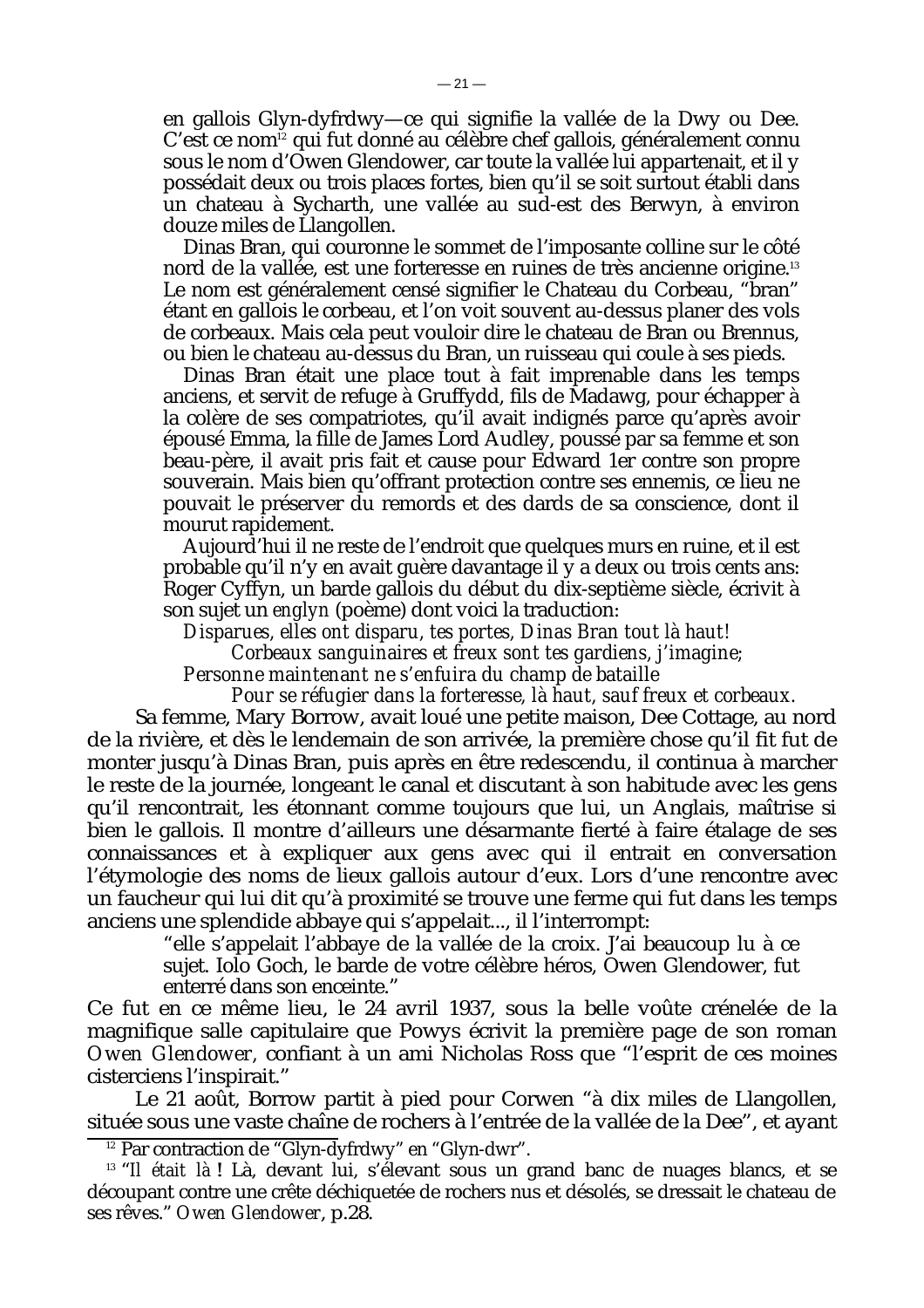en gallois Glyn-dyfrdwy—ce qui signifie la vallée de la Dwy ou Dee. C'est ce nom[12] qui fut donné au célèbre chef gallois, généralement connu sous le nom d'Owen Glendower, car toute la vallée lui appartenait, et il y possédait deux ou trois places fortes, bien qu'il se soit surtout établi dans un chateau à Sycharth, une vallée au sud-est des Berwyn, à environ douze miles de Llangollen.

Dinas Bran, qui couronne le sommet de l'imposante colline sur le côté nord de la vallée, est une forteresse en ruines de très ancienne origine.[13] Le nom est généralement censé signifier le Chateau du Corbeau, "bran" étant en gallois le corbeau, et l'on voit souvent au-dessus planer des vols de corbeaux. Mais cela peut vouloir dire le chateau de Bran ou Brennus, ou bien le chateau au-dessus du Bran, un ruisseau qui coule à ses pieds.

Dinas Bran était une place tout à fait imprenable dans les temps anciens, et servit de refuge à Gruffydd, fils de Madawg, pour échapper à la colère de ses compatriotes, qu'il avait indignés parce qu'après avoir épousé Emma, la fille de James Lord Audley, poussé par sa femme et son beau-père, il avait pris fait et cause pour Edward 1er contre son propre souverain. Mais bien qu'offrant protection contre ses ennemis, ce lieu ne pouvait le préserver du remords et des dards de sa conscience, dont il mourut rapidement.

Aujourd'hui il ne reste de l'endroit que quelques murs en ruine, et il est probable qu'il n'y en avait guère davantage il y a deux ou trois cents ans: Roger Cyffyn, un barde gallois du début du dix-septième siècle, écrivit à son sujet un *englyn* (poème) dont voici la traduction:

*Disparues, elles ont disparu, tes portes, Dinas Bran tout là haut!*
*Corbeaux sanguinaires et freux sont tes gardiens, j'imagine;*
*Personne maintenant ne s'enfuira du champ de bataille*
*Pour se réfugier dans la forteresse, là haut, sauf freux et corbeaux.*

Sa femme, Mary Borrow, avait loué une petite maison, Dee Cottage, au nord de la rivière, et dès le lendemain de son arrivée, la première chose qu'il fit fut de monter jusqu'à Dinas Bran, puis après en être redescendu, il continua à marcher le reste de la journée, longeant le canal et discutant à son habitude avec les gens qu'il rencontrait, les étonnant comme toujours que lui, un Anglais, maîtrise si bien le gallois. Il montre d'ailleurs une désarmante fierté à faire étalage de ses connaissances et à expliquer aux gens avec qui il entrait en conversation l'étymologie des noms de lieux gallois autour d'eux. Lors d'une rencontre avec un faucheur qui lui dit qu'à proximité se trouve une ferme qui fut dans les temps anciens une splendide abbaye qui s'appelait..., il l'interrompt:

> "elle s'appelait l'abbaye de la vallée de la croix. J'ai beaucoup lu à ce sujet. Iolo Goch, le barde de votre célèbre héros, Owen Glendower, fut enterré dans son enceinte."

Ce fut en ce même lieu, le 24 avril 1937, sous la belle voûte crénelée de la magnifique salle capitulaire que Powys écrivit la première page de son roman *Owen Glendower*, confiant à un ami Nicholas Ross que "l'esprit de ces moines cisterciens l'inspirait."

Le 21 août, Borrow partit à pied pour Corwen "à dix miles de Llangollen, située sous une vaste chaîne de rochers à l'entrée de la vallée de la Dee", et ayant

---

[12] Par contraction de "Glyn-dyfrdwy" en "Glyn-dwr".

[13] "*Il était là* ! Là, devant lui, s'élevant sous un grand banc de nuages blancs, et se découpant contre une crête déchiquetée de rochers nus et désolés, se dressait le chateau de ses rêves." *Owen Glendower*, p.28.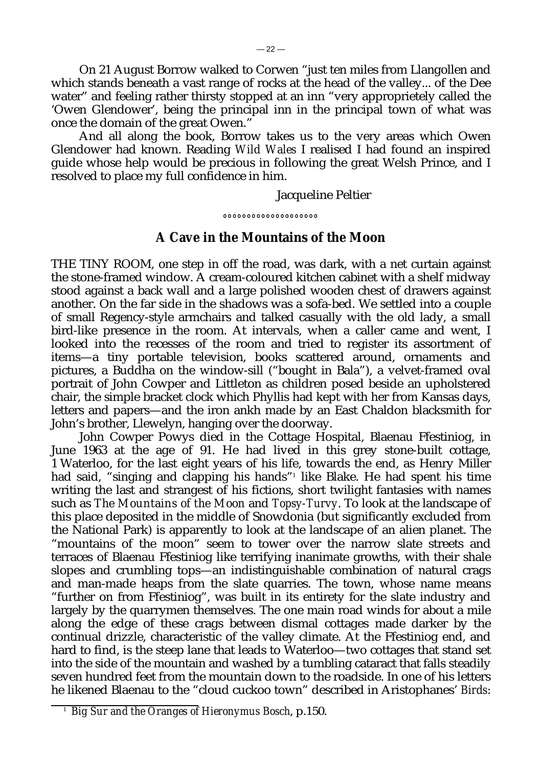On 21 August Borrow walked to Corwen "just ten miles from Llangollen and which stands beneath a vast range of rocks at the head of the valley... of the Dee water" and feeling rather thirsty stopped at an inn "very approprietely called the 'Owen Glendower', being the principal inn in the principal town of what was once the domain of the great Owen."

And all along the book, Borrow takes us to the very areas which Owen Glendower had known. Reading *Wild Wales* I realised I had found an inspired guide whose help would be precious in following the great Welsh Prince, and I resolved to place my full confidence in him.

Jacqueline Peltier

°°°°°°°°°°°°°°°°°°°

## A Cave in the Mountains of the Moon

THE TINY ROOM, one step in off the road, was dark, with a net curtain against the stone-framed window. A cream-coloured kitchen cabinet with a shelf midway stood against a back wall and a large polished wooden chest of drawers against another. On the far side in the shadows was a sofa-bed. We settled into a couple of small Regency-style armchairs and talked casually with the old lady, a small bird-like presence in the room. At intervals, when a caller came and went, I looked into the recesses of the room and tried to register its assortment of items—a tiny portable television, books scattered around, ornaments and pictures, a Buddha on the window-sill ("bought in Bala"), a velvet-framed oval portrait of John Cowper and Littleton as children posed beside an upholstered chair, the simple bracket clock which Phyllis had kept with her from Kansas days, letters and papers—and the iron ankh made by an East Chaldon blacksmith for John's brother, Llewelyn, hanging over the doorway.

John Cowper Powys died in the Cottage Hospital, Blaenau Ffestiniog, in June 1963 at the age of 91. He had lived in this grey stone-built cottage, 1 Waterloo, for the last eight years of his life, towards the end, as Henry Miller had said, "singing and clapping his hands"[1] like Blake. He had spent his time writing the last and strangest of his fictions, short twilight fantasies with names such as *The Mountains of the Moon* and *Topsy-Turvy*. To look at the landscape of this place deposited in the middle of Snowdonia (but significantly excluded from the National Park) is apparently to look at the landscape of an alien planet. The "mountains of the moon" seem to tower over the narrow slate streets and terraces of Blaenau Ffestiniog like terrifying inanimate growths, with their shale slopes and crumbling tops—an indistinguishable combination of natural crags and man-made heaps from the slate quarries. The town, whose name means "further on from Ffestiniog", was built in its entirety for the slate industry and largely by the quarrymen themselves. The one main road winds for about a mile along the edge of these crags between dismal cottages made darker by the continual drizzle, characteristic of the valley climate. At the Ffestiniog end, and hard to find, is the steep lane that leads to Waterloo—two cottages that stand set into the side of the mountain and washed by a tumbling cataract that falls steadily seven hundred feet from the mountain down to the roadside. In one of his letters he likened Blaenau to the "cloud cuckoo town" described in Aristophanes' *Birds*:

[1] *Big Sur and the Oranges of Hieronymus Bosch*, p.150.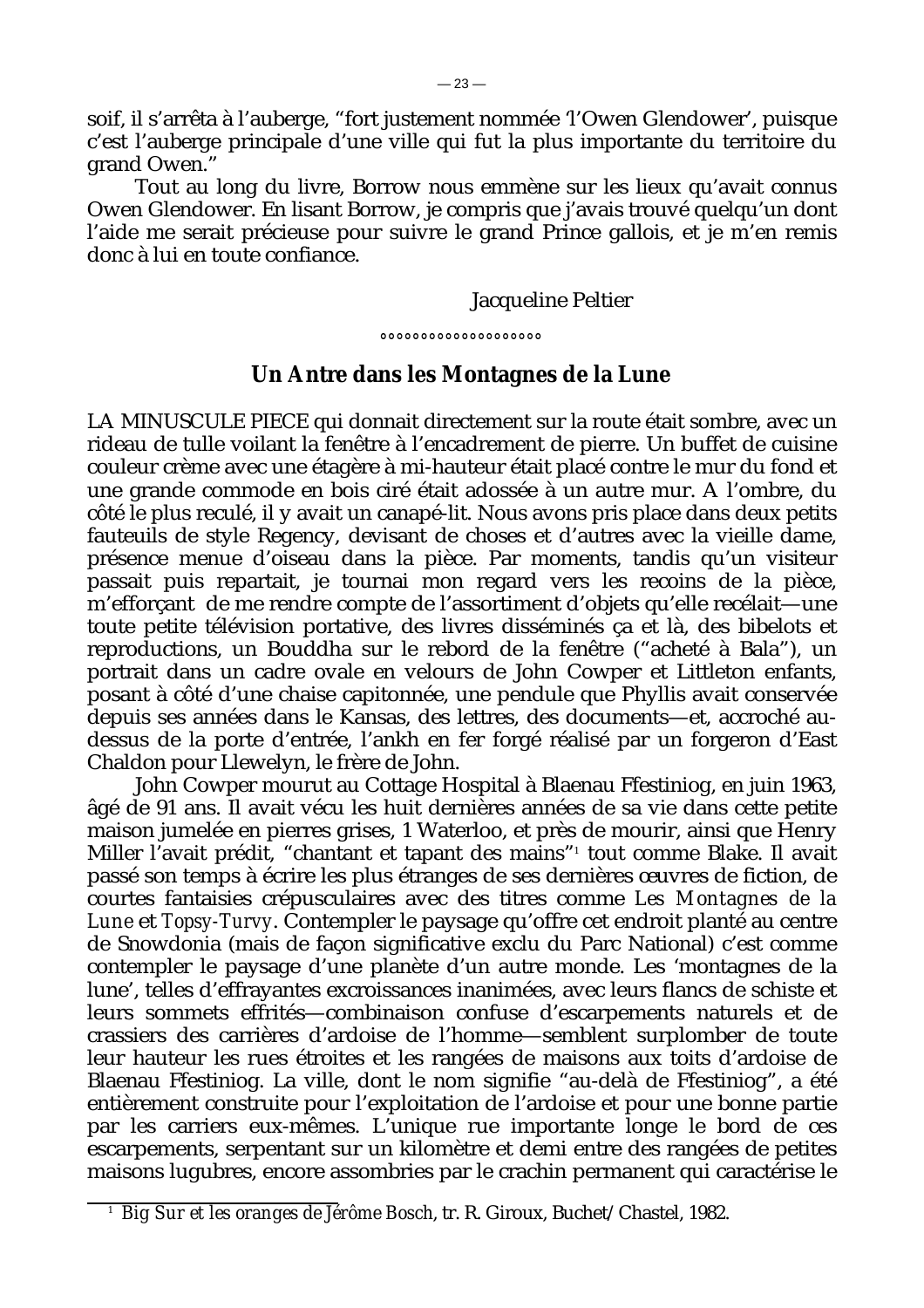soif, il s'arrêta à l'auberge, "fort justement nommée 'l'Owen Glendower', puisque c'est l'auberge principale d'une ville qui fut la plus importante du territoire du grand Owen."

Tout au long du livre, Borrow nous emmène sur les lieux qu'avait connus Owen Glendower. En lisant Borrow, je compris que j'avais trouvé quelqu'un dont l'aide me serait précieuse pour suivre le grand Prince gallois, et je m'en remis donc à lui en toute confiance.

Jacqueline Peltier

°°°°°°°°°°°°°°°°°°°°

## Un Antre dans les Montagnes de la Lune

LA MINUSCULE PIECE qui donnait directement sur la route était sombre, avec un rideau de tulle voilant la fenêtre à l'encadrement de pierre. Un buffet de cuisine couleur crème avec une étagère à mi-hauteur était placé contre le mur du fond et une grande commode en bois ciré était adossée à un autre mur. A l'ombre, du côté le plus reculé, il y avait un canapé-lit. Nous avons pris place dans deux petits fauteuils de style Regency, devisant de choses et d'autres avec la vieille dame, présence menue d'oiseau dans la pièce. Par moments, tandis qu'un visiteur passait puis repartait, je tournai mon regard vers les recoins de la pièce, m'efforçant de me rendre compte de l'assortiment d'objets qu'elle recélait—une toute petite télévision portative, des livres disséminés ça et là, des bibelots et reproductions, un Bouddha sur le rebord de la fenêtre ("acheté à Bala"), un portrait dans un cadre ovale en velours de John Cowper et Littleton enfants, posant à côté d'une chaise capitonnée, une pendule que Phyllis avait conservée depuis ses années dans le Kansas, des lettres, des documents—et, accroché au-dessus de la porte d'entrée, l'ankh en fer forgé réalisé par un forgeron d'East Chaldon pour Llewelyn, le frère de John.

John Cowper mourut au Cottage Hospital à Blaenau Ffestiniog, en juin 1963, âgé de 91 ans. Il avait vécu les huit dernières années de sa vie dans cette petite maison jumelée en pierres grises, 1 Waterloo, et près de mourir, ainsi que Henry Miller l'avait prédit, "chantant et tapant des mains"[1] tout comme Blake. Il avait passé son temps à écrire les plus étranges de ses dernières œuvres de fiction, de courtes fantaisies crépusculaires avec des titres comme *Les Montagnes de la Lune* et *Topsy-Turvy*. Contempler le paysage qu'offre cet endroit planté au centre de Snowdonia (mais de façon significative exclu du Parc National) c'est comme contempler le paysage d'une planète d'un autre monde. Les 'montagnes de la lune', telles d'effrayantes excroissances inanimées, avec leurs flancs de schiste et leurs sommets effrités—combinaison confuse d'escarpements naturels et de crassiers des carrières d'ardoise de l'homme—semblent surplomber de toute leur hauteur les rues étroites et les rangées de maisons aux toits d'ardoise de Blaenau Ffestiniog. La ville, dont le nom signifie "au-delà de Ffestiniog", a été entièrement construite pour l'exploitation de l'ardoise et pour une bonne partie par les carriers eux-mêmes. L'unique rue importante longe le bord de ces escarpements, serpentant sur un kilomètre et demi entre des rangées de petites maisons lugubres, encore assombries par le crachin permanent qui caractérise le

[1] *Big Sur et les oranges de Jérôme Bosch*, tr. R. Giroux, Buchet/Chastel, 1982.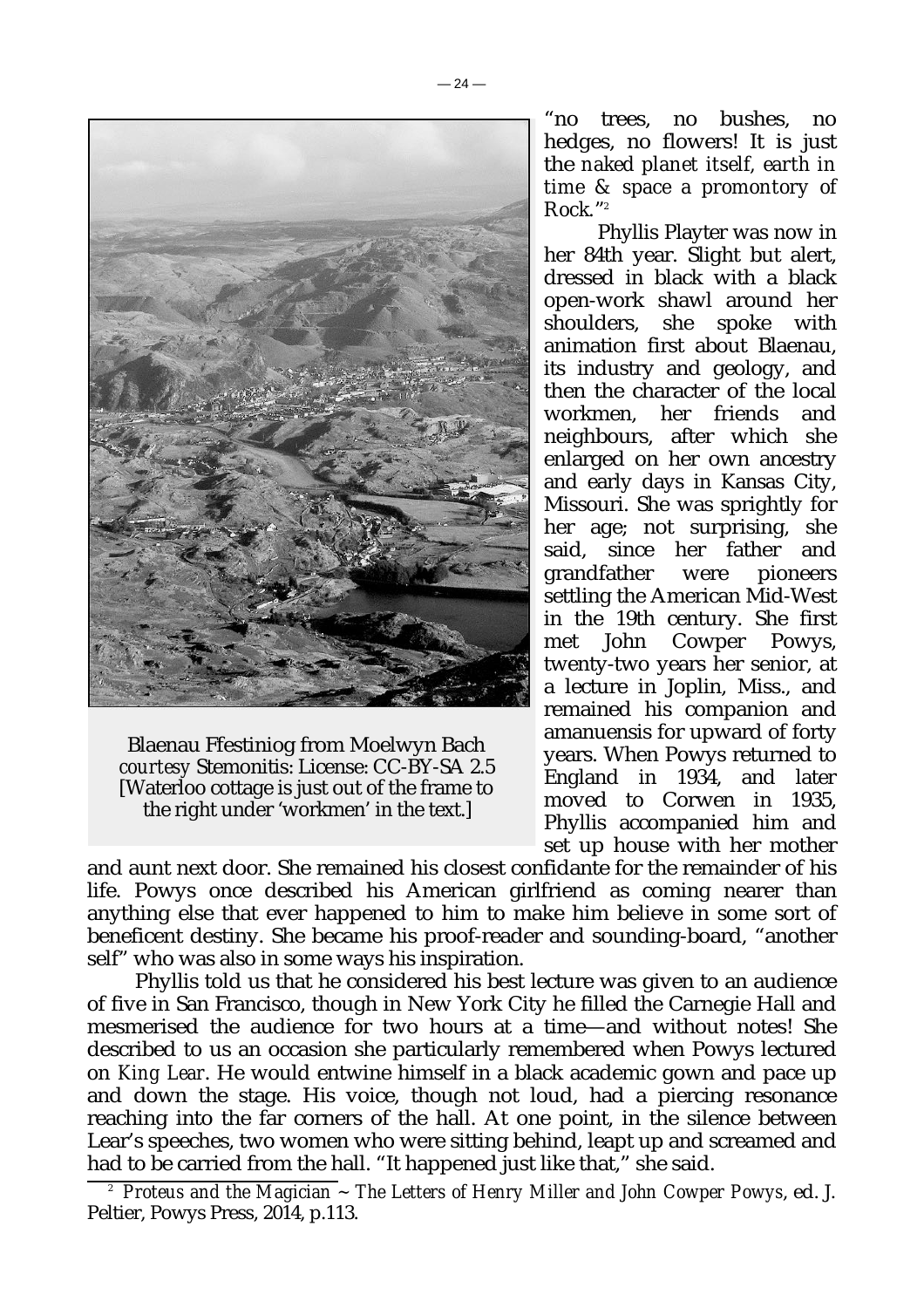"no trees, no bushes, no hedges, no flowers! It is just the *naked planet itself, earth in time & space a promontory of Rock.*"[2]

Phyllis Playter was now in her 84th year. Slight but alert, dressed in black with a black open-work shawl around her shoulders, she spoke with animation first about Blaenau, its industry and geology, and then the character of the local workmen, her friends and neighbours, after which she enlarged on her own ancestry and early days in Kansas City, Missouri. She was sprightly for her age; not surprising, she said, since her father and grandfather were pioneers settling the American Mid-West in the 19th century. She first met John Cowper Powys, twenty-two years her senior, at a lecture in Joplin, Miss., and remained his companion and amanuensis for upward of forty years. When Powys returned to England in 1934, and later moved to Corwen in 1935, Phyllis accompanied him and set up house with her mother and aunt next door. She remained his closest confidante for the remainder of his life. Powys once described his American girlfriend as coming nearer than anything else that ever happened to him to make him believe in some sort of beneficent destiny. She became his proof-reader and sounding-board, "another self" who was also in some ways his inspiration.

Blaenau Ffestiniog from Moelwyn Bach *courtesy* Stemonitis: License: CC-BY-SA 2.5 [Waterloo cottage is just out of the frame to the right under 'workmen' in the text.]

Phyllis told us that he considered his best lecture was given to an audience of five in San Francisco, though in New York City he filled the Carnegie Hall and mesmerised the audience for two hours at a time—and without notes! She described to us an occasion she particularly remembered when Powys lectured on *King Lear*. He would entwine himself in a black academic gown and pace up and down the stage. His voice, though not loud, had a piercing resonance reaching into the far corners of the hall. At one point, in the silence between Lear's speeches, two women who were sitting behind, leapt up and screamed and had to be carried from the hall. "It happened just like that," she said.

[2] *Proteus and the Magician ~ The Letters of Henry Miller and John Cowper Powys*, ed. J. Peltier, Powys Press, 2014, p.113.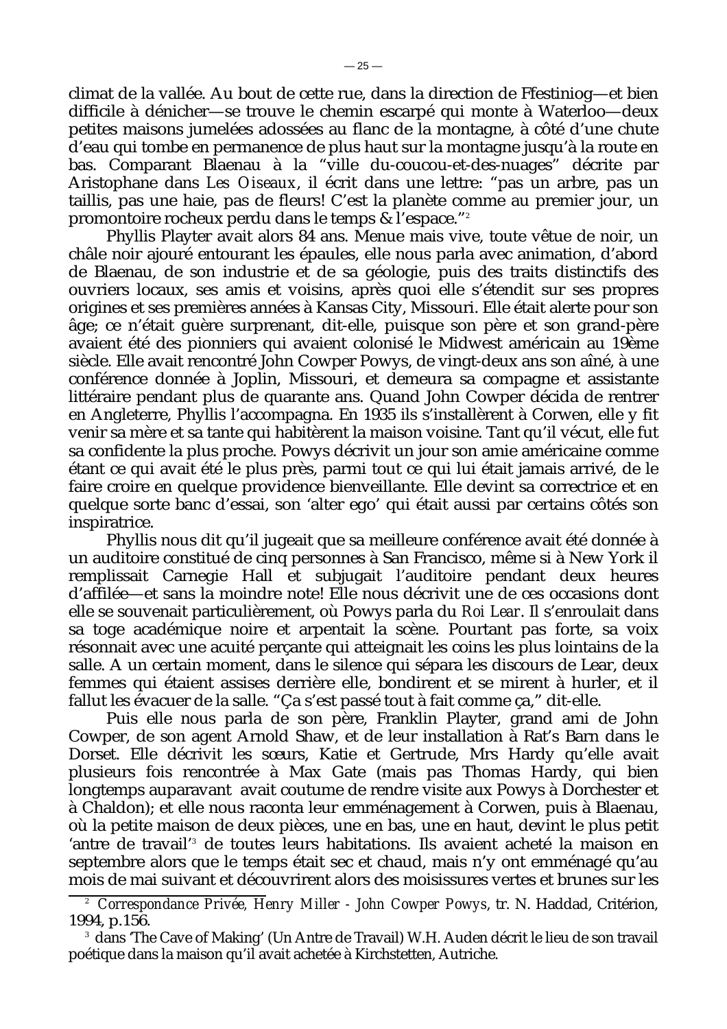climat de la vallée. Au bout de cette rue, dans la direction de Ffestiniog—et bien difficile à dénicher—se trouve le chemin escarpé qui monte à Waterloo—deux petites maisons jumelées adossées au flanc de la montagne, à côté d'une chute d'eau qui tombe en permanence de plus haut sur la montagne jusqu'à la route en bas. Comparant Blaenau à la "ville du-coucou-et-des-nuages" décrite par Aristophane dans *Les Oiseaux*, il écrit dans une lettre: "pas un arbre, pas un taillis, pas une haie, pas de fleurs! C'est la planète comme au premier jour, un promontoire rocheux perdu dans le temps & l'espace."[2]

Phyllis Playter avait alors 84 ans. Menue mais vive, toute vêtue de noir, un châle noir ajouré entourant les épaules, elle nous parla avec animation, d'abord de Blaenau, de son industrie et de sa géologie, puis des traits distinctifs des ouvriers locaux, ses amis et voisins, après quoi elle s'étendit sur ses propres origines et ses premières années à Kansas City, Missouri. Elle était alerte pour son âge; ce n'était guère surprenant, dit-elle, puisque son père et son grand-père avaient été des pionniers qui avaient colonisé le Midwest américain au 19ème siècle. Elle avait rencontré John Cowper Powys, de vingt-deux ans son aîné, à une conférence donnée à Joplin, Missouri, et demeura sa compagne et assistante littéraire pendant plus de quarante ans. Quand John Cowper décida de rentrer en Angleterre, Phyllis l'accompagna. En 1935 ils s'installèrent à Corwen, elle y fit venir sa mère et sa tante qui habitèrent la maison voisine. Tant qu'il vécut, elle fut sa confidente la plus proche. Powys décrivit un jour son amie américaine comme étant ce qui avait été le plus près, parmi tout ce qui lui était jamais arrivé, de le faire croire en quelque providence bienveillante. Elle devint sa correctrice et en quelque sorte banc d'essai, son 'alter ego' qui était aussi par certains côtés son inspiratrice.

Phyllis nous dit qu'il jugeait que sa meilleure conférence avait été donnée à un auditoire constitué de cinq personnes à San Francisco, même si à New York il remplissait Carnegie Hall et subjugait l'auditoire pendant deux heures d'affilée—et sans la moindre note! Elle nous décrivit une de ces occasions dont elle se souvenait particulièrement, où Powys parla du *Roi Lear*. Il s'enroulait dans sa toge académique noire et arpentait la scène. Pourtant pas forte, sa voix résonnait avec une acuité perçante qui atteignait les coins les plus lointains de la salle. A un certain moment, dans le silence qui sépara les discours de Lear, deux femmes qui étaient assises derrière elle, bondirent et se mirent à hurler, et il fallut les évacuer de la salle. "Ça s'est passé tout à fait comme ça," dit-elle.

Puis elle nous parla de son père, Franklin Playter, grand ami de John Cowper, de son agent Arnold Shaw, et de leur installation à Rat's Barn dans le Dorset. Elle décrivit les sœurs, Katie et Gertrude, Mrs Hardy qu'elle avait plusieurs fois rencontrée à Max Gate (mais pas Thomas Hardy, qui bien longtemps auparavant avait coutume de rendre visite aux Powys à Dorchester et à Chaldon); et elle nous raconta leur emménagement à Corwen, puis à Blaenau, où la petite maison de deux pièces, une en bas, une en haut, devint le plus petit 'antre de travail'[3] de toutes leurs habitations. Ils avaient acheté la maison en septembre alors que le temps était sec et chaud, mais n'y ont emménagé qu'au mois de mai suivant et découvrirent alors des moisissures vertes et brunes sur les

---

[2] *Correspondance Privée, Henry Miller - John Cowper Powys*, tr. N. Haddad, Critérion, 1994, p.156.

[3] dans 'The Cave of Making' (Un Antre de Travail) W.H. Auden décrit le lieu de son travail poétique dans la maison qu'il avait achetée à Kirchstetten, Autriche.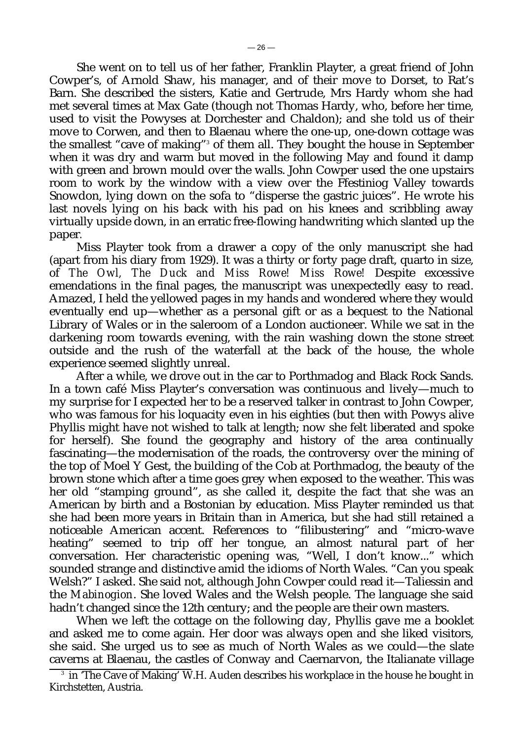She went on to tell us of her father, Franklin Playter, a great friend of John Cowper's, of Arnold Shaw, his manager, and of their move to Dorset, to Rat's Barn. She described the sisters, Katie and Gertrude, Mrs Hardy whom she had met several times at Max Gate (though not Thomas Hardy, who, before her time, used to visit the Powyses at Dorchester and Chaldon); and she told us of their move to Corwen, and then to Blaenau where the one-up, one-down cottage was the smallest "cave of making"[3] of them all. They bought the house in September when it was dry and warm but moved in the following May and found it damp with green and brown mould over the walls. John Cowper used the one upstairs room to work by the window with a view over the Ffestiniog Valley towards Snowdon, lying down on the sofa to "disperse the gastric juices". He wrote his last novels lying on his back with his pad on his knees and scribbling away virtually upside down, in an erratic free-flowing handwriting which slanted up the paper.

Miss Playter took from a drawer a copy of the only manuscript she had (apart from his diary from 1929). It was a thirty or forty page draft, quarto in size, of *The Owl, The Duck and Miss Rowe! Miss Rowe!* Despite excessive emendations in the final pages, the manuscript was unexpectedly easy to read. Amazed, I held the yellowed pages in my hands and wondered where they would eventually end up—whether as a personal gift or as a bequest to the National Library of Wales or in the saleroom of a London auctioneer. While we sat in the darkening room towards evening, with the rain washing down the stone street outside and the rush of the waterfall at the back of the house, the whole experience seemed slightly unreal.

After a while, we drove out in the car to Porthmadog and Black Rock Sands. In a town café Miss Playter's conversation was continuous and lively—much to my surprise for I expected her to be a reserved talker in contrast to John Cowper, who was famous for his loquacity even in his eighties (but then with Powys alive Phyllis might have not wished to talk at length; now she felt liberated and spoke for herself). She found the geography and history of the area continually fascinating—the modernisation of the roads, the controversy over the mining of the top of Moel Y Gest, the building of the Cob at Porthmadog, the beauty of the brown stone which after a time goes grey when exposed to the weather. This was her old "stamping ground", as she called it, despite the fact that she was an American by birth and a Bostonian by education. Miss Playter reminded us that she had been more years in Britain than in America, but she had still retained a noticeable American accent. References to "filibustering" and "micro-wave heating" seemed to trip off her tongue, an almost natural part of her conversation. Her characteristic opening was, "Well, I don't know..." which sounded strange and distinctive amid the idioms of North Wales. "Can you speak Welsh?" I asked. She said not, although John Cowper could read it—Taliessin and the *Mabinogion*. She loved Wales and the Welsh people. The language she said hadn't changed since the 12th century; and the people are their own masters.

When we left the cottage on the following day, Phyllis gave me a booklet and asked me to come again. Her door was always open and she liked visitors, she said. She urged us to see as much of North Wales as we could—the slate caverns at Blaenau, the castles of Conway and Caernarvon, the Italianate village

[3] in 'The Cave of Making' W.H. Auden describes his workplace in the house he bought in Kirchstetten, Austria.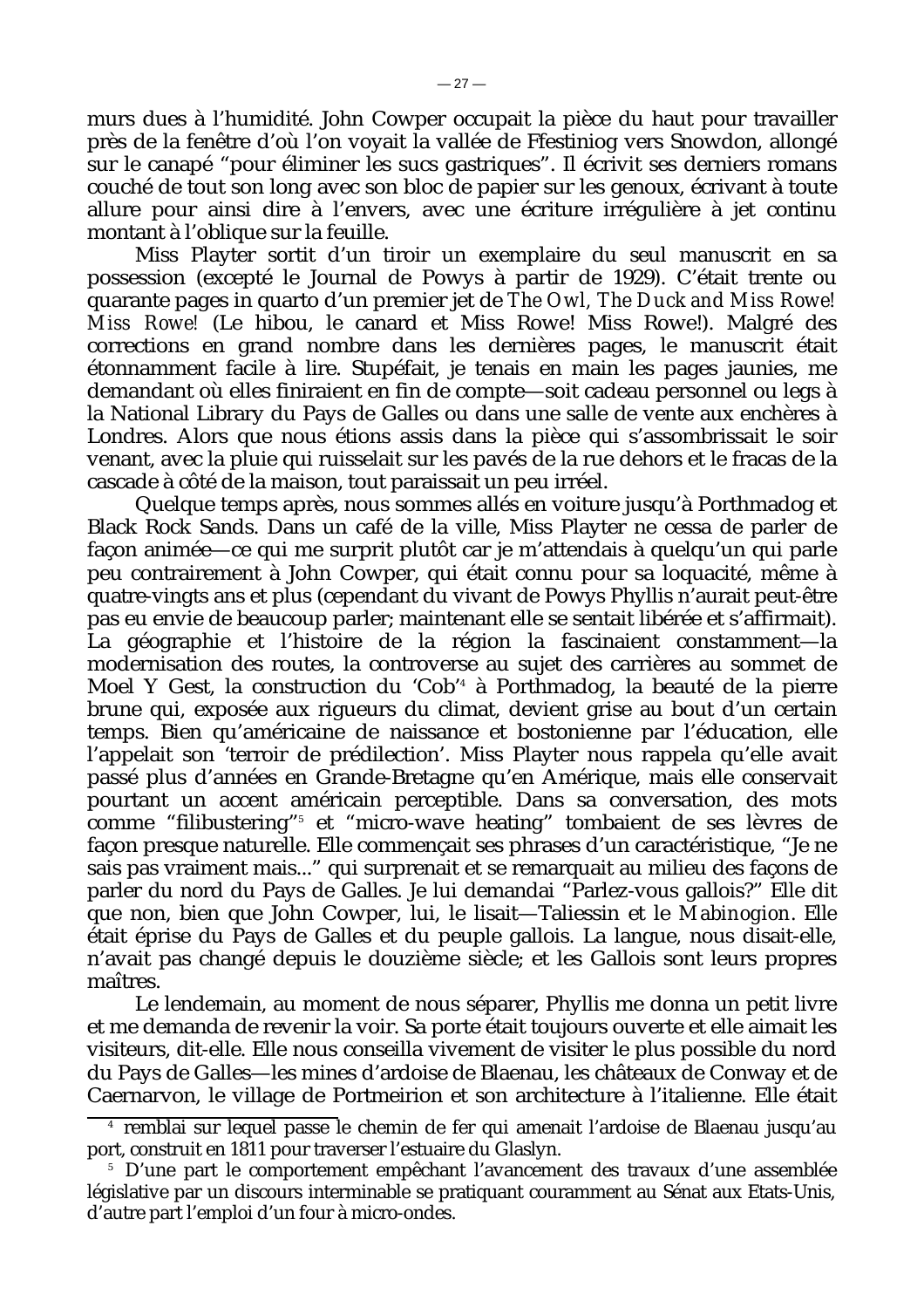murs dues à l'humidité. John Cowper occupait la pièce du haut pour travailler près de la fenêtre d'où l'on voyait la vallée de Ffestiniog vers Snowdon, allongé sur le canapé "pour éliminer les sucs gastriques". Il écrivit ses derniers romans couché de tout son long avec son bloc de papier sur les genoux, écrivant à toute allure pour ainsi dire à l'envers, avec une écriture irrégulière à jet continu montant à l'oblique sur la feuille.

Miss Playter sortit d'un tiroir un exemplaire du seul manuscrit en sa possession (excepté le Journal de Powys à partir de 1929). C'était trente ou quarante pages in quarto d'un premier jet de *The Owl, The Duck and Miss Rowe! Miss Rowe!* (Le hibou, le canard et Miss Rowe! Miss Rowe!). Malgré des corrections en grand nombre dans les dernières pages, le manuscrit était étonnamment facile à lire. Stupéfait, je tenais en main les pages jaunies, me demandant où elles finiraient en fin de compte—soit cadeau personnel ou legs à la National Library du Pays de Galles ou dans une salle de vente aux enchères à Londres. Alors que nous étions assis dans la pièce qui s'assombrissait le soir venant, avec la pluie qui ruisselait sur les pavés de la rue dehors et le fracas de la cascade à côté de la maison, tout paraissait un peu irréel.

Quelque temps après, nous sommes allés en voiture jusqu'à Porthmadog et Black Rock Sands. Dans un café de la ville, Miss Playter ne cessa de parler de façon animée—ce qui me surprit plutôt car je m'attendais à quelqu'un qui parle peu contrairement à John Cowper, qui était connu pour sa loquacité, même à quatre-vingts ans et plus (cependant du vivant de Powys Phyllis n'aurait peut-être pas eu envie de beaucoup parler; maintenant elle se sentait libérée et s'affirmait). La géographie et l'histoire de la région la fascinaient constamment—la modernisation des routes, la controverse au sujet des carrières au sommet de Moel Y Gest, la construction du 'Cob'[4] à Porthmadog, la beauté de la pierre brune qui, exposée aux rigueurs du climat, devient grise au bout d'un certain temps. Bien qu'américaine de naissance et bostonienne par l'éducation, elle l'appelait son 'terroir de prédilection'. Miss Playter nous rappela qu'elle avait passé plus d'années en Grande-Bretagne qu'en Amérique, mais elle conservait pourtant un accent américain perceptible. Dans sa conversation, des mots comme "filibustering"[5] et "micro-wave heating" tombaient de ses lèvres de façon presque naturelle. Elle commençait ses phrases d'un caractéristique, "Je ne sais pas vraiment mais..." qui surprenait et se remarquait au milieu des façons de parler du nord du Pays de Galles. Je lui demandai "Parlez-vous gallois?" Elle dit que non, bien que John Cowper, lui, le lisait—Taliessin et le *Mabinogion*. Elle était éprise du Pays de Galles et du peuple gallois. La langue, nous disait-elle, n'avait pas changé depuis le douzième siècle; et les Gallois sont leurs propres maîtres.

Le lendemain, au moment de nous séparer, Phyllis me donna un petit livre et me demanda de revenir la voir. Sa porte était toujours ouverte et elle aimait les visiteurs, dit-elle. Elle nous conseilla vivement de visiter le plus possible du nord du Pays de Galles—les mines d'ardoise de Blaenau, les châteaux de Conway et de Caernarvon, le village de Portmeirion et son architecture à l'italienne. Elle était

---

[4] remblai sur lequel passe le chemin de fer qui amenait l'ardoise de Blaenau jusqu'au port, construit en 1811 pour traverser l'estuaire du Glaslyn.

[5] D'une part le comportement empêchant l'avancement des travaux d'une assemblée législative par un discours interminable se pratiquant couramment au Sénat aux Etats-Unis, d'autre part l'emploi d'un four à micro-ondes.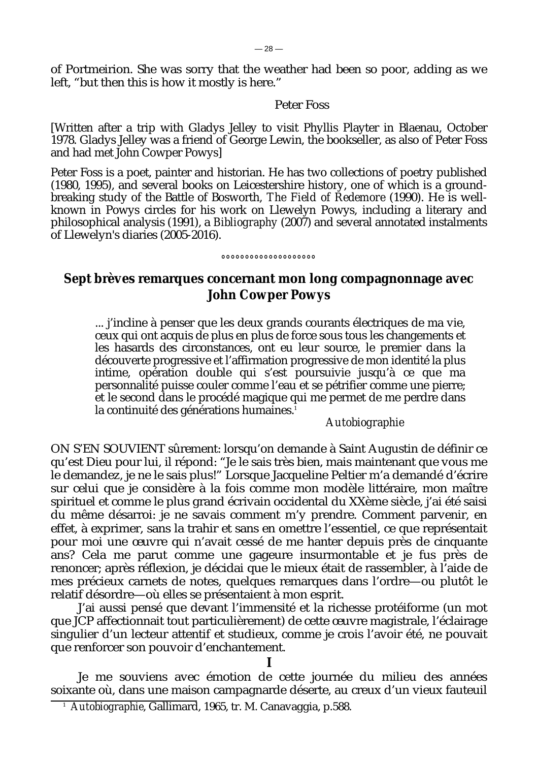of Portmeirion. She was sorry that the weather had been so poor, adding as we left, "but then this is how it mostly is here."

Peter Foss

[Written after a trip with Gladys Jelley to visit Phyllis Playter in Blaenau, October 1978. Gladys Jelley was a friend of George Lewin, the bookseller, as also of Peter Foss and had met John Cowper Powys]

Peter Foss is a poet, painter and historian. He has two collections of poetry published (1980, 1995), and several books on Leicestershire history, one of which is a ground-breaking study of the Battle of Bosworth, *The Field of Redemore* (1990). He is well-known in Powys circles for his work on Llewelyn Powys, including a literary and philosophical analysis (1991), a *Bibliography* (2007) and several annotated instalments of Llewelyn's diaries (2005-2016).

°°°°°°°°°°°°°°°°°°°°

## Sept brèves remarques concernant mon long compagnonnage avec John Cowper Powys

> ... j'incline à penser que les deux grands courants électriques de ma vie, ceux qui ont acquis de plus en plus de force sous tous les changements et les hasards des circonstances, ont eu leur source, le premier dans la découverte progressive et l'affirmation progressive de mon identité la plus intime, opération double qui s'est poursuivie jusqu'à ce que ma personnalité puisse couler comme l'eau et se pétrifier comme une pierre; et le second dans le procédé magique qui me permet de me perdre dans la continuité des générations humaines.[1]
>
> *Autobiographie*

ON S'EN SOUVIENT sûrement: lorsqu'on demande à Saint Augustin de définir ce qu'est Dieu pour lui, il répond: "Je le sais très bien, mais maintenant que vous me le demandez, je ne le sais plus!" Lorsque Jacqueline Peltier m'a demandé d'écrire sur celui que je considère à la fois comme mon modèle littéraire, mon maître spirituel et comme le plus grand écrivain occidental du XXème siècle, j'ai été saisi du même désarroi: je ne savais comment m'y prendre. Comment parvenir, en effet, à exprimer, sans la trahir et sans en omettre l'essentiel, ce que représentait pour moi une œuvre qui n'avait cessé de me hanter depuis près de cinquante ans? Cela me parut comme une gageure insurmontable et je fus près de renoncer; après réflexion, je décidai que le mieux était de rassembler, à l'aide de mes précieux carnets de notes, quelques remarques dans l'ordre—ou plutôt le relatif désordre—où elles se présentaient à mon esprit.

J'ai aussi pensé que devant l'immensité et la richesse protéiforme (un mot que JCP affectionnait tout particulièrement) de cette œuvre magistrale, l'éclairage singulier d'un lecteur attentif et studieux, comme je crois l'avoir été, ne pouvait que renforcer son pouvoir d'enchantement.

### I

Je me souviens avec émotion de cette journée du milieu des années soixante où, dans une maison campagnarde déserte, au creux d'un vieux fauteuil

[1] *Autobiographie*, Gallimard, 1965, tr. M. Canavaggia, p.588.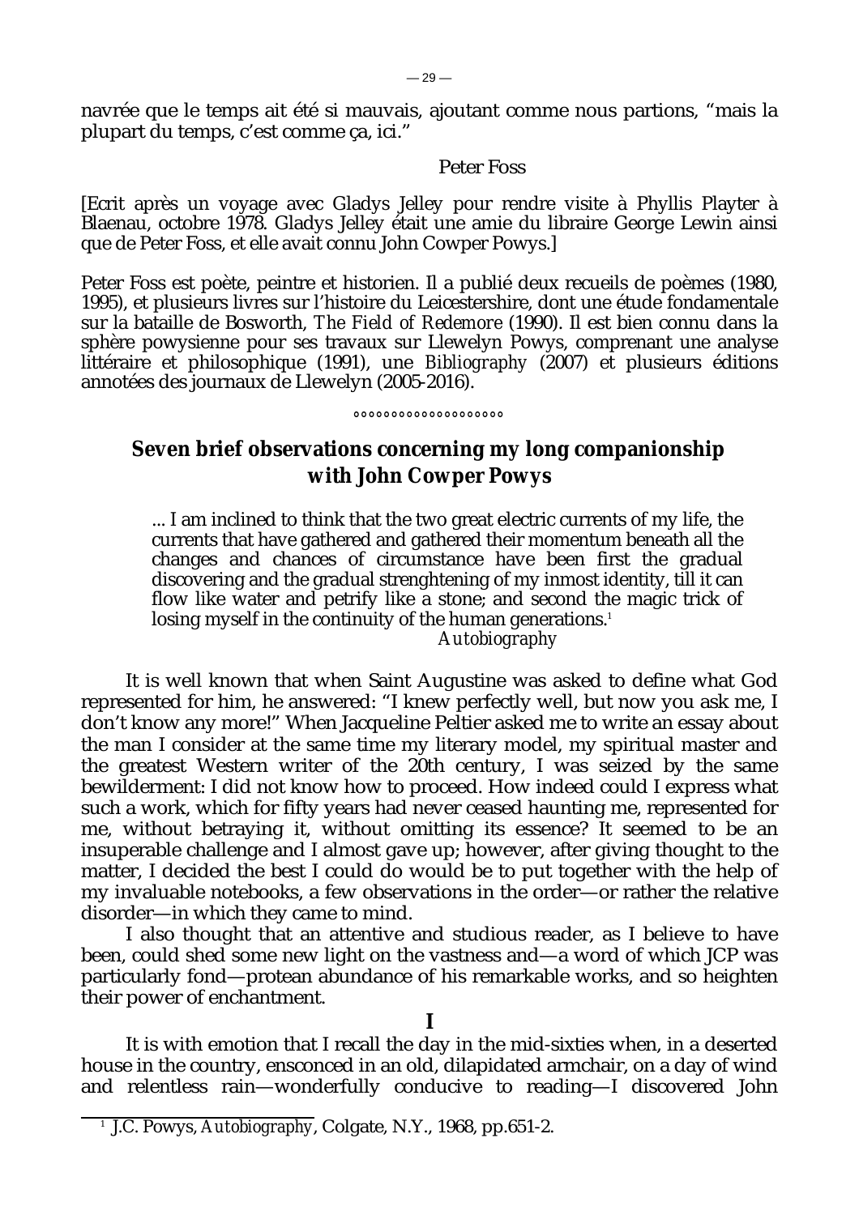navrée que le temps ait été si mauvais, ajoutant comme nous partions, “mais la plupart du temps, c’est comme ça, ici.”

Peter Foss

[Ecrit après un voyage avec Gladys Jelley pour rendre visite à Phyllis Playter à Blaenau, octobre 1978. Gladys Jelley était une amie du libraire George Lewin ainsi que de Peter Foss, et elle avait connu John Cowper Powys.]

Peter Foss est poète, peintre et historien. Il a publié deux recueils de poèmes (1980, 1995), et plusieurs livres sur l’histoire du Leicestershire, dont une étude fondamentale sur la bataille de Bosworth, *The Field of Redemore* (1990). Il est bien connu dans la sphère powysienne pour ses travaux sur Llewelyn Powys, comprenant une analyse littéraire et philosophique (1991), une *Bibliography* (2007) et plusieurs éditions annotées des journaux de Llewelyn (2005-2016).

°°°°°°°°°°°°°°°°°°°°

## Seven brief observations concerning my long companionship with John Cowper Powys

> ... I am inclined to think that the two great electric currents of my life, the currents that have gathered and gathered their momentum beneath all the changes and chances of circumstance have been first the gradual discovering and the gradual strenghtening of my inmost identity, till it can flow like water and petrify like a stone; and second the magic trick of losing myself in the continuity of the human generations.[1]
>
> *Autobiography*

It is well known that when Saint Augustine was asked to define what God represented for him, he answered: “I knew perfectly well, but now you ask me, I don’t know any more!” When Jacqueline Peltier asked me to write an essay about the man I consider at the same time my literary model, my spiritual master and the greatest Western writer of the 20th century, I was seized by the same bewilderment: I did not know how to proceed. How indeed could I express what such a work, which for fifty years had never ceased haunting me, represented for me, without betraying it, without omitting its essence? It seemed to be an insuperable challenge and I almost gave up; however, after giving thought to the matter, I decided the best I could do would be to put together with the help of my invaluable notebooks, a few observations in the order—or rather the relative disorder—in which they came to mind.

I also thought that an attentive and studious reader, as I believe to have been, could shed some new light on the vastness and—a word of which JCP was particularly fond—protean abundance of his remarkable works, and so heighten their power of enchantment.

### I

It is with emotion that I recall the day in the mid-sixties when, in a deserted house in the country, ensconced in an old, dilapidated armchair, on a day of wind and relentless rain—wonderfully conducive to reading—I discovered John

---

[1] J.C. Powys, *Autobiography*, Colgate, N.Y., 1968, pp.651-2.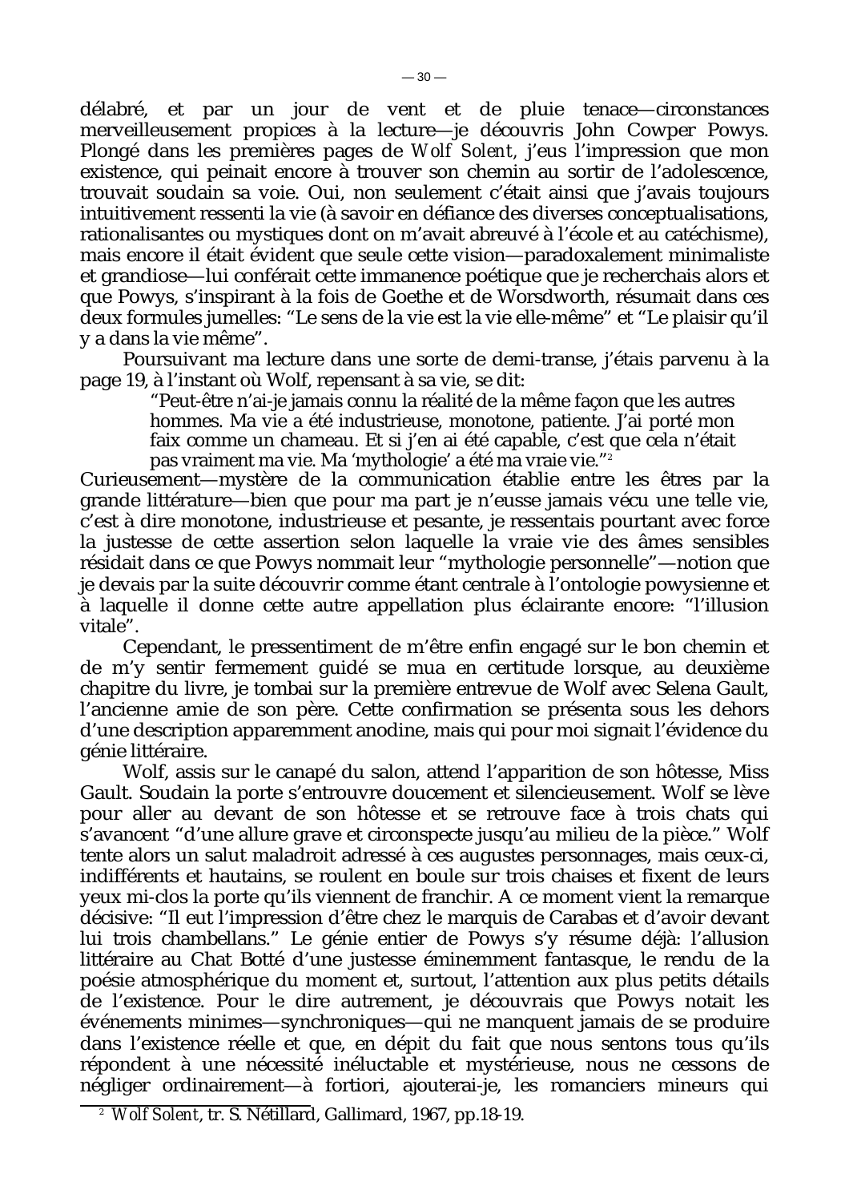délabré, et par un jour de vent et de pluie tenace—circonstances merveilleusement propices à la lecture—je découvris John Cowper Powys. Plongé dans les premières pages de *Wolf Solent*, j'eus l'impression que mon existence, qui peinait encore à trouver son chemin au sortir de l'adolescence, trouvait soudain sa voie. Oui, non seulement c'était ainsi que j'avais toujours intuitivement ressenti la vie (à savoir en défiance des diverses conceptualisations, rationalisantes ou mystiques dont on m'avait abreuvé à l'école et au catéchisme), mais encore il était évident que seule cette vision—paradoxalement minimaliste et grandiose—lui conférait cette immanence poétique que je recherchais alors et que Powys, s'inspirant à la fois de Goethe et de Worsdworth, résumait dans ces deux formules jumelles: "Le sens de la vie est la vie elle-même" et "Le plaisir qu'il y a dans la vie même".

Poursuivant ma lecture dans une sorte de demi-transe, j'étais parvenu à la page 19, à l'instant où Wolf, repensant à sa vie, se dit:

> "Peut-être n'ai-je jamais connu la réalité de la même façon que les autres hommes. Ma vie a été industrieuse, monotone, patiente. J'ai porté mon faix comme un chameau. Et si j'en ai été capable, c'est que cela n'était pas vraiment ma vie. Ma 'mythologie' a été ma vraie vie."[2]

Curieusement—mystère de la communication établie entre les êtres par la grande littérature—bien que pour ma part je n'eusse jamais vécu une telle vie, c'est à dire monotone, industrieuse et pesante, je ressentais pourtant avec force la justesse de cette assertion selon laquelle la vraie vie des âmes sensibles résidait dans ce que Powys nommait leur "mythologie personnelle"—notion que je devais par la suite découvrir comme étant centrale à l'ontologie powysienne et à laquelle il donne cette autre appellation plus éclairante encore: "l'illusion vitale".

Cependant, le pressentiment de m'être enfin engagé sur le bon chemin et de m'y sentir fermement guidé se mua en certitude lorsque, au deuxième chapitre du livre, je tombai sur la première entrevue de Wolf avec Selena Gault, l'ancienne amie de son père. Cette confirmation se présenta sous les dehors d'une description apparemment anodine, mais qui pour moi signait l'évidence du génie littéraire.

Wolf, assis sur le canapé du salon, attend l'apparition de son hôtesse, Miss Gault. Soudain la porte s'entrouvre doucement et silencieusement. Wolf se lève pour aller au devant de son hôtesse et se retrouve face à trois chats qui s'avancent "d'une allure grave et circonspecte jusqu'au milieu de la pièce." Wolf tente alors un salut maladroit adressé à ces augustes personnages, mais ceux-ci, indifférents et hautains, se roulent en boule sur trois chaises et fixent de leurs yeux mi-clos la porte qu'ils viennent de franchir. A ce moment vient la remarque décisive: "Il eut l'impression d'être chez le marquis de Carabas et d'avoir devant lui trois chambellans." Le génie entier de Powys s'y résume déjà: l'allusion littéraire au Chat Botté d'une justesse éminemment fantasque, le rendu de la poésie atmosphérique du moment et, surtout, l'attention aux plus petits détails de l'existence. Pour le dire autrement, je découvrais que Powys notait les événements minimes—synchroniques—qui ne manquent jamais de se produire dans l'existence réelle et que, en dépit du fait que nous sentons tous qu'ils répondent à une nécessité inéluctable et mystérieuse, nous ne cessons de négliger ordinairement—à fortiori, ajouterai-je, les romanciers mineurs qui

[2] *Wolf Solent*, tr. S. Nétillard, Gallimard, 1967, pp.18-19.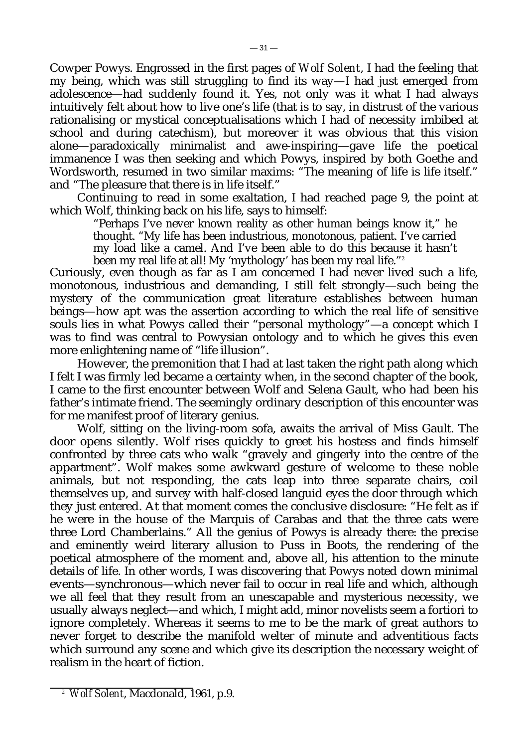Cowper Powys. Engrossed in the first pages of *Wolf Solent*, I had the feeling that my being, which was still struggling to find its way—I had just emerged from adolescence—had suddenly found it. Yes, not only was it what I had always intuitively felt about how to live one's life (that is to say, in distrust of the various rationalising or mystical conceptualisations which I had of necessity imbibed at school and during catechism), but moreover it was obvious that this vision alone—paradoxically minimalist and awe-inspiring—gave life the poetical immanence I was then seeking and which Powys, inspired by both Goethe and Wordsworth, resumed in two similar maxims: "The meaning of life is life itself." and "The pleasure that there is in life itself."

Continuing to read in some exaltation, I had reached page 9, the point at which Wolf, thinking back on his life, says to himself:

> "Perhaps I've never known reality as other human beings know it," he thought. "My life has been industrious, monotonous, patient. I've carried my load like a camel. And I've been able to do this because it hasn't been my real life at all! My 'mythology' has been my real life."[2]

Curiously, even though as far as I am concerned I had never lived such a life, monotonous, industrious and demanding, I still felt strongly—such being the mystery of the communication great literature establishes between human beings—how apt was the assertion according to which the real life of sensitive souls lies in what Powys called their "personal mythology"—a concept which I was to find was central to Powysian ontology and to which he gives this even more enlightening name of "life illusion".

However, the premonition that I had at last taken the right path along which I felt I was firmly led became a certainty when, in the second chapter of the book, I came to the first encounter between Wolf and Selena Gault, who had been his father's intimate friend. The seemingly ordinary description of this encounter was for me manifest proof of literary genius.

Wolf, sitting on the living-room sofa, awaits the arrival of Miss Gault. The door opens silently. Wolf rises quickly to greet his hostess and finds himself confronted by three cats who walk "gravely and gingerly into the centre of the appartment". Wolf makes some awkward gesture of welcome to these noble animals, but not responding, the cats leap into three separate chairs, coil themselves up, and survey with half-closed languid eyes the door through which they just entered. At that moment comes the conclusive disclosure: "He felt as if he were in the house of the Marquis of Carabas and that the three cats were three Lord Chamberlains." All the genius of Powys is already there: the precise and eminently weird literary allusion to Puss in Boots, the rendering of the poetical atmosphere of the moment and, above all, his attention to the minute details of life. In other words, I was discovering that Powys noted down minimal events—synchronous—which never fail to occur in real life and which, although we all feel that they result from an unescapable and mysterious necessity, we usually always neglect—and which, I might add, minor novelists seem a fortiori to ignore completely. Whereas it seems to me to be the mark of great authors to never forget to describe the manifold welter of minute and adventitious facts which surround any scene and which give its description the necessary weight of realism in the heart of fiction.

---

[2] *Wolf Solent*, Macdonald, 1961, p.9.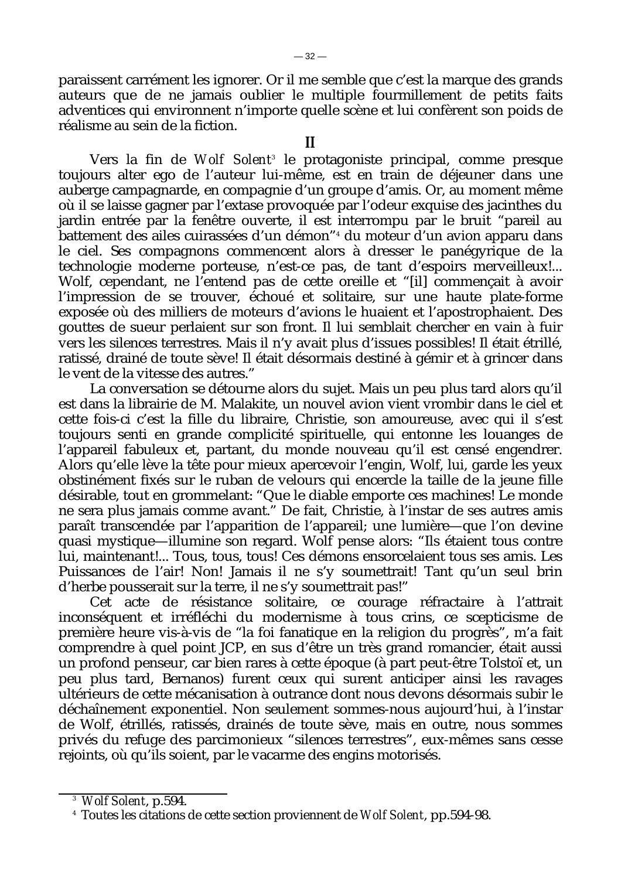paraissent carrément les ignorer. Or il me semble que c'est la marque des grands auteurs que de ne jamais oublier le multiple fourmillement de petits faits adventices qui environnent n'importe quelle scène et lui confèrent son poids de réalisme au sein de la fiction.

## II

Vers la fin de *Wolf Solent*[3] le protagoniste principal, comme presque toujours alter ego de l'auteur lui-même, est en train de déjeuner dans une auberge campagnarde, en compagnie d'un groupe d'amis. Or, au moment même où il se laisse gagner par l'extase provoquée par l'odeur exquise des jacinthes du jardin entrée par la fenêtre ouverte, il est interrompu par le bruit "pareil au battement des ailes cuirassées d'un démon"[4] du moteur d'un avion apparu dans le ciel. Ses compagnons commencent alors à dresser le panégyrique de la technologie moderne porteuse, n'est-ce pas, de tant d'espoirs merveilleux!... Wolf, cependant, ne l'entend pas de cette oreille et "[il] commençait à avoir l'impression de se trouver, échoué et solitaire, sur une haute plate-forme exposée où des milliers de moteurs d'avions le huaient et l'apostrophaient. Des gouttes de sueur perlaient sur son front. Il lui semblait chercher en vain à fuir vers les silences terrestres. Mais il n'y avait plus d'issues possibles! Il était étrillé, ratissé, drainé de toute sève! Il était désormais destiné à gémir et à grincer dans le vent de la vitesse des autres."

La conversation se détourne alors du sujet. Mais un peu plus tard alors qu'il est dans la librairie de M. Malakite, un nouvel avion vient vrombir dans le ciel et cette fois-ci c'est la fille du libraire, Christie, son amoureuse, avec qui il s'est toujours senti en grande complicité spirituelle, qui entonne les louanges de l'appareil fabuleux et, partant, du monde nouveau qu'il est censé engendrer. Alors qu'elle lève la tête pour mieux apercevoir l'engin, Wolf, lui, garde les yeux obstinément fixés sur le ruban de velours qui encercle la taille de la jeune fille désirable, tout en grommelant: "Que le diable emporte ces machines! Le monde ne sera plus jamais comme avant." De fait, Christie, à l'instar de ses autres amis paraît transcendée par l'apparition de l'appareil; une lumière—que l'on devine quasi mystique—illumine son regard. Wolf pense alors: "Ils étaient tous contre lui, maintenant!... Tous, tous, tous! Ces démons ensorcelaient tous ses amis. Les Puissances de l'air! Non! Jamais il ne s'y soumettrait! Tant qu'un seul brin d'herbe pousserait sur la terre, il ne s'y soumettrait pas!"

Cet acte de résistance solitaire, ce courage réfractaire à l'attrait inconséquent et irréfléchi du modernisme à tous crins, ce scepticisme de première heure vis-à-vis de "la foi fanatique en la religion du progrès", m'a fait comprendre à quel point JCP, en sus d'être un très grand romancier, était aussi un profond penseur, car bien rares à cette époque (à part peut-être Tolstoï et, un peu plus tard, Bernanos) furent ceux qui surent anticiper ainsi les ravages ultérieurs de cette mécanisation à outrance dont nous devons désormais subir le déchaînement exponentiel. Non seulement sommes-nous aujourd'hui, à l'instar de Wolf, étrillés, ratissés, drainés de toute sève, mais en outre, nous sommes privés du refuge des parcimonieux "silences terrestres", eux-mêmes sans cesse rejoints, où qu'ils soient, par le vacarme des engins motorisés.

---

[3] *Wolf Solent*, p.594.

[4] Toutes les citations de cette section proviennent de *Wolf Solent*, pp.594-98.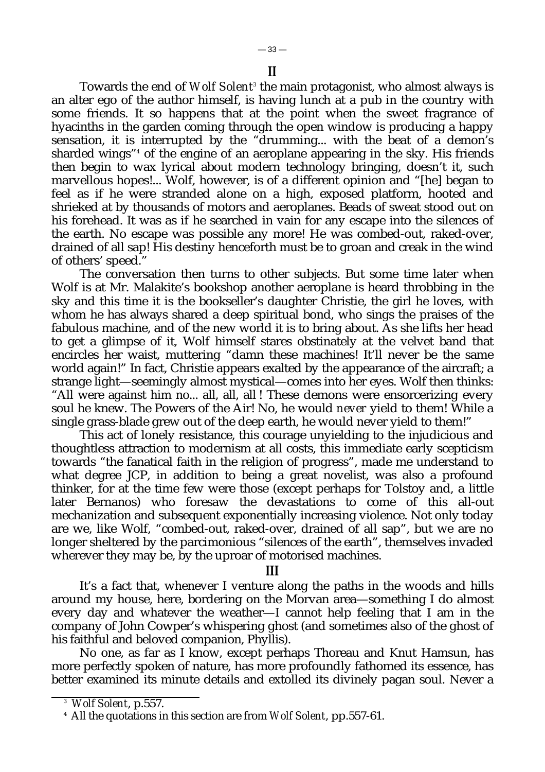## II

Towards the end of *Wolf Solent*[3] the main protagonist, who almost always is an alter ego of the author himself, is having lunch at a pub in the country with some friends. It so happens that at the point when the sweet fragrance of hyacinths in the garden coming through the open window is producing a happy sensation, it is interrupted by the "drumming... with the beat of a demon's sharded wings"[4] of the engine of an aeroplane appearing in the sky. His friends then begin to wax lyrical about modern technology bringing, doesn't it, such marvellous hopes!... Wolf, however, is of a different opinion and "[he] began to feel as if he were stranded alone on a high, exposed platform, hooted and shrieked at by thousands of motors and aeroplanes. Beads of sweat stood out on his forehead. It was as if he searched in vain for any escape into the silences of the earth. No escape was possible any more! He was combed-out, raked-over, drained of all sap! His destiny henceforth must be to groan and creak in the wind of others' speed."

The conversation then turns to other subjects. But some time later when Wolf is at Mr. Malakite's bookshop another aeroplane is heard throbbing in the sky and this time it is the bookseller's daughter Christie, the girl he loves, with whom he has always shared a deep spiritual bond, who sings the praises of the fabulous machine, and of the new world it is to bring about. As she lifts her head to get a glimpse of it, Wolf himself stares obstinately at the velvet band that encircles her waist, muttering "damn these machines! It'll never be the same world again!" In fact, Christie appears exalted by the appearance of the aircraft; a strange light—seemingly almost mystical—comes into her eyes. Wolf then thinks: "All were against him no... all, all, all ! These demons were ensorcerizing every soul he knew. The Powers of the Air! No, he would *never* yield to them! While a single grass-blade grew out of the deep earth, he would never yield to them!"

This act of lonely resistance, this courage unyielding to the injudicious and thoughtless attraction to modernism at all costs, this immediate early scepticism towards "the fanatical faith in the religion of progress", made me understand to what degree JCP, in addition to being a great novelist, was also a profound thinker, for at the time few were those (except perhaps for Tolstoy and, a little later Bernanos) who foresaw the devastations to come of this all-out mechanization and subsequent exponentially increasing violence. Not only today are we, like Wolf, "combed-out, raked-over, drained of all sap", but we are no longer sheltered by the parcimonious "silences of the earth", themselves invaded wherever they may be, by the uproar of motorised machines.

## III

It's a fact that, whenever I venture along the paths in the woods and hills around my house, here, bordering on the Morvan area—something I do almost every day and whatever the weather—I cannot help feeling that I am in the company of John Cowper's whispering ghost (and sometimes also of the ghost of his faithful and beloved companion, Phyllis).

No one, as far as I know, except perhaps Thoreau and Knut Hamsun, has more perfectly spoken of nature, has more profoundly fathomed its essence, has better examined its minute details and extolled its divinely pagan soul. Never a

---

[3] *Wolf Solent*, p.557.

[4] All the quotations in this section are from *Wolf Solent*, pp.557-61.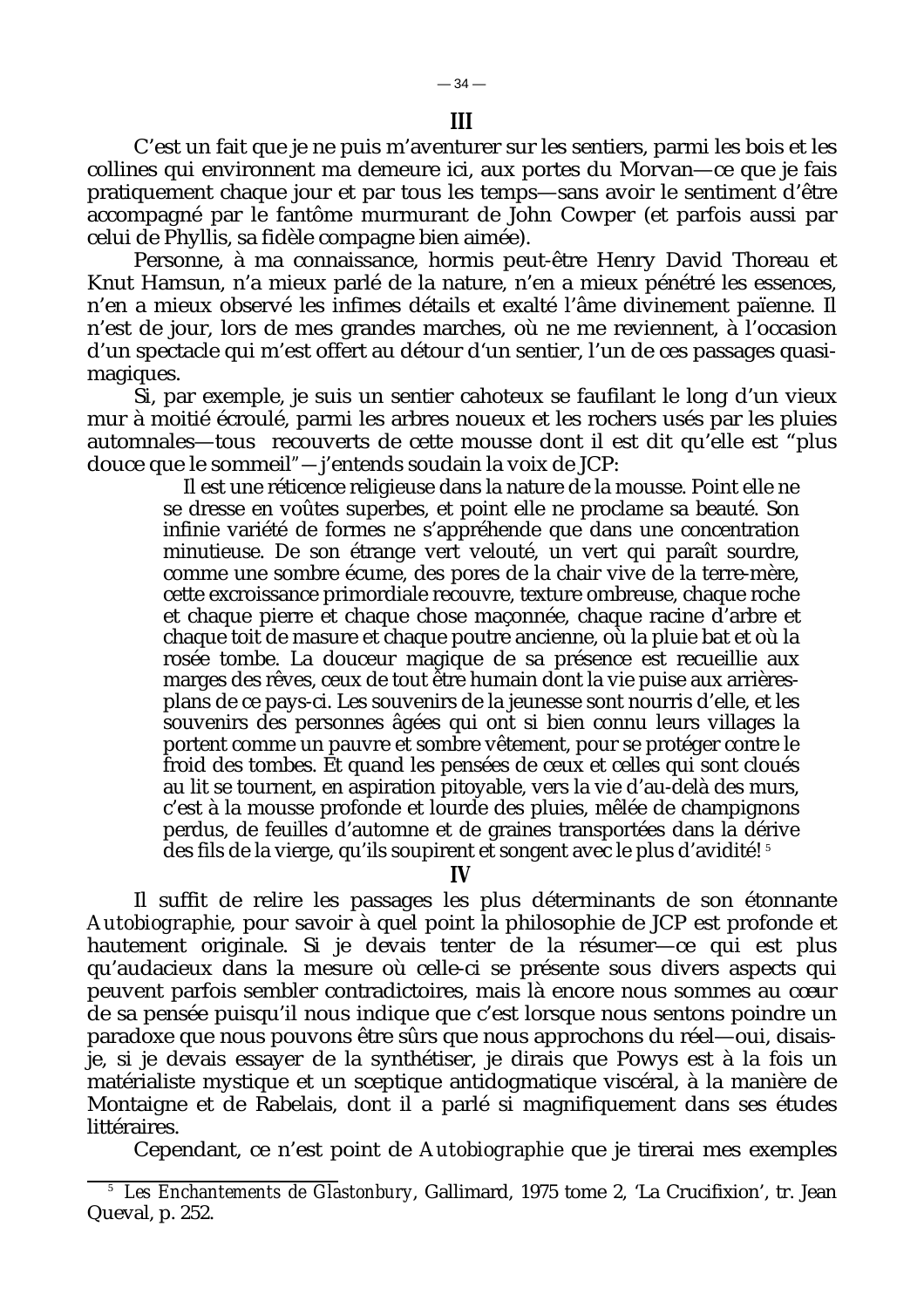## III

C'est un fait que je ne puis m'aventurer sur les sentiers, parmi les bois et les collines qui environnent ma demeure ici, aux portes du Morvan—ce que je fais pratiquement chaque jour et par tous les temps—sans avoir le sentiment d'être accompagné par le fantôme murmurant de John Cowper (et parfois aussi par celui de Phyllis, sa fidèle compagne bien aimée).

Personne, à ma connaissance, hormis peut-être Henry David Thoreau et Knut Hamsun, n'a mieux parlé de la nature, n'en a mieux pénétré les essences, n'en a mieux observé les infimes détails et exalté l'âme divinement païenne. Il n'est de jour, lors de mes grandes marches, où ne me reviennent, à l'occasion d'un spectacle qui m'est offert au détour d'un sentier, l'un de ces passages quasi-magiques.

Si, par exemple, je suis un sentier cahoteux se faufilant le long d'un vieux mur à moitié écroulé, parmi les arbres noueux et les rochers usés par les pluies automnales—tous recouverts de cette mousse dont il est dit qu'elle est "plus douce que le sommeil"—j'entends soudain la voix de JCP:

> Il est une réticence religieuse dans la nature de la mousse. Point elle ne se dresse en voûtes superbes, et point elle ne proclame sa beauté. Son infinie variété de formes ne s'appréhende que dans une concentration minutieuse. De son étrange vert velouté, un vert qui paraît sourdre, comme une sombre écume, des pores de la chair vive de la terre-mère, cette excroissance primordiale recouvre, texture ombreuse, chaque roche et chaque pierre et chaque chose maçonnée, chaque racine d'arbre et chaque toit de masure et chaque poutre ancienne, où la pluie bat et où la rosée tombe. La douceur magique de sa présence est recueillie aux marges des rêves, ceux de tout être humain dont la vie puise aux arrières-plans de ce pays-ci. Les souvenirs de la jeunesse sont nourris d'elle, et les souvenirs des personnes âgées qui ont si bien connu leurs villages la portent comme un pauvre et sombre vêtement, pour se protéger contre le froid des tombes. Et quand les pensées de ceux et celles qui sont cloués au lit se tournent, en aspiration pitoyable, vers la vie d'au-delà des murs, c'est à la mousse profonde et lourde des pluies, mêlée de champignons perdus, de feuilles d'automne et de graines transportées dans la dérive des fils de la vierge, qu'ils soupirent et songent avec le plus d'avidité! [5]

## IV

Il suffit de relire les passages les plus déterminants de son étonnante *Autobiographie*, pour savoir à quel point la philosophie de JCP est profonde et hautement originale. Si je devais tenter de la résumer—ce qui est plus qu'audacieux dans la mesure où celle-ci se présente sous divers aspects qui peuvent parfois sembler contradictoires, mais là encore nous sommes au cœur de sa pensée puisqu'il nous indique que c'est lorsque nous sentons poindre un paradoxe que nous pouvons être sûrs que nous approchons du réel—oui, disais-je, si je devais essayer de la synthétiser, je dirais que Powys est à la fois un matérialiste mystique et un sceptique antidogmatique viscéral, à la manière de Montaigne et de Rabelais, dont il a parlé si magnifiquement dans ses études littéraires.

Cependant, ce n'est point de *Autobiographie* que je tirerai mes exemples

---

[5] *Les Enchantements de Glastonbury*, Gallimard, 1975 tome 2, 'La Crucifixion', tr. Jean Queval, p. 252.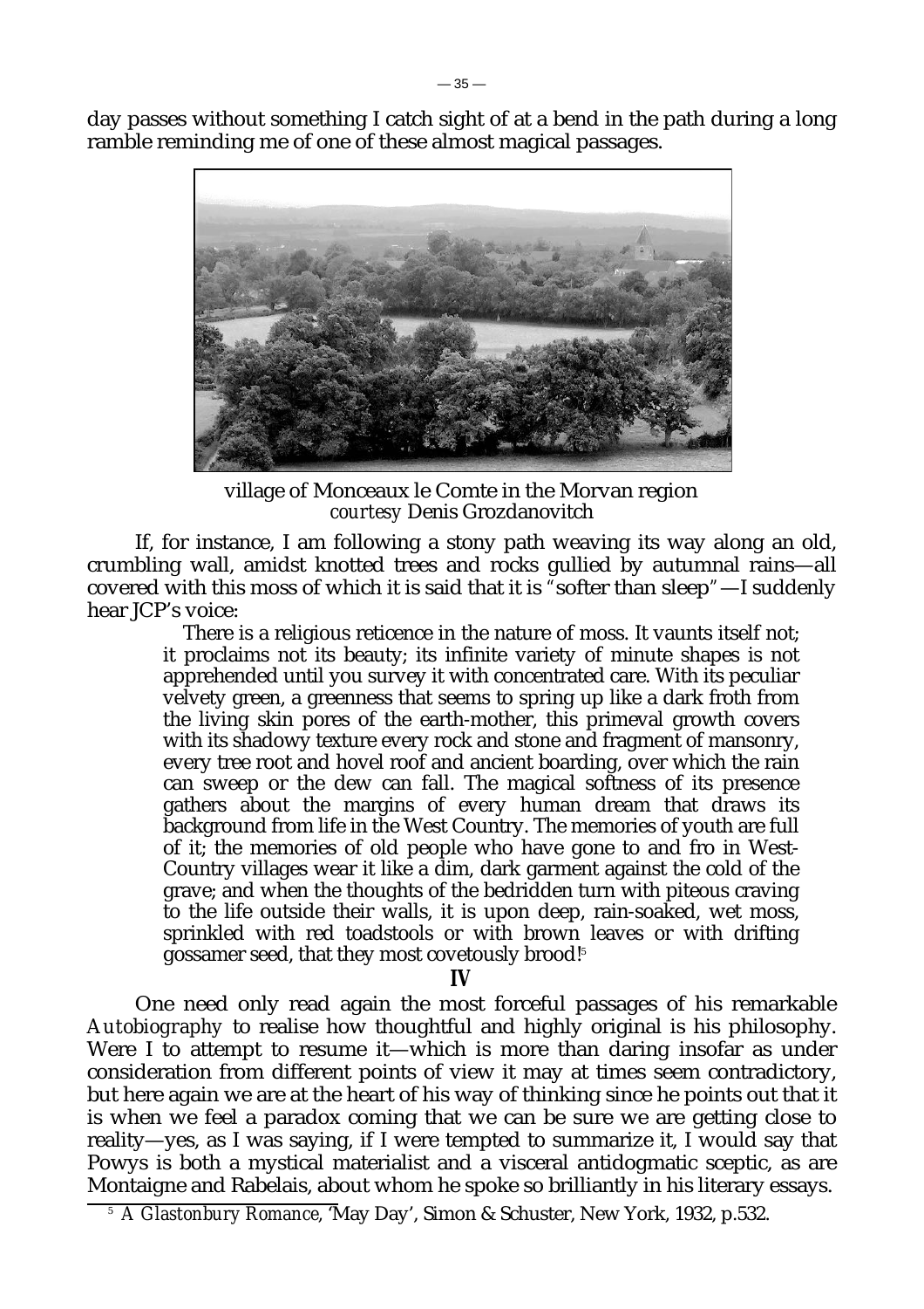day passes without something I catch sight of at a bend in the path during a long ramble reminding me of one of these almost magical passages.

village of Monceaux le Comte in the Morvan region
*courtesy* Denis Grozdanovitch

If, for instance, I am following a stony path weaving its way along an old, crumbling wall, amidst knotted trees and rocks gullied by autumnal rains—all covered with this moss of which it is said that it is "softer than sleep"—I suddenly hear JCP's voice:

> There is a religious reticence in the nature of moss. It vaunts itself not; it proclaims not its beauty; its infinite variety of minute shapes is not apprehended until you survey it with concentrated care. With its peculiar velvety green, a greenness that seems to spring up like a dark froth from the living skin pores of the earth-mother, this primeval growth covers with its shadowy texture every rock and stone and fragment of mansonry, every tree root and hovel roof and ancient boarding, over which the rain can sweep or the dew can fall. The magical softness of its presence gathers about the margins of every human dream that draws its background from life in the West Country. The memories of youth are full of it; the memories of old people who have gone to and fro in West-Country villages wear it like a dim, dark garment against the cold of the grave; and when the thoughts of the bedridden turn with piteous craving to the life outside their walls, it is upon deep, rain-soaked, wet moss, sprinkled with red toadstools or with brown leaves or with drifting gossamer seed, that they most covetously brood![5]

## IV

One need only read again the most forceful passages of his remarkable *Autobiography* to realise how thoughtful and highly original is his philosophy. Were I to attempt to resume it—which is more than daring insofar as under consideration from different points of view it may at times seem contradictory, but here again we are at the heart of his way of thinking since he points out that it is when we feel a paradox coming that we can be sure we are getting close to reality—yes, as I was saying, if I were tempted to summarize it, I would say that Powys is both a mystical materialist and a visceral antidogmatic sceptic, as are Montaigne and Rabelais, about whom he spoke so brilliantly in his literary essays.

[5] *A Glastonbury Romance*, 'May Day', Simon & Schuster, New York, 1932, p.532.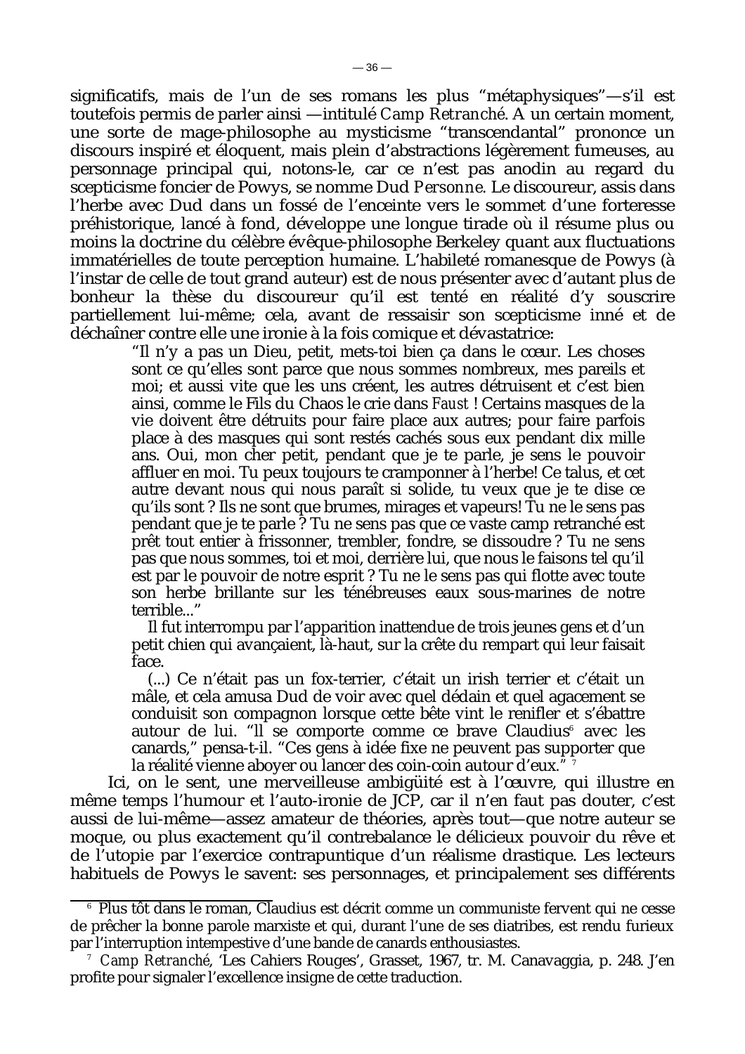significatifs, mais de l'un de ses romans les plus "métaphysiques"—s'il est toutefois permis de parler ainsi —intitulé *Camp Retranché*. A un certain moment, une sorte de mage-philosophe au mysticisme "transcendantal" prononce un discours inspiré et éloquent, mais plein d'abstractions légèrement fumeuses, au personnage principal qui, notons-le, car ce n'est pas anodin au regard du scepticisme foncier de Powys, se nomme Dud *Personne*. Le discoureur, assis dans l'herbe avec Dud dans un fossé de l'enceinte vers le sommet d'une forteresse préhistorique, lancé à fond, développe une longue tirade où il résume plus ou moins la doctrine du célèbre évêque-philosophe Berkeley quant aux fluctuations immatérielles de toute perception humaine. L'habileté romanesque de Powys (à l'instar de celle de tout grand auteur) est de nous présenter avec d'autant plus de bonheur la thèse du discoureur qu'il est tenté en réalité d'y souscrire partiellement lui-même; cela, avant de ressaisir son scepticisme inné et de déchaîner contre elle une ironie à la fois comique et dévastatrice:

> "Il n'y a pas un Dieu, petit, mets-toi bien ça dans le cœur. Les choses sont ce qu'elles sont parce que nous sommes nombreux, mes pareils et moi; et aussi vite que les uns créent, les autres détruisent et c'est bien ainsi, comme le Fils du Chaos le crie dans *Faust* ! Certains masques de la vie doivent être détruits pour faire place aux autres; pour faire parfois place à des masques qui sont restés cachés sous eux pendant dix mille ans. Oui, mon cher petit, pendant que je te parle, je sens le pouvoir affluer en moi. Tu peux toujours te cramponner à l'herbe! Ce talus, et cet autre devant nous qui nous paraît si solide, tu veux que je te dise ce qu'ils sont ? Ils ne sont que brumes, mirages et vapeurs! Tu ne le sens pas pendant que je te parle ? Tu ne sens pas que ce vaste camp retranché est prêt tout entier à frissonner, trembler, fondre, se dissoudre ? Tu ne sens pas que nous sommes, toi et moi, derrière lui, que nous le faisons tel qu'il est par le pouvoir de notre esprit ? Tu ne le sens pas qui flotte avec toute son herbe brillante sur les ténébreuses eaux sous-marines de notre terrible..."
>
> Il fut interrompu par l'apparition inattendue de trois jeunes gens et d'un petit chien qui avançaient, là-haut, sur la crête du rempart qui leur faisait face.
>
> (...) Ce n'était pas un fox-terrier, c'était un irish terrier et c'était un mâle, et cela amusa Dud de voir avec quel dédain et quel agacement se conduisit son compagnon lorsque cette bête vint le renifler et s'ébattre autour de lui. "Il se comporte comme ce brave Claudius[6] avec les canards," pensa-t-il. "Ces gens à idée fixe ne peuvent pas supporter que la réalité vienne aboyer ou lancer des coin-coin autour d'eux." [7]

Ici, on le sent, une merveilleuse ambigüité est à l'œuvre, qui illustre en même temps l'humour et l'auto-ironie de JCP, car il n'en faut pas douter, c'est aussi de lui-même—assez amateur de théories, après tout—que notre auteur se moque, ou plus exactement qu'il contrebalance le délicieux pouvoir du rêve et de l'utopie par l'exercice contrapuntique d'un réalisme drastique. Les lecteurs habituels de Powys le savent: ses personnages, et principalement ses différents

---

[6] Plus tôt dans le roman, Claudius est décrit comme un communiste fervent qui ne cesse de prêcher la bonne parole marxiste et qui, durant l'une de ses diatribes, est rendu furieux par l'interruption intempestive d'une bande de canards enthousiastes.

[7] *Camp Retranché*, 'Les Cahiers Rouges', Grasset, 1967, tr. M. Canavaggia, p. 248. J'en profite pour signaler l'excellence insigne de cette traduction.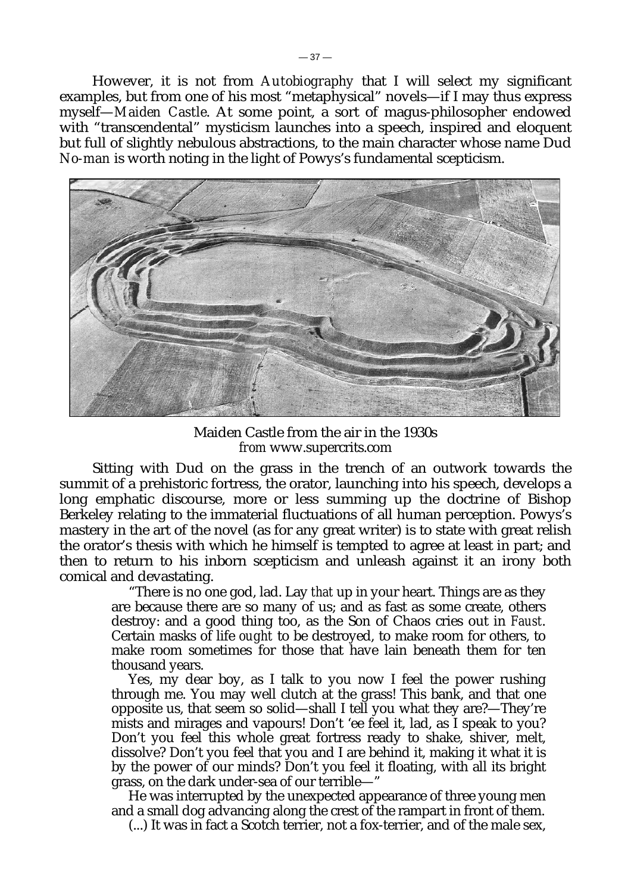However, it is not from *Autobiography* that I will select my significant examples, but from one of his most "metaphysical" novels—if I may thus express myself—*Maiden Castle*. At some point, a sort of magus-philosopher endowed with "transcendental" mysticism launches into a speech, inspired and eloquent but full of slightly nebulous abstractions, to the main character whose name Dud *No-man* is worth noting in the light of Powys's fundamental scepticism.

Maiden Castle from the air in the 1930s
*from* www.supercrits.com

Sitting with Dud on the grass in the trench of an outwork towards the summit of a prehistoric fortress, the orator, launching into his speech, develops a long emphatic discourse, more or less summing up the doctrine of Bishop Berkeley relating to the immaterial fluctuations of all human perception. Powys's mastery in the art of the novel (as for any great writer) is to state with great relish the orator's thesis with which he himself is tempted to agree at least in part; and then to return to his inborn scepticism and unleash against it an irony both comical and devastating.

> "There is no one god, lad. Lay *that* up in your heart. Things are as they are because there are so many of us; and as fast as some create, others destroy: and a good thing too, as the Son of Chaos cries out in *Faust*. Certain masks of life *ought* to be destroyed, to make room for others, to make room sometimes for those that have lain beneath them for ten thousand years.
>
> Yes, my dear boy, as I talk to you now I feel the power rushing through me. You may well clutch at the grass! This bank, and that one opposite us, that seem so solid—shall I tell you what they are?—They're mists and mirages and vapours! Don't 'ee feel it, lad, as I speak to you? Don't you feel this whole great fortress ready to shake, shiver, melt, dissolve? Don't you feel that you and I are behind it, making it what it is by the power of our minds? Don't you feel it floating, with all its bright grass, on the dark under-sea of our terrible—"
>
> He was interrupted by the unexpected appearance of three young men and a small dog advancing along the crest of the rampart in front of them.
>
> (...) It was in fact a Scotch terrier, not a fox-terrier, and of the male sex,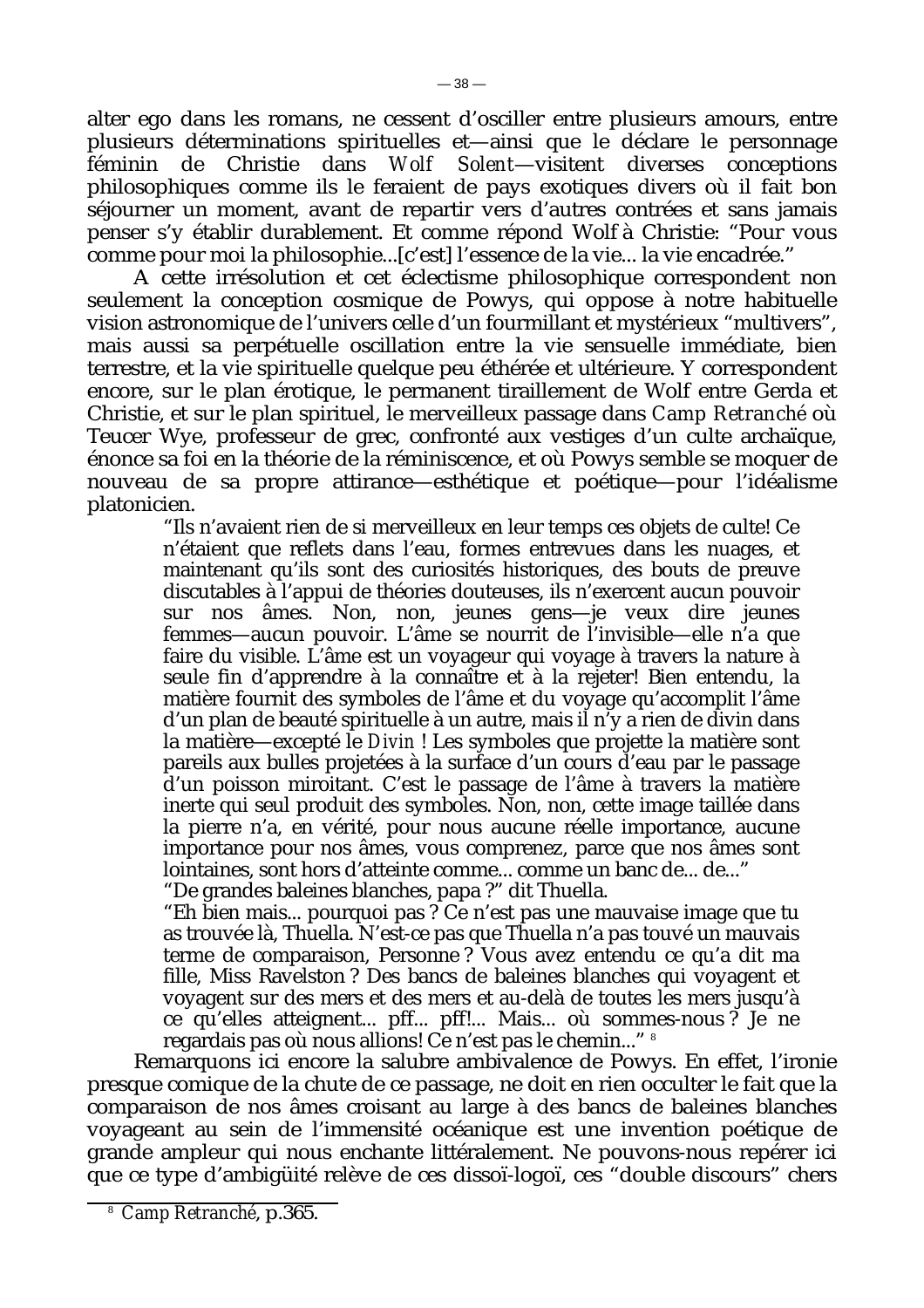alter ego dans les romans, ne cessent d'osciller entre plusieurs amours, entre plusieurs déterminations spirituelles et—ainsi que le déclare le personnage féminin de Christie dans *Wolf Solent*—visitent diverses conceptions philosophiques comme ils le feraient de pays exotiques divers où il fait bon séjourner un moment, avant de repartir vers d'autres contrées et sans jamais penser s'y établir durablement. Et comme répond Wolf à Christie: "Pour vous comme pour moi la philosophie...[c'est] l'essence de la vie... la vie encadrée."

A cette irrésolution et cet éclectisme philosophique correspondent non seulement la conception cosmique de Powys, qui oppose à notre habituelle vision astronomique de l'univers celle d'un fourmillant et mystérieux "multivers", mais aussi sa perpétuelle oscillation entre la vie sensuelle immédiate, bien terrestre, et la vie spirituelle quelque peu éthérée et ultérieure. Y correspondent encore, sur le plan érotique, le permanent tiraillement de Wolf entre Gerda et Christie, et sur le plan spirituel, le merveilleux passage dans *Camp Retranché* où Teucer Wye, professeur de grec, confronté aux vestiges d'un culte archaïque, énonce sa foi en la théorie de la réminiscence, et où Powys semble se moquer de nouveau de sa propre attirance—esthétique et poétique—pour l'idéalisme platonicien.

> "Ils n'avaient rien de si merveilleux en leur temps ces objets de culte! Ce n'étaient que reflets dans l'eau, formes entrevues dans les nuages, et maintenant qu'ils sont des curiosités historiques, des bouts de preuve discutables à l'appui de théories douteuses, ils n'exercent aucun pouvoir sur nos âmes. Non, non, jeunes gens—je veux dire jeunes femmes—aucun pouvoir. L'âme se nourrit de l'invisible—elle n'a que faire du visible. L'âme est un voyageur qui voyage à travers la nature à seule fin d'apprendre à la connaître et à la rejeter! Bien entendu, la matière fournit des symboles de l'âme et du voyage qu'accomplit l'âme d'un plan de beauté spirituelle à un autre, mais il n'y a rien de divin dans la matière—excepté le *Divin* ! Les symboles que projette la matière sont pareils aux bulles projetées à la surface d'un cours d'eau par le passage d'un poisson miroitant. C'est le passage de l'âme à travers la matière inerte qui seul produit des symboles. Non, non, cette image taillée dans la pierre n'a, en vérité, pour nous aucune réelle importance, aucune importance pour nos âmes, vous comprenez, parce que nos âmes sont lointaines, sont hors d'atteinte comme... comme un banc de... de..."
>
> "De grandes baleines blanches, papa ?" dit Thuella.
>
> "Eh bien mais... pourquoi pas ? Ce n'est pas une mauvaise image que tu as trouvée là, Thuella. N'est-ce pas que Thuella n'a pas touvé un mauvais terme de comparaison, Personne ? Vous avez entendu ce qu'a dit ma fille, Miss Ravelston ? Des bancs de baleines blanches qui voyagent et voyagent sur des mers et des mers et au-delà de toutes les mers jusqu'à ce qu'elles atteignent... pff... pff!... Mais... où sommes-nous ? Je ne regardais pas où nous allions! Ce n'est pas le chemin..." [8]

Remarquons ici encore la salubre ambivalence de Powys. En effet, l'ironie presque comique de la chute de ce passage, ne doit en rien occulter le fait que la comparaison de nos âmes croisant au large à des bancs de baleines blanches voyageant au sein de l'immensité océanique est une invention poétique de grande ampleur qui nous enchante littéralement. Ne pouvons-nous repérer ici que ce type d'ambigüïté relève de ces dissoï-logoï, ces "double discours" chers

---

[8] *Camp Retranché*, p.365.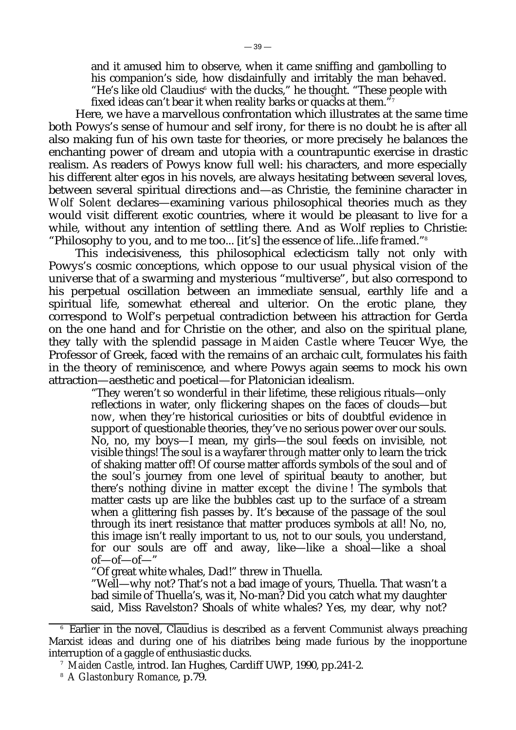> and it amused him to observe, when it came sniffing and gambolling to his companion's side, how disdainfully and irritably the man behaved. "He's like old Claudius[6] with the ducks," he thought. "These people with fixed ideas can't bear it when reality barks or quacks at them."[7]

Here, we have a marvellous confrontation which illustrates at the same time both Powys's sense of humour and self irony, for there is no doubt he is after all also making fun of his own taste for theories, or more precisely he balances the enchanting power of dream and utopia with a countrapuntic exercise in drastic realism. As readers of Powys know full well: his characters, and more especially his different alter egos in his novels, are always hesitating between several loves, between several spiritual directions and—as Christie, the feminine character in *Wolf Solent* declares—examining various philosophical theories much as they would visit different exotic countries, where it would be pleasant to live for a while, without any intention of settling there. And as Wolf replies to Christie: "Philosophy to you, and to me too... [it's] the essence of life...life *framed*."[8]

This indecisiveness, this philosophical eclecticism tally not only with Powys's cosmic conceptions, which oppose to our usual physical vision of the universe that of a swarming and mysterious "multiverse", but also correspond to his perpetual oscillation between an immediate sensual, earthly life and a spiritual life, somewhat ethereal and ulterior. On the erotic plane, they correspond to Wolf's perpetual contradiction between his attraction for Gerda on the one hand and for Christie on the other, and also on the spiritual plane, they tally with the splendid passage in *Maiden Castle* where Teucer Wye, the Professor of Greek, faced with the remains of an archaic cult, formulates his faith in the theory of reminiscence, and where Powys again seems to mock his own attraction—aesthetic and poetical—for Platonician idealism.

> "They weren't so wonderful in their lifetime, these religious rituals—only reflections in water, only flickering shapes on the faces of clouds—but *now*, when they're historical curiosities or bits of doubtful evidence in support of questionable theories, they've no serious power over our souls. No, no, my boys—I mean, my girls—the soul feeds on invisible, not visible things! The soul is a wayfarer *through* matter only to learn the trick of shaking matter off! Of course matter affords symbols of the soul and of the soul's journey from one level of spiritual beauty to another, but there's nothing divine in matter *except the divine* ! The symbols that matter casts up are like the bubbles cast up to the surface of a stream when a glittering fish passes by. It's because of the passage of the soul through its inert resistance that matter produces symbols at all! No, no, this image isn't really important to us, not to our souls, you understand, for our souls are off and away, like—like a shoal—like a shoal of—of—of—"
>
> "Of great white whales, Dad!" threw in Thuella.
>
> "Well—why not? That's not a bad image of yours, Thuella. That wasn't a bad simile of Thuella's, was it, No-man? Did you catch what my daughter said, Miss Ravelston? Shoals of white whales? Yes, my dear, why not?

---

[6] Earlier in the novel, Claudius is described as a fervent Communist always preaching Marxist ideas and during one of his diatribes being made furious by the inopportune interruption of a gaggle of enthusiastic ducks.

[7] *Maiden Castle*, introd. Ian Hughes, Cardiff UWP, 1990, pp.241-2.

[8] *A Glastonbury Romance*, p.79.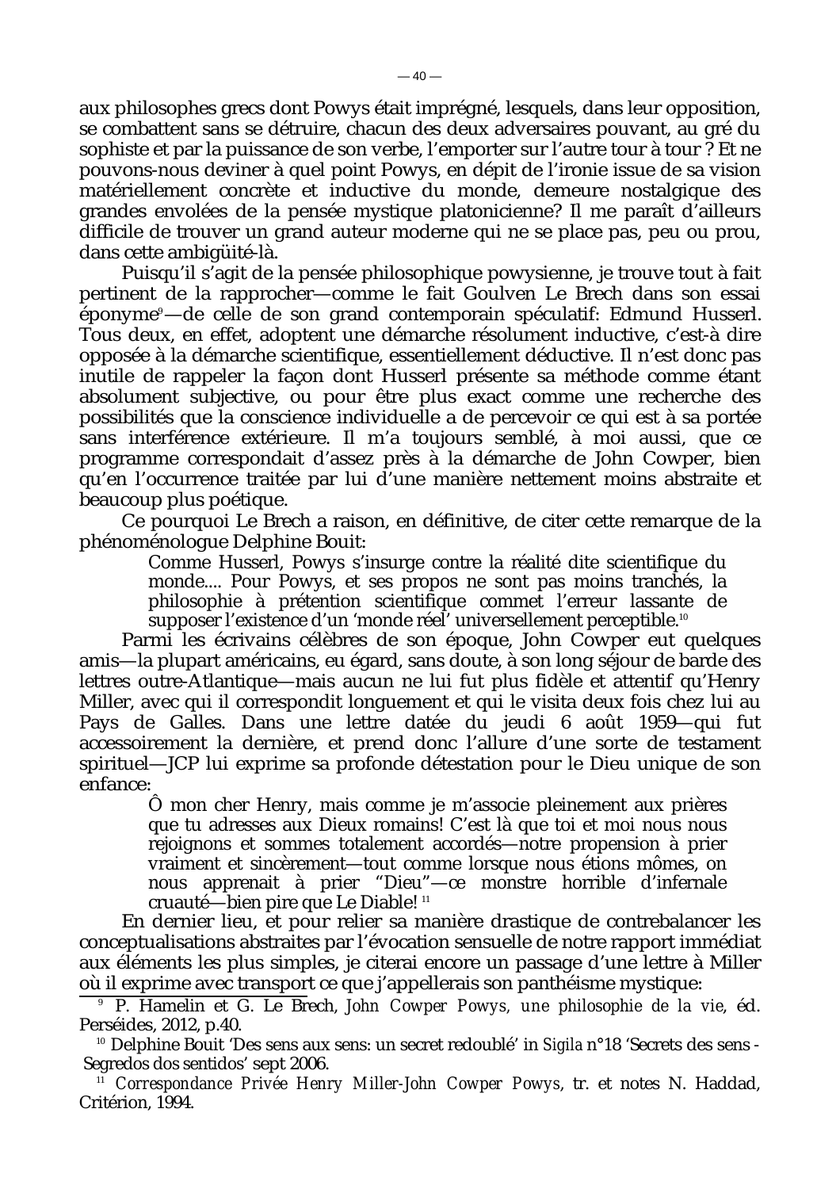aux philosophes grecs dont Powys était imprégné, lesquels, dans leur opposition, se combattent sans se détruire, chacun des deux adversaires pouvant, au gré du sophiste et par la puissance de son verbe, l'emporter sur l'autre tour à tour ? Et ne pouvons-nous deviner à quel point Powys, en dépit de l'ironie issue de sa vision matériellement concrète et inductive du monde, demeure nostalgique des grandes envolées de la pensée mystique platonicienne? Il me paraît d'ailleurs difficile de trouver un grand auteur moderne qui ne se place pas, peu ou prou, dans cette ambigüité-là.

Puisqu'il s'agit de la pensée philosophique powysienne, je trouve tout à fait pertinent de la rapprocher—comme le fait Goulven Le Brech dans son essai éponyme[9]—de celle de son grand contemporain spéculatif: Edmund Husserl. Tous deux, en effet, adoptent une démarche résolument inductive, c'est-à dire opposée à la démarche scientifique, essentiellement déductive. Il n'est donc pas inutile de rappeler la façon dont Husserl présente sa méthode comme étant absolument subjective, ou pour être plus exact comme une recherche des possibilités que la conscience individuelle a de percevoir ce qui est à sa portée sans interférence extérieure. Il m'a toujours semblé, à moi aussi, que ce programme correspondait d'assez près à la démarche de John Cowper, bien qu'en l'occurrence traitée par lui d'une manière nettement moins abstraite et beaucoup plus poétique.

Ce pourquoi Le Brech a raison, en définitive, de citer cette remarque de la phénoménologue Delphine Bouit:

> Comme Husserl, Powys s'insurge contre la réalité dite scientifique du monde.... Pour Powys, et ses propos ne sont pas moins tranchés, la philosophie à prétention scientifique commet l'erreur lassante de supposer l'existence d'un 'monde réel' universellement perceptible.[10]

Parmi les écrivains célèbres de son époque, John Cowper eut quelques amis—la plupart américains, eu égard, sans doute, à son long séjour de barde des lettres outre-Atlantique—mais aucun ne lui fut plus fidèle et attentif qu'Henry Miller, avec qui il correspondit longuement et qui le visita deux fois chez lui au Pays de Galles. Dans une lettre datée du jeudi 6 août 1959—qui fut accessoirement la dernière, et prend donc l'allure d'une sorte de testament spirituel—JCP lui exprime sa profonde détestation pour le Dieu unique de son enfance:

> Ô mon cher Henry, mais comme je m'associe pleinement aux prières que tu adresses aux Dieux romains! C'est là que toi et moi nous nous rejoignons et sommes totalement accordés—notre propension à prier vraiment et sincèrement—tout comme lorsque nous étions mômes, on nous apprenait à prier "Dieu"—ce monstre horrible d'infernale cruauté—bien pire que Le Diable! [11]

En dernier lieu, et pour relier sa manière drastique de contrebalancer les conceptualisations abstraites par l'évocation sensuelle de notre rapport immédiat aux éléments les plus simples, je citerai encore un passage d'une lettre à Miller où il exprime avec transport ce que j'appellerais son panthéisme mystique:

---

[9] P. Hamelin et G. Le Brech, *John Cowper Powys, une philosophie de la vie*, éd. Perséides, 2012, p.40.

[10] Delphine Bouit 'Des sens aux sens: un secret redoublé' in *Sigila* n°18 'Secrets des sens - Segredos dos sentidos' sept 2006.

[11] *Correspondance Privée Henry Miller-John Cowper Powys*, tr. et notes N. Haddad, Critérion, 1994.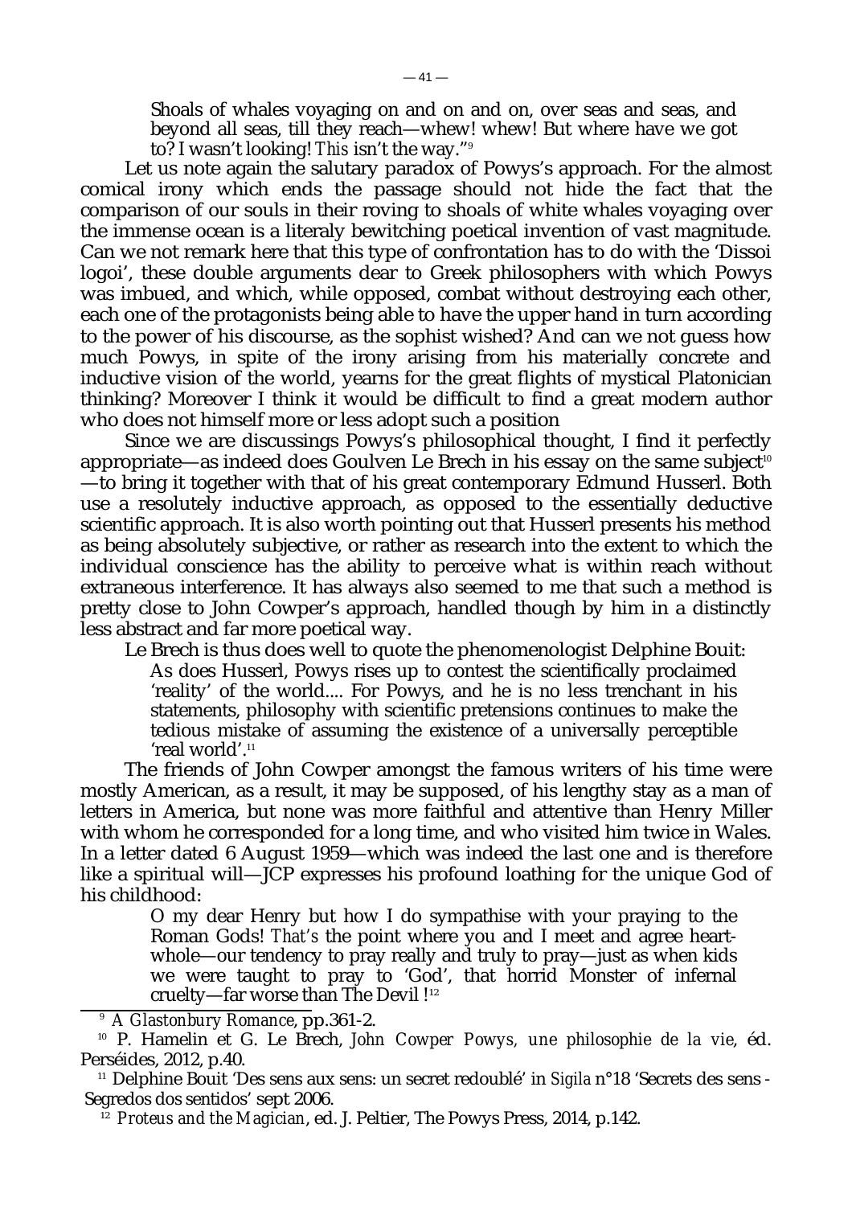> Shoals of whales voyaging on and on and on, over seas and seas, and beyond all seas, till they reach—whew! whew! But where have we got to? I wasn't looking! *This* isn't the way."[9]

Let us note again the salutary paradox of Powys's approach. For the almost comical irony which ends the passage should not hide the fact that the comparison of our souls in their roving to shoals of white whales voyaging over the immense ocean is a literaly bewitching poetical invention of vast magnitude. Can we not remark here that this type of confrontation has to do with the 'Dissoi logoi', these double arguments dear to Greek philosophers with which Powys was imbued, and which, while opposed, combat without destroying each other, each one of the protagonists being able to have the upper hand in turn according to the power of his discourse, as the sophist wished? And can we not guess how much Powys, in spite of the irony arising from his materially concrete and inductive vision of the world, yearns for the great flights of mystical Platonician thinking? Moreover I think it would be difficult to find a great modern author who does not himself more or less adopt such a position

Since we are discussings Powys's philosophical thought, I find it perfectly appropriate—as indeed does Goulven Le Brech in his essay on the same subject[10]—to bring it together with that of his great contemporary Edmund Husserl. Both use a resolutely inductive approach, as opposed to the essentially deductive scientific approach. It is also worth pointing out that Husserl presents his method as being absolutely subjective, or rather as research into the extent to which the individual conscience has the ability to perceive what is within reach without extraneous interference. It has always also seemed to me that such a method is pretty close to John Cowper's approach, handled though by him in a distinctly less abstract and far more poetical way.

Le Brech is thus does well to quote the phenomenologist Delphine Bouit:

> As does Husserl, Powys rises up to contest the scientifically proclaimed 'reality' of the world.... For Powys, and he is no less trenchant in his statements, philosophy with scientific pretensions continues to make the tedious mistake of assuming the existence of a universally perceptible 'real world'.[11]

The friends of John Cowper amongst the famous writers of his time were mostly American, as a result, it may be supposed, of his lengthy stay as a man of letters in America, but none was more faithful and attentive than Henry Miller with whom he corresponded for a long time, and who visited him twice in Wales. In a letter dated 6 August 1959—which was indeed the last one and is therefore like a spiritual will—JCP expresses his profound loathing for the unique God of his childhood:

> O my dear Henry but how I do sympathise with your praying to the Roman Gods! *That's* the point where you and I meet and agree heart-whole—our tendency to pray really and truly to pray—just as when kids we were taught to pray to 'God', that horrid Monster of infernal cruelty—far worse than The Devil ![12]

---

[9] *A Glastonbury Romance*, pp.361-2.

[10] P. Hamelin et G. Le Brech, *John Cowper Powys, une philosophie de la vie*, éd. Perséides, 2012, p.40.

[11] Delphine Bouit 'Des sens aux sens: un secret redoublé' in *Sigila* n°18 'Secrets des sens - Segredos dos sentidos' sept 2006.

[12] *Proteus and the Magician*, ed. J. Peltier, The Powys Press, 2014, p.142.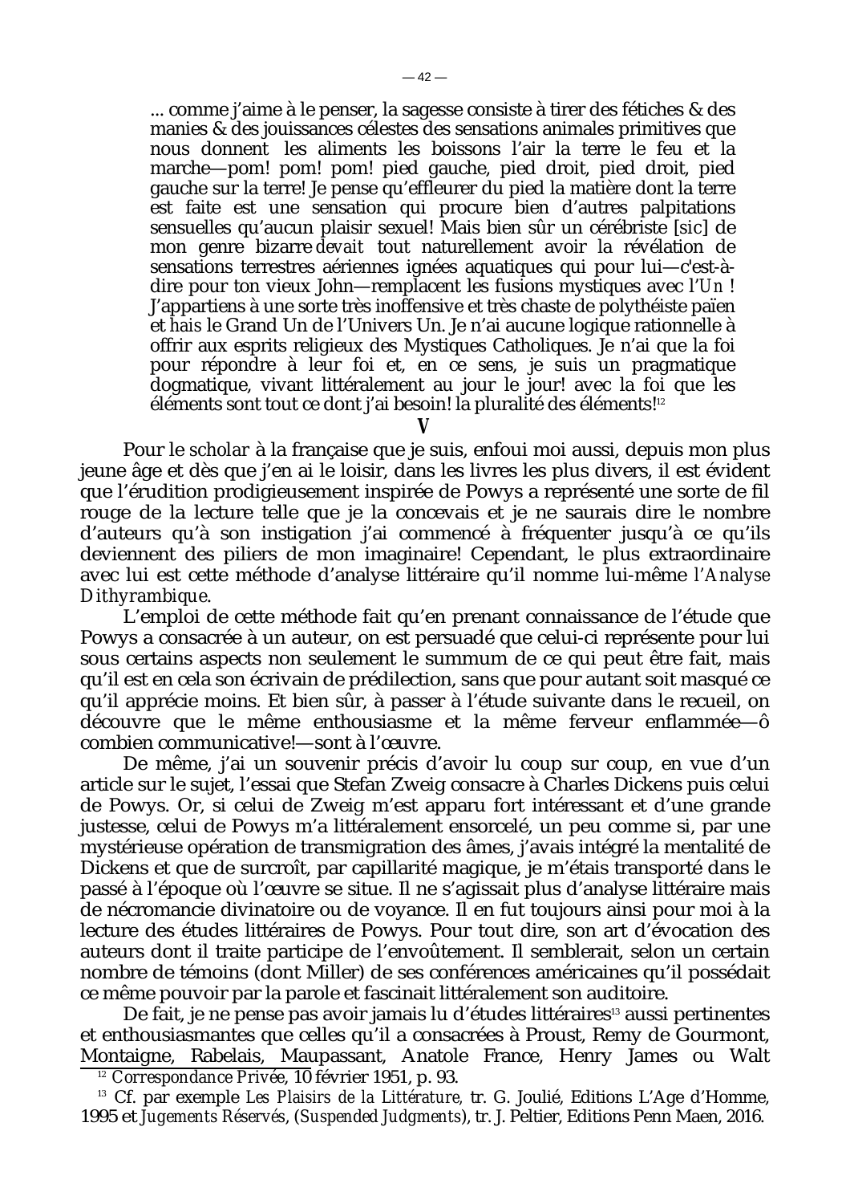... comme j'aime à le penser, la sagesse consiste à tirer des fétiches & des manies & des jouissances célestes des sensations animales primitives que nous donnent les aliments les boissons l'air la terre le feu et la marche—pom! pom! pom! pied gauche, pied droit, pied droit, pied gauche sur la terre! Je pense qu'effleurer du pied la matière dont la terre est faite est une sensation qui procure bien d'autres palpitations sensuelles qu'aucun plaisir sexuel! Mais bien sûr un cérébriste [*sic*] de mon genre bizarre *devait* tout naturellement avoir la révélation de sensations terrestres aériennes ignées aquatiques qui pour lui—c'est-à-dire pour ton vieux John—remplacent les fusions mystiques avec l'*Un* ! J'appartiens à une sorte très inoffensive et très chaste de polythéiste païen et *hais* le Grand Un de l'Univers Un. Je n'ai aucune logique rationnelle à offrir aux esprits religieux des Mystiques Catholiques. Je n'ai que la foi pour répondre à leur foi et, en ce sens, je suis un pragmatique dogmatique, vivant littéralement au jour le jour! avec la foi que les éléments sont tout ce dont j'ai besoin! la pluralité des éléments![12]

## V

Pour le *scholar* à la française que je suis, enfoui moi aussi, depuis mon plus jeune âge et dès que j'en ai le loisir, dans les livres les plus divers, il est évident que l'érudition prodigieusement inspirée de Powys a représenté une sorte de fil rouge de la lecture telle que je la concevais et je ne saurais dire le nombre d'auteurs qu'à son instigation j'ai commencé à fréquenter jusqu'à ce qu'ils deviennent des piliers de mon imaginaire! Cependant, le plus extraordinaire avec lui est cette méthode d'analyse littéraire qu'il nomme lui-même *l'Analyse Dithyrambique*.

L'emploi de cette méthode fait qu'en prenant connaissance de l'étude que Powys a consacrée à un auteur, on est persuadé que celui-ci représente pour lui sous certains aspects non seulement le summum de ce qui peut être fait, mais qu'il est en cela son écrivain de prédilection, sans que pour autant soit masqué ce qu'il apprécie moins. Et bien sûr, à passer à l'étude suivante dans le recueil, on découvre que le même enthousiasme et la même ferveur enflammée—ô combien communicative!—sont à l'œuvre.

De même, j'ai un souvenir précis d'avoir lu coup sur coup, en vue d'un article sur le sujet, l'essai que Stefan Zweig consacre à Charles Dickens puis celui de Powys. Or, si celui de Zweig m'est apparu fort intéressant et d'une grande justesse, celui de Powys m'a littéralement ensorcelé, un peu comme si, par une mystérieuse opération de transmigration des âmes, j'avais intégré la mentalité de Dickens et que de surcroît, par capillarité magique, je m'étais transporté dans le passé à l'époque où l'œuvre se situe. Il ne s'agissait plus d'analyse littéraire mais de nécromancie divinatoire ou de voyance. Il en fut toujours ainsi pour moi à la lecture des études littéraires de Powys. Pour tout dire, son art d'évocation des auteurs dont il traite participe de l'envoûtement. Il semblerait, selon un certain nombre de témoins (dont Miller) de ses conférences américaines qu'il possédait ce même pouvoir par la parole et fascinait littéralement son auditoire.

De fait, je ne pense pas avoir jamais lu d'études littéraires[13] aussi pertinentes et enthousiasmantes que celles qu'il a consacrées à Proust, Remy de Gourmont, Montaigne, Rabelais, Maupassant, Anatole France, Henry James ou Walt

[12] *Correspondance Privée*, 10 février 1951, p. 93.

[13] Cf. par exemple *Les Plaisirs de la Littérature,* tr. G. Joulié, Editions L'Age d'Homme, 1995 et *Jugements Réservés*, (*Suspended Judgments*), tr. J. Peltier, Editions Penn Maen, 2016.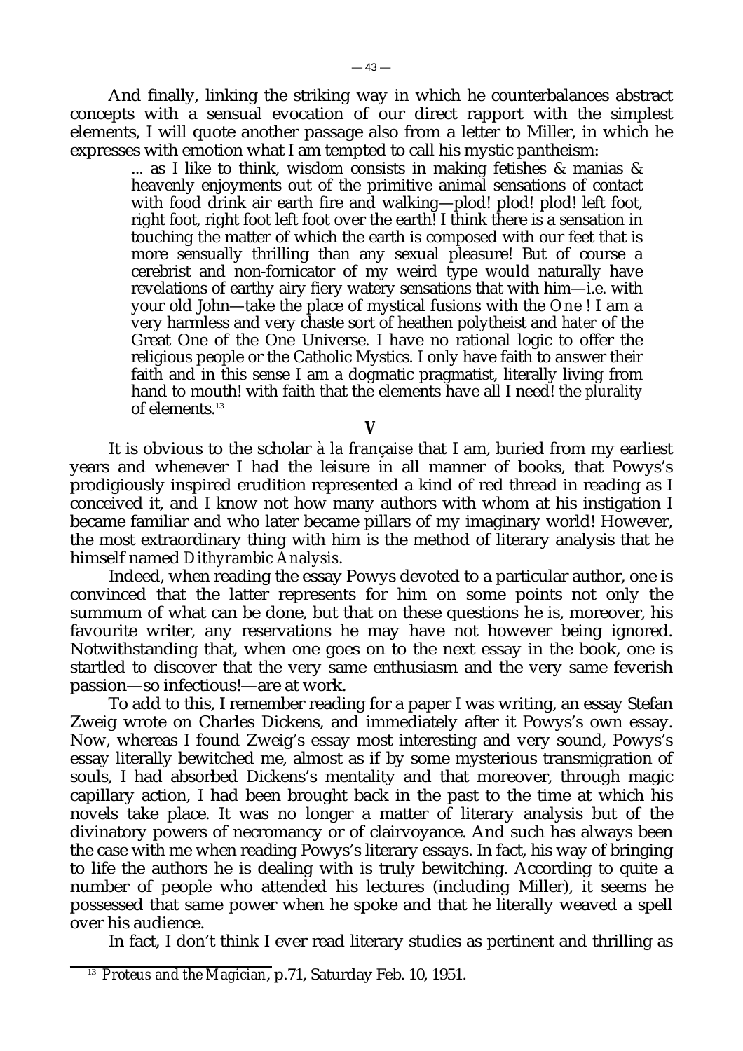And finally, linking the striking way in which he counterbalances abstract concepts with a sensual evocation of our direct rapport with the simplest elements, I will quote another passage also from a letter to Miller, in which he expresses with emotion what I am tempted to call his mystic pantheism:

> ... as I like to think, wisdom consists in making fetishes & manias & heavenly enjoyments out of the primitive animal sensations of contact with food drink air earth fire and walking—plod! plod! plod! left foot, right foot, right foot left foot over the earth! I think there is a sensation in touching the matter of which the earth is composed with our feet that is more sensually thrilling than any sexual pleasure! But of course a cerebrist and non-fornicator of my weird type *would* naturally have revelations of earthy airy fiery watery sensations that with him—i.e. with your old John—take the place of mystical fusions with the *One* ! I am a very harmless and very chaste sort of heathen polytheist and *hater* of the Great One of the One Universe. I have no rational logic to offer the religious people or the Catholic Mystics. I only have faith to answer their faith and in this sense I am a dogmatic pragmatist, literally living from hand to mouth! with faith that the elements have all I need! the *plurality* of elements.[13]

## V

It is obvious to the scholar *à la française* that I am, buried from my earliest years and whenever I had the leisure in all manner of books, that Powys's prodigiously inspired erudition represented a kind of red thread in reading as I conceived it, and I know not how many authors with whom at his instigation I became familiar and who later became pillars of my imaginary world! However, the most extraordinary thing with him is the method of literary analysis that he himself named *Dithyrambic Analysis*.

Indeed, when reading the essay Powys devoted to a particular author, one is convinced that the latter represents for him on some points not only the summum of what can be done, but that on these questions he is, moreover, his favourite writer, any reservations he may have not however being ignored. Notwithstanding that, when one goes on to the next essay in the book, one is startled to discover that the very same enthusiasm and the very same feverish passion—so infectious!—are at work.

To add to this, I remember reading for a paper I was writing, an essay Stefan Zweig wrote on Charles Dickens, and immediately after it Powys's own essay. Now, whereas I found Zweig's essay most interesting and very sound, Powys's essay literally bewitched me, almost as if by some mysterious transmigration of souls, I had absorbed Dickens's mentality and that moreover, through magic capillary action, I had been brought back in the past to the time at which his novels take place. It was no longer a matter of literary analysis but of the divinatory powers of necromancy or of clairvoyance. And such has always been the case with me when reading Powys's literary essays. In fact, his way of bringing to life the authors he is dealing with is truly bewitching. According to quite a number of people who attended his lectures (including Miller), it seems he possessed that same power when he spoke and that he literally weaved a spell over his audience.

In fact, I don't think I ever read literary studies as pertinent and thrilling as

---

[13] *Proteus and the Magician*, p.71, Saturday Feb. 10, 1951.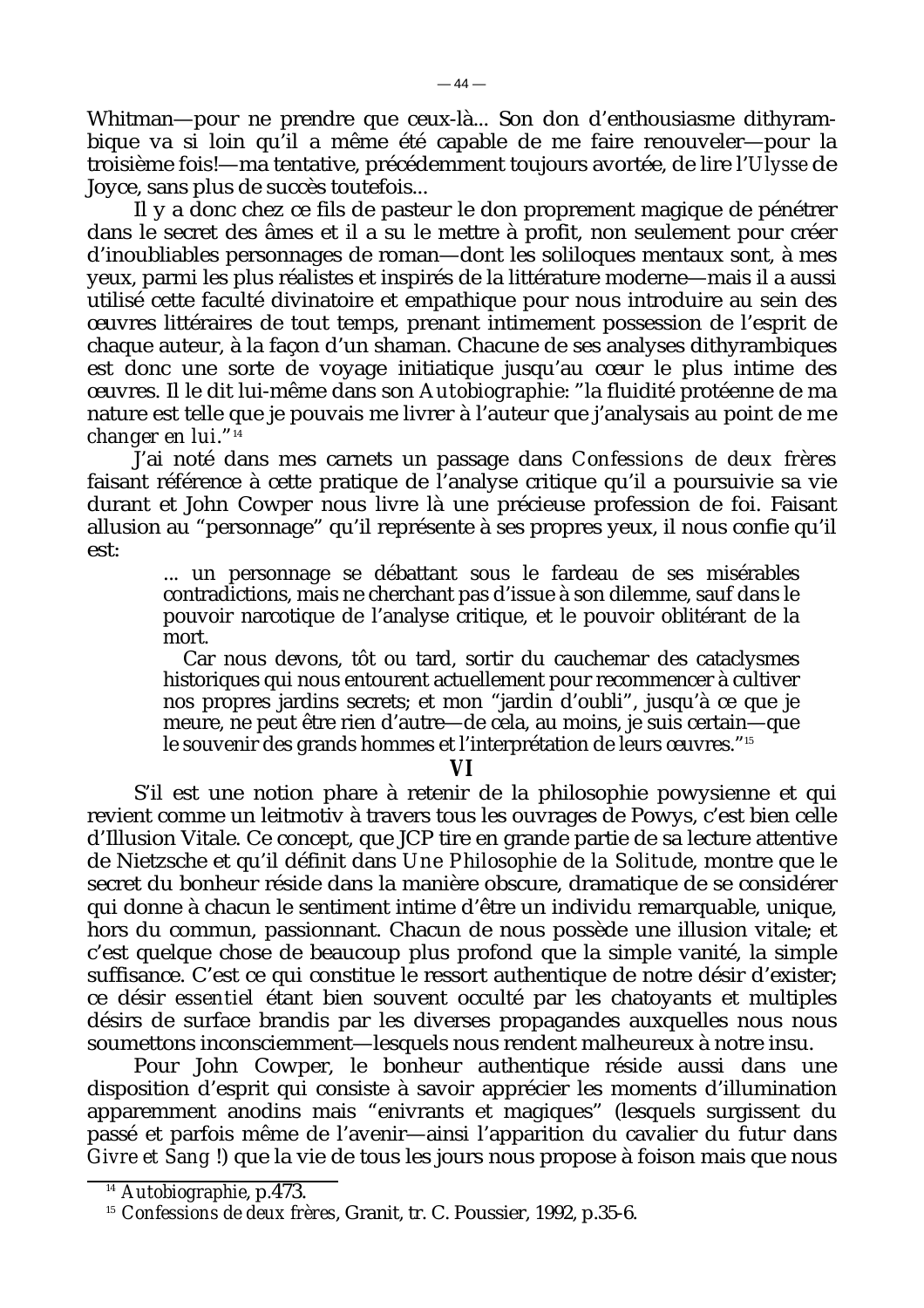Whitman—pour ne prendre que ceux-là... Son don d'enthousiasme dithyrambique va si loin qu'il a même été capable de me faire renouveler—pour la troisième fois!—ma tentative, précédemment toujours avortée, de lire l'*Ulysse* de Joyce, sans plus de succès toutefois...

Il y a donc chez ce fils de pasteur le don proprement magique de pénétrer dans le secret des âmes et il a su le mettre à profit, non seulement pour créer d'inoubliables personnages de roman—dont les soliloques mentaux sont, à mes yeux, parmi les plus réalistes et inspirés de la littérature moderne—mais il a aussi utilisé cette faculté divinatoire et empathique pour nous introduire au sein des œuvres littéraires de tout temps, prenant intimement possession de l'esprit de chaque auteur, à la façon d'un shaman. Chacune de ses analyses dithyrambiques est donc une sorte de voyage initiatique jusqu'au cœur le plus intime des œuvres. Il le dit lui-même dans son *Autobiographie*: "la fluidité protéenne de ma nature est telle que je pouvais me livrer à l'auteur que j'analysais au point de *me changer en lui*."[14]

J'ai noté dans mes carnets un passage dans *Confessions de deux frères* faisant référence à cette pratique de l'analyse critique qu'il a poursuivie sa vie durant et John Cowper nous livre là une précieuse profession de foi. Faisant allusion au "personnage" qu'il représente à ses propres yeux, il nous confie qu'il est:

> ... un personnage se débattant sous le fardeau de ses misérables contradictions, mais ne cherchant pas d'issue à son dilemme, sauf dans le pouvoir narcotique de l'analyse critique, et le pouvoir oblitérant de la mort.
>
> Car nous devons, tôt ou tard, sortir du cauchemar des cataclysmes historiques qui nous entourent actuellement pour recommencer à cultiver nos propres jardins secrets; et mon "jardin d'oubli", jusqu'à ce que je meure, ne peut être rien d'autre—de cela, au moins, je suis certain—que le souvenir des grands hommes et l'interprétation de leurs œuvres."[15]

## VI

S'il est une notion phare à retenir de la philosophie powysienne et qui revient comme un leitmotiv à travers tous les ouvrages de Powys, c'est bien celle d'Illusion Vitale. Ce concept, que JCP tire en grande partie de sa lecture attentive de Nietzsche et qu'il définit dans *Une Philosophie de la Solitude*, montre que le secret du bonheur réside dans la manière obscure, dramatique de se considérer qui donne à chacun le sentiment intime d'être un individu remarquable, unique, hors du commun, passionnant. Chacun de nous possède une illusion vitale; et c'est quelque chose de beaucoup plus profond que la simple vanité, la simple suffisance. C'est ce qui constitue le ressort authentique de notre désir d'exister; ce désir *essentiel* étant bien souvent occulté par les chatoyants et multiples désirs de surface brandis par les diverses propagandes auxquelles nous nous soumettons inconsciemment—lesquels nous rendent malheureux à notre insu.

Pour John Cowper, le bonheur authentique réside aussi dans une disposition d'esprit qui consiste à savoir apprécier les moments d'illumination apparemment anodins mais "enivrants et magiques" (lesquels surgissent du passé et parfois même de l'avenir—ainsi l'apparition du cavalier du futur dans *Givre et Sang* !) que la vie de tous les jours nous propose à foison mais que nous

---

[14] *Autobiographie*, p.473.

[15] *Confessions de deux frères*, Granit, tr. C. Poussier, 1992, p.35-6.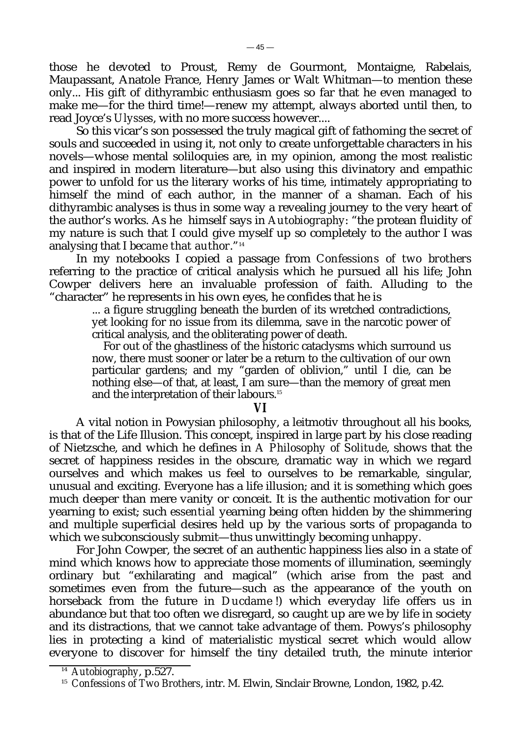those he devoted to Proust, Remy de Gourmont, Montaigne, Rabelais, Maupassant, Anatole France, Henry James or Walt Whitman—to mention these only... His gift of dithyrambic enthusiasm goes so far that he even managed to make me—for the third time!—renew my attempt, always aborted until then, to read Joyce's *Ulysses*, with no more success however....

So this vicar's son possessed the truly magical gift of fathoming the secret of souls and succeeded in using it, not only to create unforgettable characters in his novels—whose mental soliloquies are, in my opinion, among the most realistic and inspired in modern literature—but also using this divinatory and empathic power to unfold for us the literary works of his time, intimately appropriating to himself the mind of each author, in the manner of a shaman. Each of his dithyrambic analyses is thus in some way a revealing journey to the very heart of the author's works. As he himself says in *Autobiography*: "the protean fluidity of my nature is such that I could give myself up so completely to the author I was analysing that I *became that author*."[14]

In my notebooks I copied a passage from *Confessions of two brothers* referring to the practice of critical analysis which he pursued all his life; John Cowper delivers here an invaluable profession of faith. Alluding to the "character" he represents in his own eyes, he confides that he is

> ... a figure struggling beneath the burden of its wretched contradictions, yet looking for no issue from its dilemma, save in the narcotic power of critical analysis, and the obliterating power of death.
>
> For out of the ghastliness of the historic cataclysms which surround us now, there must sooner or later be a return to the cultivation of our own particular gardens; and my "garden of oblivion," until I die, can be nothing else—of that, at least, I am sure—than the memory of great men and the interpretation of their labours.[15]

## VI

A vital notion in Powysian philosophy, a leitmotiv throughout all his books, is that of the Life Illusion. This concept, inspired in large part by his close reading of Nietzsche, and which he defines in *A Philosophy of Solitude*, shows that the secret of happiness resides in the obscure, dramatic way in which we regard ourselves and which makes us feel to ourselves to be remarkable, singular, unusual and exciting. Everyone has a life illusion; and it is something which goes much deeper than mere vanity or conceit. It is the authentic motivation for our yearning to exist; such *essential* yearning being often hidden by the shimmering and multiple superficial desires held up by the various sorts of propaganda to which we subconsciously submit—thus unwittingly becoming unhappy.

For John Cowper, the secret of an authentic happiness lies also in a state of mind which knows how to appreciate those moments of illumination, seemingly ordinary but "exhilarating and magical" (which arise from the past and sometimes even from the future—such as the appearance of the youth on horseback from the future in *Ducdame*!) which everyday life offers us in abundance but that too often we disregard, so caught up are we by life in society and its distractions, that we cannot take advantage of them. Powys's philosophy lies in protecting a kind of materialistic mystical secret which would allow everyone to discover for himself the tiny detailed truth, the minute interior

---

[14] *Autobiography*, p.527.

[15] *Confessions of Two Brothers*, intr. M. Elwin, Sinclair Browne, London, 1982, p.42.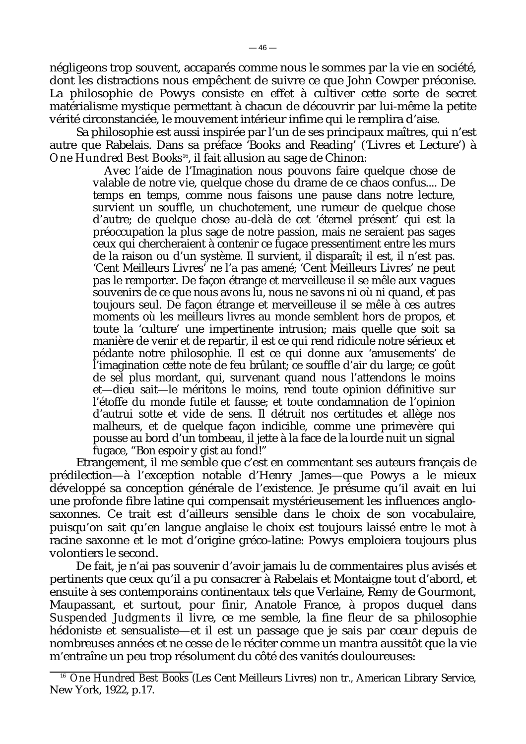négligeons trop souvent, accaparés comme nous le sommes par la vie en société, dont les distractions nous empêchent de suivre ce que John Cowper préconise. La philosophie de Powys consiste en effet à cultiver cette sorte de secret matérialisme mystique permettant à chacun de découvrir par lui-même la petite vérité circonstanciée, le mouvement intérieur infime qui le remplira d'aise.

Sa philosophie est aussi inspirée par l'un de ses principaux maîtres, qui n'est autre que Rabelais. Dans sa préface 'Books and Reading' ('Livres et Lecture') à *One Hundred Best Books*[16], il fait allusion au sage de Chinon:

> Avec l'aide de l'Imagination nous pouvons faire quelque chose de valable de notre vie, quelque chose du drame de ce chaos confus.... De temps en temps, comme nous faisons une pause dans notre lecture, survient un souffle, un chuchotement, une rumeur de quelque chose d'autre; de quelque chose au-delà de cet 'éternel présent' qui est la préoccupation la plus sage de notre passion, mais ne seraient pas sages ceux qui chercheraient à contenir ce fugace pressentiment entre les murs de la raison ou d'un système. Il survient, il disparaît; il est, il n'est pas. 'Cent Meilleurs Livres' ne l'a pas amené; 'Cent Meilleurs Livres' ne peut pas le remporter. De façon étrange et merveilleuse il se mêle aux vagues souvenirs de ce que nous avons lu, nous ne savons ni où ni quand, et pas toujours seul. De façon étrange et merveilleuse il se mêle à ces autres moments où les meilleurs livres au monde semblent hors de propos, et toute la 'culture' une impertinente intrusion; mais quelle que soit sa manière de venir et de repartir, il est ce qui rend ridicule notre sérieux et pédante notre philosophie. Il est ce qui donne aux 'amusements' de l'imagination cette note de feu brûlant; ce souffle d'air du large; ce goût de sel plus mordant, qui, survenant quand nous l'attendons le moins et—dieu sait—le méritons le moins, rend toute opinion définitive sur l'étoffe du monde futile et fausse; et toute condamnation de l'opinion d'autrui sotte et vide de sens. Il détruit nos certitudes et allège nos malheurs, et de quelque façon indicible, comme une primevère qui pousse au bord d'un tombeau, il jette à la face de la lourde nuit un signal fugace, "Bon espoir y gist au fond!"

Etrangement, il me semble que c'est en commentant ses auteurs français de prédilection—à l'exception notable d'Henry James—que Powys a le mieux développé sa conception générale de l'existence. Je présume qu'il avait en lui une profonde fibre latine qui compensait mystérieusement les influences anglo-saxonnes. Ce trait est d'ailleurs sensible dans le choix de son vocabulaire, puisqu'on sait qu'en langue anglaise le choix est toujours laissé entre le mot à racine saxonne et le mot d'origine gréco-latine: Powys emploiera toujours plus volontiers le second.

De fait, je n'ai pas souvenir d'avoir jamais lu de commentaires plus avisés et pertinents que ceux qu'il a pu consacrer à Rabelais et Montaigne tout d'abord, et ensuite à ses contemporains continentaux tels que Verlaine, Remy de Gourmont, Maupassant, et surtout, pour finir, Anatole France, à propos duquel dans *Suspended Judgments* il livre, ce me semble, la fine fleur de sa philosophie hédoniste et sensualiste—et il est un passage que je sais par cœur depuis de nombreuses années et ne cesse de le réciter comme un mantra aussitôt que la vie m'entraîne un peu trop résolument du côté des vanités douloureuses:

---

[16] *One Hundred Best Books* (Les Cent Meilleurs Livres) non tr., American Library Service, New York, 1922, p.17.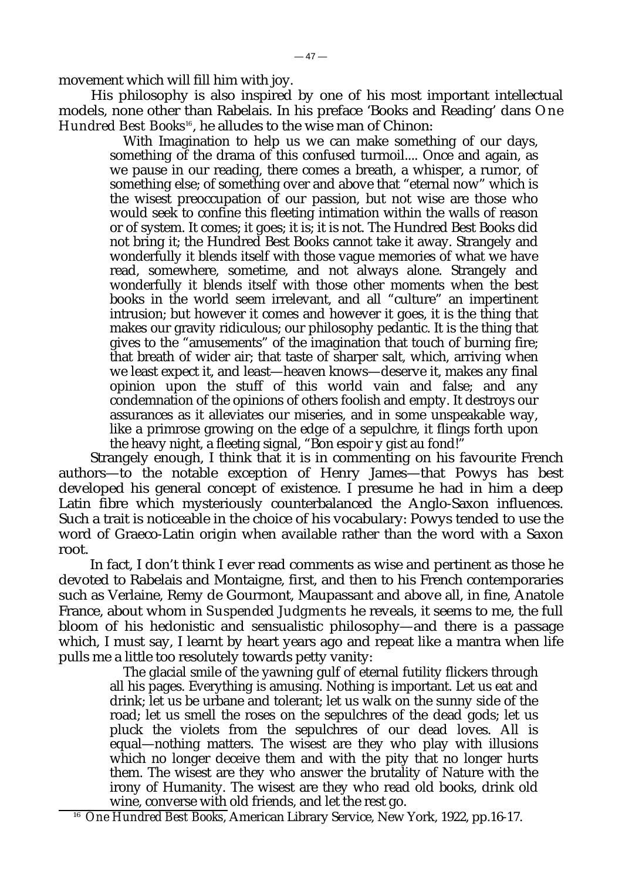movement which will fill him with joy.

His philosophy is also inspired by one of his most important intellectual models, none other than Rabelais. In his preface 'Books and Reading' dans *One Hundred Best Books*[16], he alludes to the wise man of Chinon:

> With Imagination to help us we can make something of our days, something of the drama of this confused turmoil.... Once and again, as we pause in our reading, there comes a breath, a whisper, a rumor, of something else; of something over and above that "eternal now" which is the wisest preoccupation of our passion, but not wise are those who would seek to confine this fleeting intimation within the walls of reason or of system. It comes; it goes; it is; it is not. The Hundred Best Books did not bring it; the Hundred Best Books cannot take it away. Strangely and wonderfully it blends itself with those vague memories of what we have read, somewhere, sometime, and not always alone. Strangely and wonderfully it blends itself with those other moments when the best books in the world seem irrelevant, and all "culture" an impertinent intrusion; but however it comes and however it goes, it is the thing that makes our gravity ridiculous; our philosophy pedantic. It is the thing that gives to the "amusements" of the imagination that touch of burning fire; that breath of wider air; that taste of sharper salt, which, arriving when we least expect it, and least—heaven knows—deserve it, makes any final opinion upon the stuff of this world vain and false; and any condemnation of the opinions of others foolish and empty. It destroys our assurances as it alleviates our miseries, and in some unspeakable way, like a primrose growing on the edge of a sepulchre, it flings forth upon the heavy night, a fleeting signal, "Bon espoir y gist au fond!"

Strangely enough, I think that it is in commenting on his favourite French authors—to the notable exception of Henry James—that Powys has best developed his general concept of existence. I presume he had in him a deep Latin fibre which mysteriously counterbalanced the Anglo-Saxon influences. Such a trait is noticeable in the choice of his vocabulary: Powys tended to use the word of Graeco-Latin origin when available rather than the word with a Saxon root.

In fact, I don't think I ever read comments as wise and pertinent as those he devoted to Rabelais and Montaigne, first, and then to his French contemporaries such as Verlaine, Remy de Gourmont, Maupassant and above all, in fine, Anatole France, about whom in *Suspended Judgments* he reveals, it seems to me, the full bloom of his hedonistic and sensualistic philosophy—and there is a passage which, I must say, I learnt by heart years ago and repeat like a mantra when life pulls me a little too resolutely towards petty vanity:

> The glacial smile of the yawning gulf of eternal futility flickers through all his pages. Everything is amusing. Nothing is important. Let us eat and drink; let us be urbane and tolerant; let us walk on the sunny side of the road; let us smell the roses on the sepulchres of the dead gods; let us pluck the violets from the sepulchres of our dead loves. All is equal—nothing matters. The wisest are they who play with illusions which no longer deceive them and with the pity that no longer hurts them. The wisest are they who answer the brutality of Nature with the irony of Humanity. The wisest are they who read old books, drink old wine, converse with old friends, and let the rest go.

[16] *One Hundred Best Books*, American Library Service, New York, 1922, pp.16-17.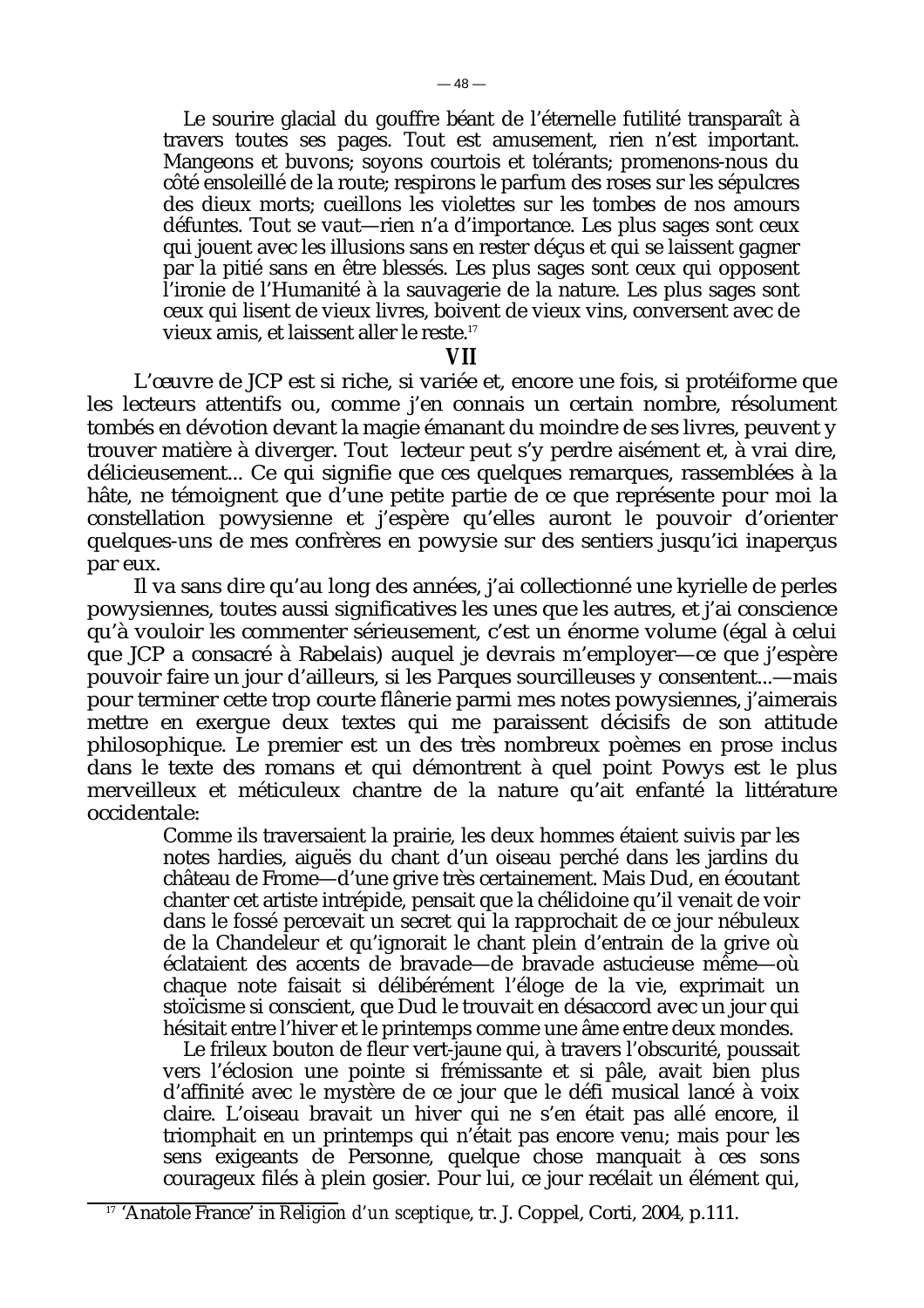> Le sourire glacial du gouffre béant de l'éternelle futilité transparaît à travers toutes ses pages. Tout est amusement, rien n'est important. Mangeons et buvons; soyons courtois et tolérants; promenons-nous du côté ensoleillé de la route; respirons le parfum des roses sur les sépulcres des dieux morts; cueillons les violettes sur les tombes de nos amours défuntes. Tout se vaut—rien n'a d'importance. Les plus sages sont ceux qui jouent avec les illusions sans en rester déçus et qui se laissent gagner par la pitié sans en être blessés. Les plus sages sont ceux qui opposent l'ironie de l'Humanité à la sauvagerie de la nature. Les plus sages sont ceux qui lisent de vieux livres, boivent de vieux vins, conversent avec de vieux amis, et laissent aller le reste.[17]

## VII

L'œuvre de JCP est si riche, si variée et, encore une fois, si protéiforme que les lecteurs attentifs ou, comme j'en connais un certain nombre, résolument tombés en dévotion devant la magie émanant du moindre de ses livres, peuvent y trouver matière à diverger. Tout lecteur peut s'y perdre aisément et, à vrai dire, délicieusement... Ce qui signifie que ces quelques remarques, rassemblées à la hâte, ne témoignent que d'une petite partie de ce que représente pour moi la constellation powysienne et j'espère qu'elles auront le pouvoir d'orienter quelques-uns de mes confrères en powysie sur des sentiers jusqu'ici inaperçus par eux.

Il va sans dire qu'au long des années, j'ai collectionné une kyrielle de perles powysiennes, toutes aussi significatives les unes que les autres, et j'ai conscience qu'à vouloir les commenter sérieusement, c'est un énorme volume (égal à celui que JCP a consacré à Rabelais) auquel je devrais m'employer—ce que j'espère pouvoir faire un jour d'ailleurs, si les Parques sourcilleuses y consentent...—mais pour terminer cette trop courte flânerie parmi mes notes powysiennes, j'aimerais mettre en exergue deux textes qui me paraissent décisifs de son attitude philosophique. Le premier est un des très nombreux poèmes en prose inclus dans le texte des romans et qui démontrent à quel point Powys est le plus merveilleux et méticuleux chantre de la nature qu'ait enfanté la littérature occidentale:

> Comme ils traversaient la prairie, les deux hommes étaient suivis par les notes hardies, aiguës du chant d'un oiseau perché dans les jardins du château de Frome—d'une grive très certainement. Mais Dud, en écoutant chanter cet artiste intrépide, pensait que la chélidoine qu'il venait de voir dans le fossé percevait un secret qui la rapprochait de ce jour nébuleux de la Chandeleur et qu'ignorait le chant plein d'entrain de la grive où éclataient des accents de bravade—de bravade astucieuse même—où chaque note faisait si délibérément l'éloge de la vie, exprimait un stoïcisme si conscient, que Dud le trouvait en désaccord avec un jour qui hésitait entre l'hiver et le printemps comme une âme entre deux mondes.
>
> Le frileux bouton de fleur vert-jaune qui, à travers l'obscurité, poussait vers l'éclosion une pointe si frémissante et si pâle, avait bien plus d'affinité avec le mystère de ce jour que le défi musical lancé à voix claire. L'oiseau bravait un hiver qui ne s'en était pas allé encore, il triomphait en un printemps qui n'était pas encore venu; mais pour les sens exigeants de Personne, quelque chose manquait à ces sons courageux filés à plein gosier. Pour lui, ce jour recélait un élément qui,

---

[17] 'Anatole France' in *Religion d'un sceptique*, tr. J. Coppel, Corti, 2004, p.111.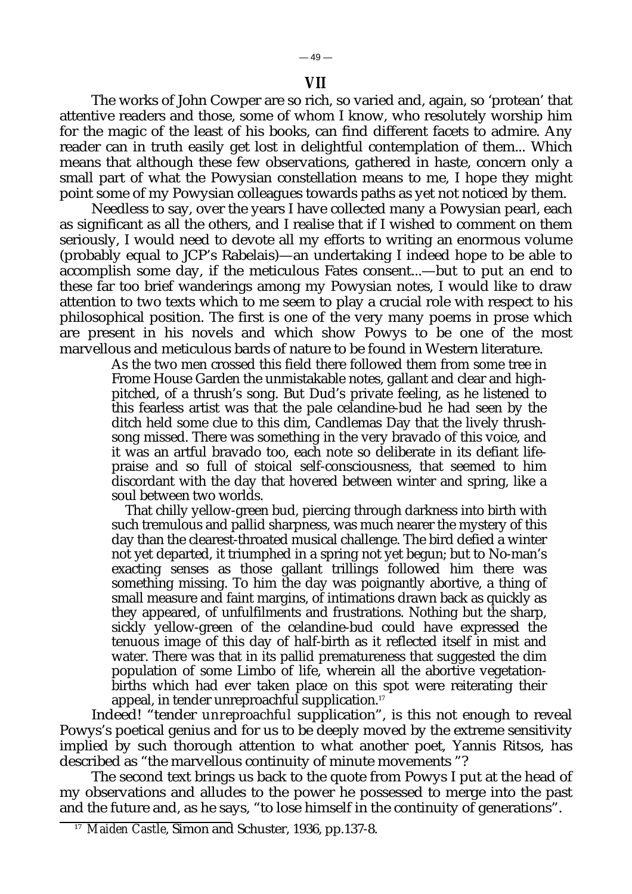## VII

The works of John Cowper are so rich, so varied and, again, so 'protean' that attentive readers and those, some of whom I know, who resolutely worship him for the magic of the least of his books, can find different facets to admire. Any reader can in truth easily get lost in delightful contemplation of them... Which means that although these few observations, gathered in haste, concern only a small part of what the Powysian constellation means to me, I hope they might point some of my Powysian colleagues towards paths as yet not noticed by them.

Needless to say, over the years I have collected many a Powysian pearl, each as significant as all the others, and I realise that if I wished to comment on them seriously, I would need to devote all my efforts to writing an enormous volume (probably equal to JCP's Rabelais)—an undertaking I indeed hope to be able to accomplish some day, if the meticulous Fates consent...—but to put an end to these far too brief wanderings among my Powysian notes, I would like to draw attention to two texts which to me seem to play a crucial role with respect to his philosophical position. The first is one of the very many poems in prose which are present in his novels and which show Powys to be one of the most marvellous and meticulous bards of nature to be found in Western literature.

> As the two men crossed this field there followed them from some tree in Frome House Garden the unmistakable notes, gallant and clear and high-pitched, of a thrush's song. But Dud's private feeling, as he listened to this fearless artist was that the pale celandine-bud he had seen by the ditch held some clue to this dim, Candlemas Day that the lively thrush-song missed. There was something in the very bravado of this voice, and it was an artful bravado too, each note so deliberate in its defiant life-praise and so full of stoical self-consciousness, that seemed to him discordant with the day that hovered between winter and spring, like a soul between two worlds.
>
> That chilly yellow-green bud, piercing through darkness into birth with such tremulous and pallid sharpness, was much nearer the mystery of this day than the clearest-throated musical challenge. The bird defied a winter not yet departed, it triumphed in a spring not yet begun; but to No-man's exacting senses as those gallant trillings followed him there was something missing. To him the day was poignantly abortive, a thing of small measure and faint margins, of intimations drawn back as quickly as they appeared, of unfulfilments and frustrations. Nothing but the sharp, sickly yellow-green of the celandine-bud could have expressed the tenuous image of this day of half-birth as it reflected itself in mist and water. There was that in its pallid prematureness that suggested the dim population of some Limbo of life, wherein all the abortive vegetation-births which had ever taken place on this spot were reiterating their appeal, in tender unreproachful supplication.[17]

Indeed! "tender *unreproachful* supplication", is this not enough to reveal Powys's poetical genius and for us to be deeply moved by the extreme sensitivity implied by such thorough attention to what another poet, Yannis Ritsos, has described as "the marvellous continuity of minute movements "?

The second text brings us back to the quote from Powys I put at the head of my observations and alludes to the power he possessed to merge into the past and the future and, as he says, "to lose himself in the continuity of generations".

---

[17] *Maiden Castle*, Simon and Schuster, 1936, pp.137-8.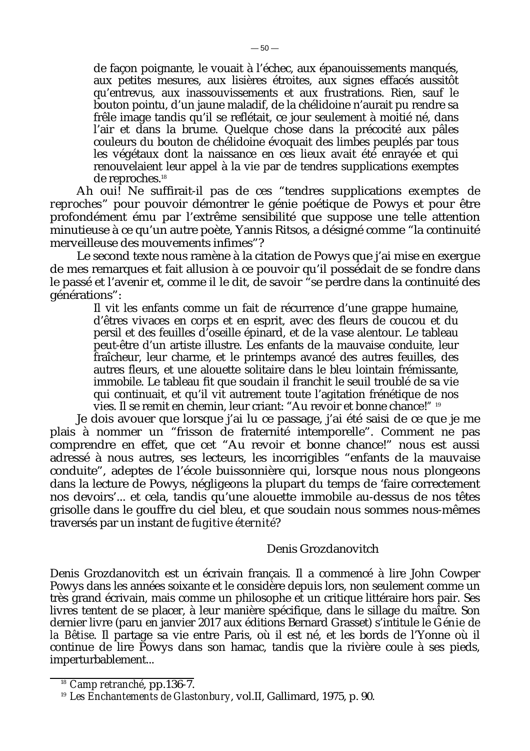> de façon poignante, le vouait à l'échec, aux épanouissements manqués, aux petites mesures, aux lisières étroites, aux signes effacés aussitôt qu'entrevus, aux inassouvissements et aux frustrations. Rien, sauf le bouton pointu, d'un jaune maladif, de la chélidoine n'aurait pu rendre sa frêle image tandis qu'il se reflétait, ce jour seulement à moitié né, dans l'air et dans la brume. Quelque chose dans la précocité aux pâles couleurs du bouton de chélidoine évoquait des limbes peuplés par tous les végétaux dont la naissance en ces lieux avait été enrayée et qui renouvelaient leur appel à la vie par de tendres supplications exemptes de reproches.[18]

Ah oui! Ne suffirait-il pas de ces "tendres supplications *exemptes de reproches*" pour pouvoir démontrer le génie poétique de Powys et pour être profondément ému par l'extrême sensibilité que suppose une telle attention minutieuse à ce qu'un autre poète, Yannis Ritsos, a désigné comme "la continuité merveilleuse des mouvements infimes"?

Le second texte nous ramène à la citation de Powys que j'ai mise en exergue de mes remarques et fait allusion à ce pouvoir qu'il possédait de se fondre dans le passé et l'avenir et, comme il le dit, de savoir "se perdre dans la continuité des générations":

> Il vit les enfants comme un fait de récurrence d'une grappe humaine, d'êtres vivaces en corps et en esprit, avec des fleurs de coucou et du persil et des feuilles d'oseille épinard, et de la vase alentour. Le tableau peut-être d'un artiste illustre. Les enfants de la mauvaise conduite, leur fraîcheur, leur charme, et le printemps avancé des autres feuilles, des autres fleurs, et une alouette solitaire dans le bleu lointain frémissante, immobile. Le tableau fit que soudain il franchit le seuil troublé de sa vie qui continuait, et qu'il vit autrement toute l'agitation frénétique de nos vies. Il se remit en chemin, leur criant: "Au revoir et bonne chance!" [19]

Je dois avouer que lorsque j'ai lu ce passage, j'ai été saisi de ce que je me plais à nommer un "frisson de fraternité intemporelle". Comment ne pas comprendre en effet, que cet "Au revoir et bonne chance!" nous est aussi adressé à nous autres, ses lecteurs, les incorrigibles "enfants de la mauvaise conduite", adeptes de l'école buissonnière qui, lorsque nous nous plongeons dans la lecture de Powys, négligeons la plupart du temps de 'faire correctement nos devoirs'... et cela, tandis qu'une alouette immobile au-dessus de nos têtes grisolle dans le gouffre du ciel bleu, et que soudain nous sommes nous-mêmes traversés par un instant de *fugitive éternité*?

Denis Grozdanovitch

Denis Grozdanovitch est un écrivain français. Il a commencé à lire John Cowper Powys dans les années soixante et le considère depuis lors, non seulement comme un très grand écrivain, mais comme un philosophe et un critique littéraire hors pair. Ses livres tentent de se placer, à leur manière spécifique, dans le sillage du maître. Son dernier livre (paru en janvier 2017 aux éditions Bernard Grasset) s'intitule le *Génie de la Bêtise*. Il partage sa vie entre Paris, où il est né, et les bords de l'Yonne où il continue de lire Powys dans son hamac, tandis que la rivière coule à ses pieds, imperturbablement...

---

[18] *Camp retranché*, pp.136-7.

[19] *Les Enchantements de Glastonbury*, vol.II, Gallimard, 1975, p. 90.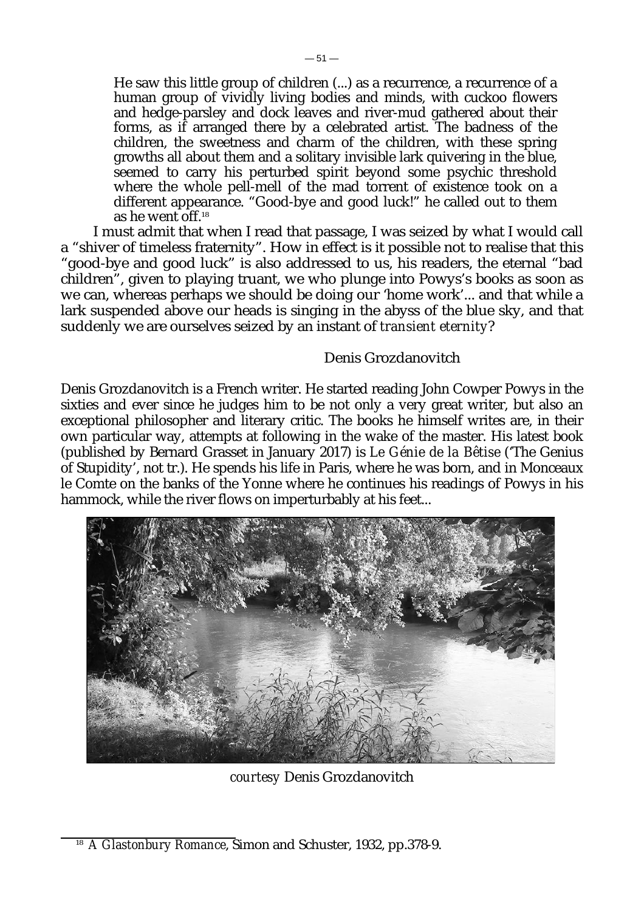> He saw this little group of children (...) as a recurrence, a recurrence of a human group of vividly living bodies and minds, with cuckoo flowers and hedge-parsley and dock leaves and river-mud gathered about their forms, as if arranged there by a celebrated artist. The badness of the children, the sweetness and charm of the children, with these spring growths all about them and a solitary invisible lark quivering in the blue, seemed to carry his perturbed spirit beyond some psychic threshold where the whole pell-mell of the mad torrent of existence took on a different appearance. "Good-bye and good luck!" he called out to them as he went off.[18]

I must admit that when I read that passage, I was seized by what I would call a "shiver of timeless fraternity". How in effect is it possible not to realise that this "good-bye and good luck" is also addressed to us, his readers, the eternal "bad children", given to playing truant, we who plunge into Powys's books as soon as we can, whereas perhaps we should be doing our 'home work'... and that while a lark suspended above our heads is singing in the abyss of the blue sky, and that suddenly we are ourselves seized by an instant of *transient eternity*?

Denis Grozdanovitch

Denis Grozdanovitch is a French writer. He started reading John Cowper Powys in the sixties and ever since he judges him to be not only a very great writer, but also an exceptional philosopher and literary critic. The books he himself writes are, in their own particular way, attempts at following in the wake of the master. His latest book (published by Bernard Grasset in January 2017) is *Le Génie de la Bêtise* ('The Genius of Stupidity', not tr.). He spends his life in Paris, where he was born, and in Monceaux le Comte on the banks of the Yonne where he continues his readings of Powys in his hammock, while the river flows on imperturbably at his feet...

*courtesy* Denis Grozdanovitch

[18] *A Glastonbury Romance*, Simon and Schuster, 1932, pp.378-9.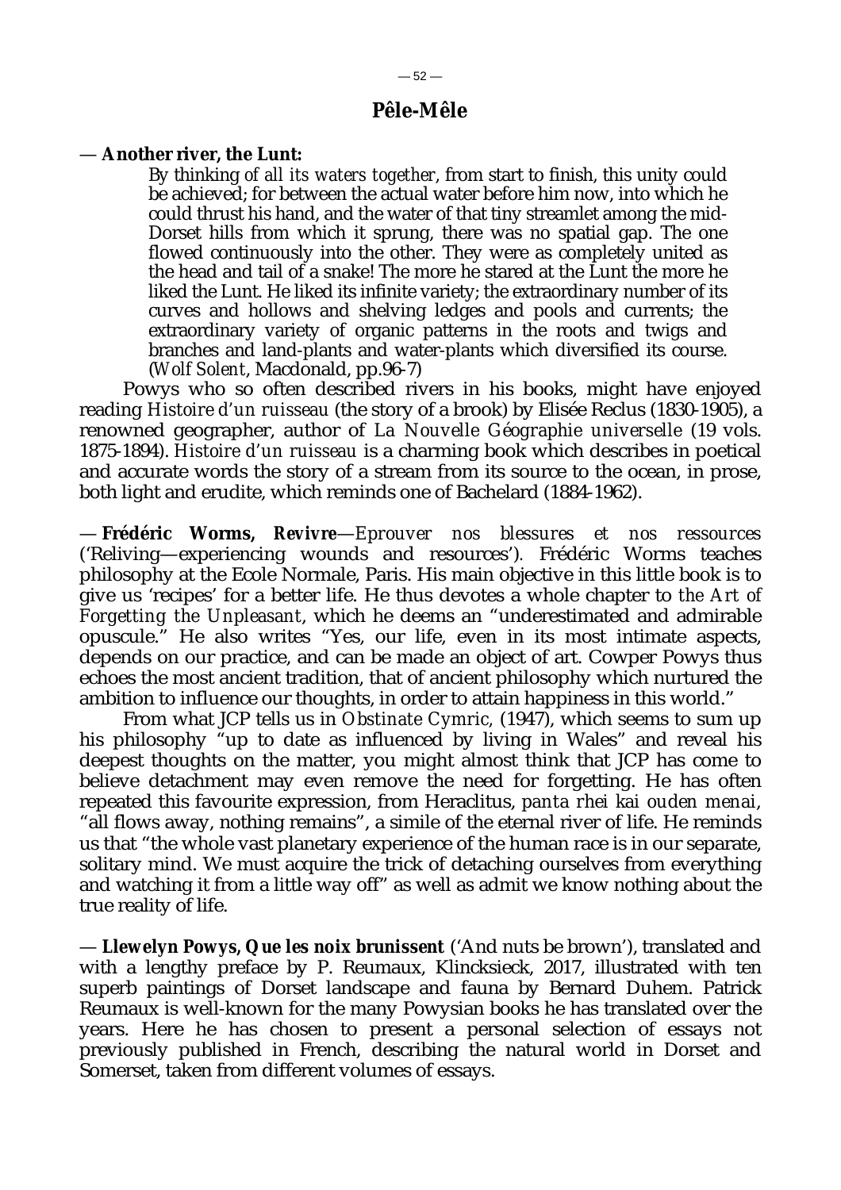## Pêle-Mêle

— **Another river, the Lunt:**

> By thinking *of all its waters together*, from start to finish, this unity could be achieved; for between the actual water before him now, into which he could thrust his hand, and the water of that tiny streamlet among the mid-Dorset hills from which it sprung, there was no spatial gap. The one flowed continuously into the other. They were as completely united as the head and tail of a snake! The more he stared at the Lunt the more he liked the Lunt. He liked its infinite variety; the extraordinary number of its curves and hollows and shelving ledges and pools and currents; the extraordinary variety of organic patterns in the roots and twigs and branches and land-plants and water-plants which diversified its course. (*Wolf Solent*, Macdonald, pp.96-7)

Powys who so often described rivers in his books, might have enjoyed reading *Histoire d'un ruisseau* (the story of a brook) by Elisée Reclus (1830-1905), a renowned geographer, author of *La Nouvelle Géographie universelle* (19 vols. 1875-1894). *Histoire d'un ruisseau* is a charming book which describes in poetical and accurate words the story of a stream from its source to the ocean, in prose, both light and erudite, which reminds one of Bachelard (1884-1962).

— **Frédéric Worms, *Revivre***—*Eprouver nos blessures et nos ressources* ('Reliving—experiencing wounds and resources'). Frédéric Worms teaches philosophy at the Ecole Normale, Paris. His main objective in this little book is to give us 'recipes' for a better life. He thus devotes a whole chapter to *the Art of Forgetting the Unpleasant*, which he deems an "underestimated and admirable opuscule." He also writes "Yes, our life, even in its most intimate aspects, depends on our practice, and can be made an object of art. Cowper Powys thus echoes the most ancient tradition, that of ancient philosophy which nurtured the ambition to influence our thoughts, in order to attain happiness in this world."

From what JCP tells us in *Obstinate Cymric*, (1947), which seems to sum up his philosophy "up to date as influenced by living in Wales" and reveal his deepest thoughts on the matter, you might almost think that JCP has come to believe detachment may even remove the need for forgetting. He has often repeated this favourite expression, from Heraclitus, *panta rhei kai ouden menai*, "all flows away, nothing remains", a simile of the eternal river of life. He reminds us that "the whole vast planetary experience of the human race is in our separate, solitary mind. We must acquire the trick of detaching ourselves from everything and watching it from a little way off" as well as admit we know nothing about the true reality of life.

— **Llewelyn Powys, *Que les noix brunissent*** ('And nuts be brown'), translated and with a lengthy preface by P. Reumaux, Klincksieck, 2017, illustrated with ten superb paintings of Dorset landscape and fauna by Bernard Duhem. Patrick Reumaux is well-known for the many Powysian books he has translated over the years. Here he has chosen to present a personal selection of essays not previously published in French, describing the natural world in Dorset and Somerset, taken from different volumes of essays.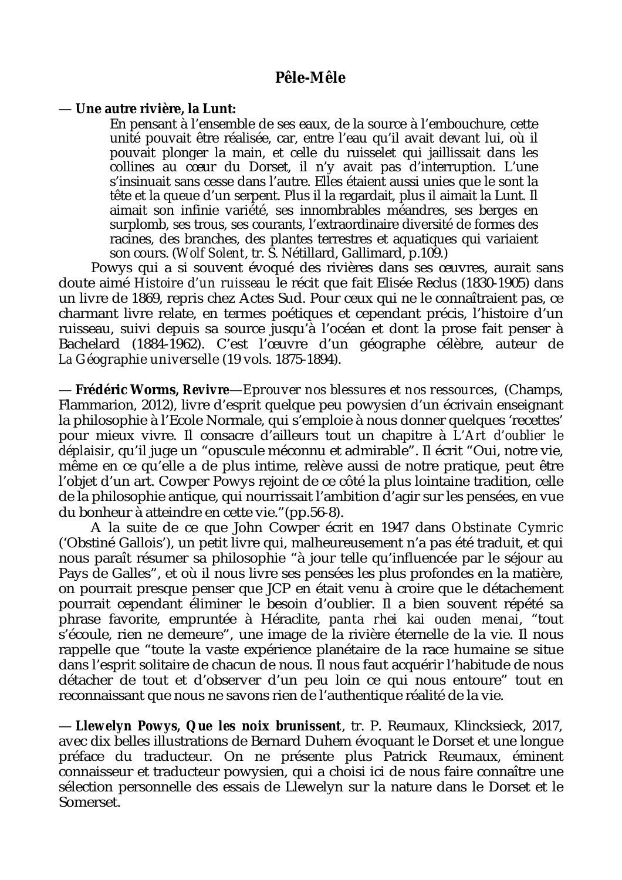## Pêle-Mêle

— **Une autre rivière, la Lunt:**

> En pensant à l'ensemble de ses eaux, de la source à l'embouchure, cette unité pouvait être réalisée, car, entre l'eau qu'il avait devant lui, où il pouvait plonger la main, et celle du ruisselet qui jaillissait dans les collines au cœur du Dorset, il n'y avait pas d'interruption. L'une s'insinuait sans cesse dans l'autre. Elles étaient aussi unies que le sont la tête et la queue d'un serpent. Plus il la regardait, plus il aimait la Lunt. Il aimait son infinie variété, ses innombrables méandres, ses berges en surplomb, ses trous, ses courants, l'extraordinaire diversité de formes des racines, des branches, des plantes terrestres et aquatiques qui variaient son cours. (*Wolf Solent*, tr. S. Nétillard, Gallimard, p.109.)

Powys qui a si souvent évoqué des rivières dans ses œuvres, aurait sans doute aimé *Histoire d'un ruisseau* le récit que fait Elisée Reclus (1830-1905) dans un livre de 1869, repris chez Actes Sud. Pour ceux qui ne le connaîtraient pas, ce charmant livre relate, en termes poétiques et cependant précis, l'histoire d'un ruisseau, suivi depuis sa source jusqu'à l'océan et dont la prose fait penser à Bachelard (1884-1962). C'est l'œuvre d'un géographe célèbre, auteur de *La Géographie universelle* (19 vols. 1875-1894).

— **Frédéric Worms, Revivre**—*Eprouver nos blessures et nos ressources*, (Champs, Flammarion, 2012), livre d'esprit quelque peu powysien d'un écrivain enseignant la philosophie à l'Ecole Normale, qui s'emploie à nous donner quelques 'recettes' pour mieux vivre. Il consacre d'ailleurs tout un chapitre à *L'Art d'oublier le déplaisir*, qu'il juge un "opuscule méconnu et admirable". Il écrit "Oui, notre vie, même en ce qu'elle a de plus intime, relève aussi de notre pratique, peut être l'objet d'un art. Cowper Powys rejoint de ce côté la plus lointaine tradition, celle de la philosophie antique, qui nourrissait l'ambition d'agir sur les pensées, en vue du bonheur à atteindre en cette vie."(pp.56-8).

A la suite de ce que John Cowper écrit en 1947 dans *Obstinate Cymric* ('Obstiné Gallois'), un petit livre qui, malheureusement n'a pas été traduit, et qui nous paraît résumer sa philosophie "à jour telle qu'influencée par le séjour au Pays de Galles", et où il nous livre ses pensées les plus profondes en la matière, on pourrait presque penser que JCP en était venu à croire que le détachement pourrait cependant éliminer le besoin d'oublier. Il a bien souvent répété sa phrase favorite, empruntée à Héraclite, *panta rhei kai ouden menai*, "tout s'écoule, rien ne demeure", une image de la rivière éternelle de la vie. Il nous rappelle que "toute la vaste expérience planétaire de la race humaine se situe dans l'esprit solitaire de chacun de nous. Il nous faut acquérir l'habitude de nous détacher de tout et d'observer d'un peu loin ce qui nous entoure" tout en reconnaissant que nous ne savons rien de l'authentique réalité de la vie.

— **Llewelyn Powys, Que les noix brunissent**, tr. P. Reumaux, Klincksieck, 2017, avec dix belles illustrations de Bernard Duhem évoquant le Dorset et une longue préface du traducteur. On ne présente plus Patrick Reumaux, éminent connaisseur et traducteur powysien, qui a choisi ici de nous faire connaître une sélection personnelle des essais de Llewelyn sur la nature dans le Dorset et le Somerset.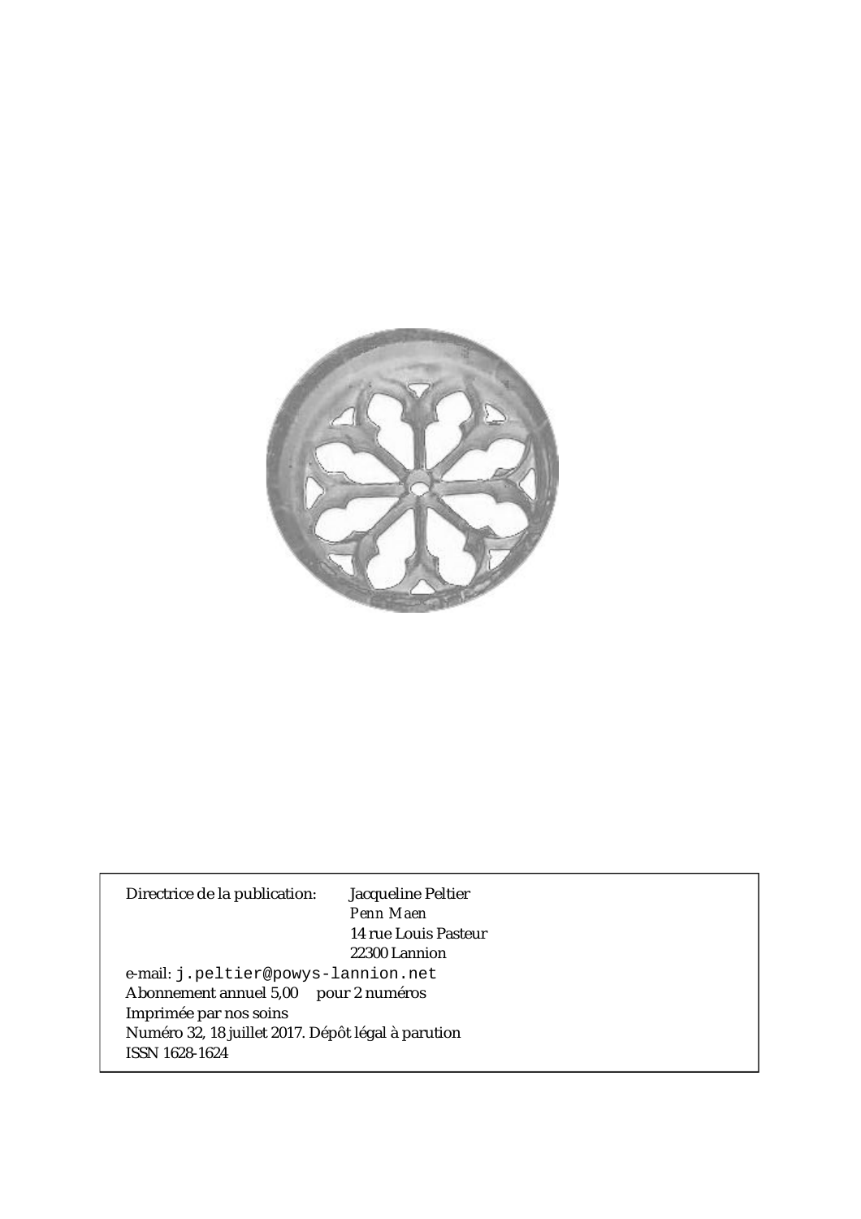Directrice de la publication: Jacqueline Peltier
*Penn Maen*
14 rue Louis Pasteur
22300 Lannion

e-mail: `j.peltier@powys-lannion.net`
Abonnement annuel 5,00 pour 2 numéros
Imprimée par nos soins
Numéro 32, 18 juillet 2017. Dépôt légal à parution
ISSN 1628-1624